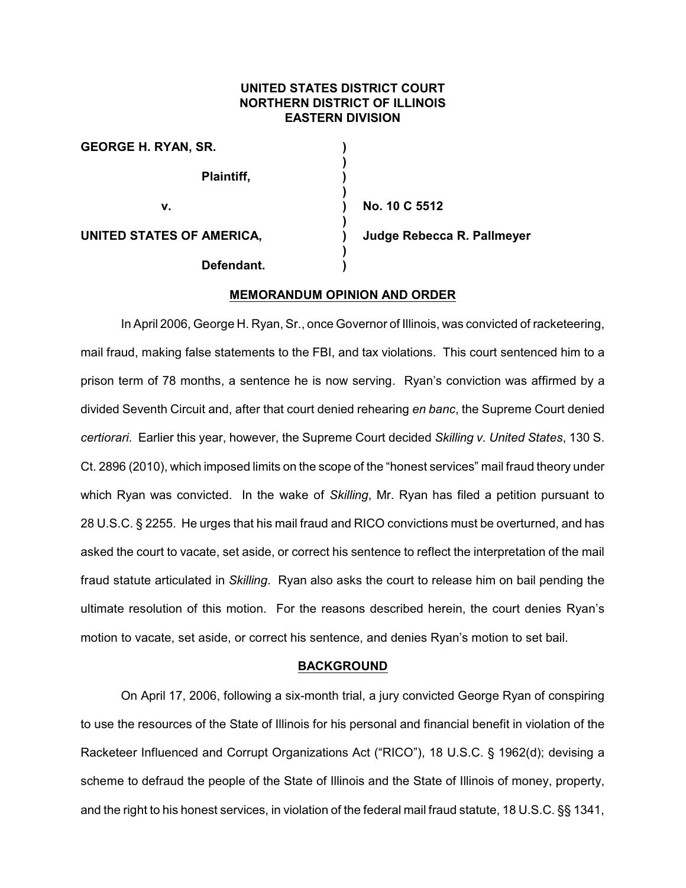**UNITED STATES DISTRICT COURT**
**NORTHERN DISTRICT OF ILLINOIS**
**EASTERN DIVISION**

| | | |
|---|---|---|
| **GEORGE H. RYAN, SR.** | ) | |
| | ) | |
| **Plaintiff,** | ) | |
| | ) | |
| **v.** | ) | **No. 10 C 5512** |
| | ) | |
| **UNITED STATES OF AMERICA,** | ) | **Judge Rebecca R. Pallmeyer** |
| | ) | |
| **Defendant.** | ) | |

**MEMORANDUM OPINION AND ORDER**

In April 2006, George H. Ryan, Sr., once Governor of Illinois, was convicted of racketeering, mail fraud, making false statements to the FBI, and tax violations. This court sentenced him to a prison term of 78 months, a sentence he is now serving. Ryan's conviction was affirmed by a divided Seventh Circuit and, after that court denied rehearing *en banc*, the Supreme Court denied *certiorari*. Earlier this year, however, the Supreme Court decided *Skilling v. United States*, 130 S. Ct. 2896 (2010), which imposed limits on the scope of the "honest services" mail fraud theory under which Ryan was convicted. In the wake of *Skilling*, Mr. Ryan has filed a petition pursuant to 28 U.S.C. § 2255. He urges that his mail fraud and RICO convictions must be overturned, and has asked the court to vacate, set aside, or correct his sentence to reflect the interpretation of the mail fraud statute articulated in *Skilling*. Ryan also asks the court to release him on bail pending the ultimate resolution of this motion. For the reasons described herein, the court denies Ryan's motion to vacate, set aside, or correct his sentence, and denies Ryan's motion to set bail.

**BACKGROUND**

On April 17, 2006, following a six-month trial, a jury convicted George Ryan of conspiring to use the resources of the State of Illinois for his personal and financial benefit in violation of the Racketeer Influenced and Corrupt Organizations Act ("RICO"), 18 U.S.C. § 1962(d); devising a scheme to defraud the people of the State of Illinois and the State of Illinois of money, property, and the right to his honest services, in violation of the federal mail fraud statute, 18 U.S.C. §§ 1341,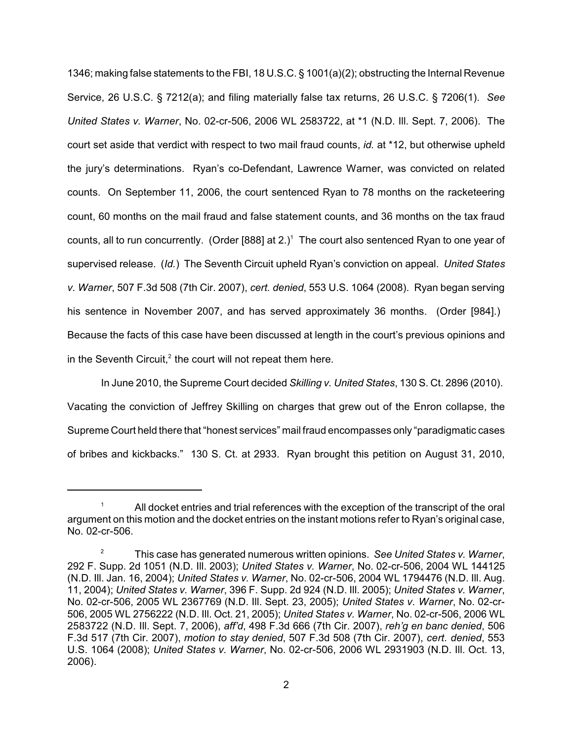1346; making false statements to the FBI, 18 U.S.C. § 1001(a)(2); obstructing the Internal Revenue Service, 26 U.S.C. § 7212(a); and filing materially false tax returns, 26 U.S.C. § 7206(1). *See United States v. Warner*, No. 02-cr-506, 2006 WL 2583722, at *1 (N.D. Ill. Sept. 7, 2006). The court set aside that verdict with respect to two mail fraud counts, *id.* at *12, but otherwise upheld the jury's determinations. Ryan's co-Defendant, Lawrence Warner, was convicted on related counts. On September 11, 2006, the court sentenced Ryan to 78 months on the racketeering count, 60 months on the mail fraud and false statement counts, and 36 months on the tax fraud counts, all to run concurrently. (Order [888] at 2.)[1] The court also sentenced Ryan to one year of supervised release. (*Id.*) The Seventh Circuit upheld Ryan's conviction on appeal. *United States v. Warner*, 507 F.3d 508 (7th Cir. 2007), *cert. denied*, 553 U.S. 1064 (2008). Ryan began serving his sentence in November 2007, and has served approximately 36 months. (Order [984].) Because the facts of this case have been discussed at length in the court's previous opinions and in the Seventh Circuit,[2] the court will not repeat them here.

In June 2010, the Supreme Court decided *Skilling v. United States*, 130 S. Ct. 2896 (2010). Vacating the conviction of Jeffrey Skilling on charges that grew out of the Enron collapse, the Supreme Court held there that "honest services" mail fraud encompasses only "paradigmatic cases of bribes and kickbacks." 130 S. Ct. at 2933. Ryan brought this petition on August 31, 2010,

---

[1] All docket entries and trial references with the exception of the transcript of the oral argument on this motion and the docket entries on the instant motions refer to Ryan's original case, No. 02-cr-506.

[2] This case has generated numerous written opinions. *See United States v. Warner*, 292 F. Supp. 2d 1051 (N.D. Ill. 2003); *United States v. Warner*, No. 02-cr-506, 2004 WL 144125 (N.D. Ill. Jan. 16, 2004); *United States v. Warner*, No. 02-cr-506, 2004 WL 1794476 (N.D. Ill. Aug. 11, 2004); *United States v. Warner*, 396 F. Supp. 2d 924 (N.D. Ill. 2005); *United States v. Warner*, No. 02-cr-506, 2005 WL 2367769 (N.D. Ill. Sept. 23, 2005); *United States v. Warner*, No. 02-cr-506, 2005 WL 2756222 (N.D. Ill. Oct. 21, 2005); *United States v. Warner*, No. 02-cr-506, 2006 WL 2583722 (N.D. Ill. Sept. 7, 2006), *aff'd*, 498 F.3d 666 (7th Cir. 2007), *reh'g en banc denied*, 506 F.3d 517 (7th Cir. 2007), *motion to stay denied*, 507 F.3d 508 (7th Cir. 2007), *cert. denied*, 553 U.S. 1064 (2008); *United States v. Warner*, No. 02-cr-506, 2006 WL 2931903 (N.D. Ill. Oct. 13, 2006).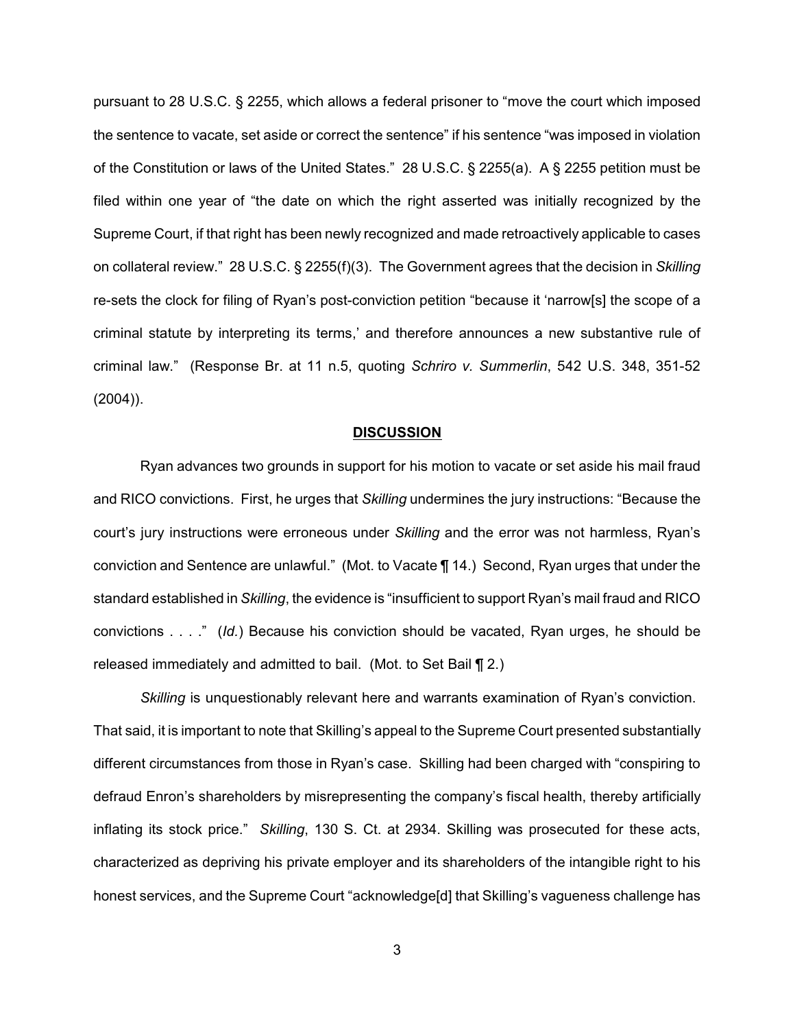pursuant to 28 U.S.C. § 2255, which allows a federal prisoner to "move the court which imposed the sentence to vacate, set aside or correct the sentence" if his sentence "was imposed in violation of the Constitution or laws of the United States." 28 U.S.C. § 2255(a). A § 2255 petition must be filed within one year of "the date on which the right asserted was initially recognized by the Supreme Court, if that right has been newly recognized and made retroactively applicable to cases on collateral review." 28 U.S.C. § 2255(f)(3). The Government agrees that the decision in *Skilling* re-sets the clock for filing of Ryan's post-conviction petition "because it 'narrow[s] the scope of a criminal statute by interpreting its terms,' and therefore announces a new substantive rule of criminal law." (Response Br. at 11 n.5, quoting *Schriro v. Summerlin*, 542 U.S. 348, 351-52 (2004)).

## DISCUSSION

Ryan advances two grounds in support for his motion to vacate or set aside his mail fraud and RICO convictions. First, he urges that *Skilling* undermines the jury instructions: "Because the court's jury instructions were erroneous under *Skilling* and the error was not harmless, Ryan's conviction and Sentence are unlawful." (Mot. to Vacate ¶ 14.) Second, Ryan urges that under the standard established in *Skilling*, the evidence is "insufficient to support Ryan's mail fraud and RICO convictions . . . ." (*Id.*) Because his conviction should be vacated, Ryan urges, he should be released immediately and admitted to bail. (Mot. to Set Bail ¶ 2.)

*Skilling* is unquestionably relevant here and warrants examination of Ryan's conviction. That said, it is important to note that Skilling's appeal to the Supreme Court presented substantially different circumstances from those in Ryan's case. Skilling had been charged with "conspiring to defraud Enron's shareholders by misrepresenting the company's fiscal health, thereby artificially inflating its stock price." *Skilling*, 130 S. Ct. at 2934. Skilling was prosecuted for these acts, characterized as depriving his private employer and its shareholders of the intangible right to his honest services, and the Supreme Court "acknowledge[d] that Skilling's vagueness challenge has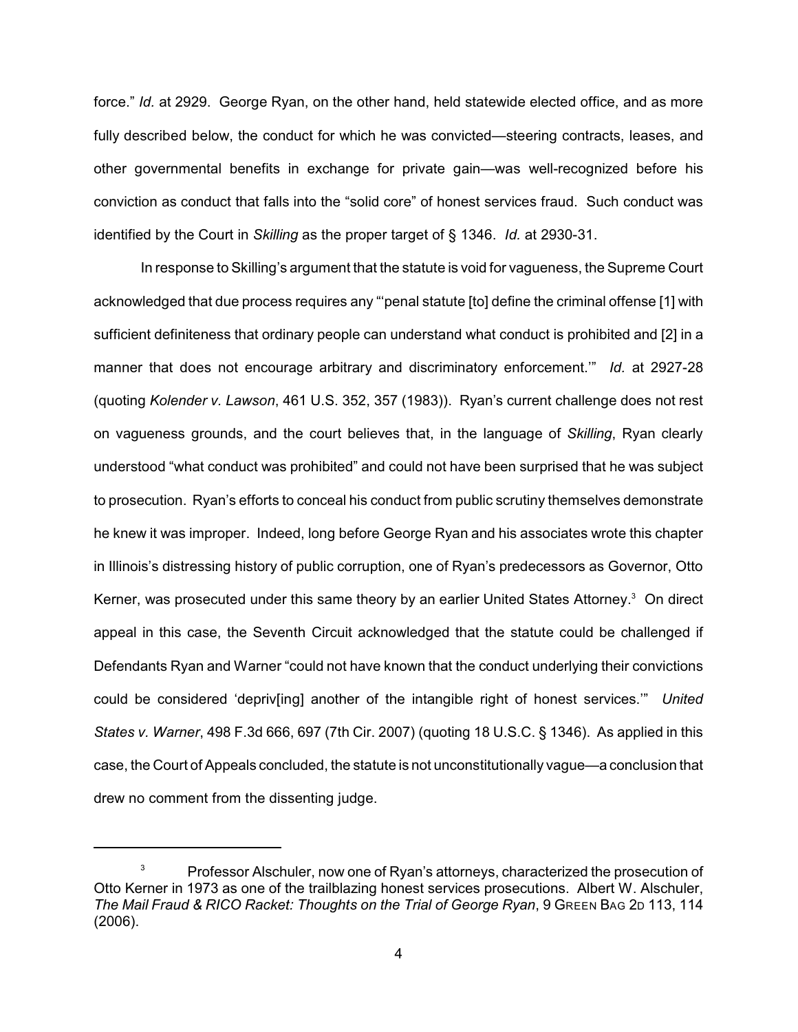force." *Id.* at 2929. George Ryan, on the other hand, held statewide elected office, and as more fully described below, the conduct for which he was convicted—steering contracts, leases, and other governmental benefits in exchange for private gain—was well-recognized before his conviction as conduct that falls into the "solid core" of honest services fraud. Such conduct was identified by the Court in *Skilling* as the proper target of § 1346. *Id.* at 2930-31.

In response to Skilling's argument that the statute is void for vagueness, the Supreme Court acknowledged that due process requires any "'penal statute [to] define the criminal offense [1] with sufficient definiteness that ordinary people can understand what conduct is prohibited and [2] in a manner that does not encourage arbitrary and discriminatory enforcement.'" *Id.* at 2927-28 (quoting *Kolender v. Lawson*, 461 U.S. 352, 357 (1983)). Ryan's current challenge does not rest on vagueness grounds, and the court believes that, in the language of *Skilling*, Ryan clearly understood "what conduct was prohibited" and could not have been surprised that he was subject to prosecution. Ryan's efforts to conceal his conduct from public scrutiny themselves demonstrate he knew it was improper. Indeed, long before George Ryan and his associates wrote this chapter in Illinois's distressing history of public corruption, one of Ryan's predecessors as Governor, Otto Kerner, was prosecuted under this same theory by an earlier United States Attorney.[3] On direct appeal in this case, the Seventh Circuit acknowledged that the statute could be challenged if Defendants Ryan and Warner "could not have known that the conduct underlying their convictions could be considered 'depriv[ing] another of the intangible right of honest services.'" *United States v. Warner*, 498 F.3d 666, 697 (7th Cir. 2007) (quoting 18 U.S.C. § 1346). As applied in this case, the Court of Appeals concluded, the statute is not unconstitutionally vague—a conclusion that drew no comment from the dissenting judge.

---

[3] Professor Alschuler, now one of Ryan's attorneys, characterized the prosecution of Otto Kerner in 1973 as one of the trailblazing honest services prosecutions. Albert W. Alschuler, *The Mail Fraud & RICO Racket: Thoughts on the Trial of George Ryan*, 9 GREEN BAG 2D 113, 114 (2006).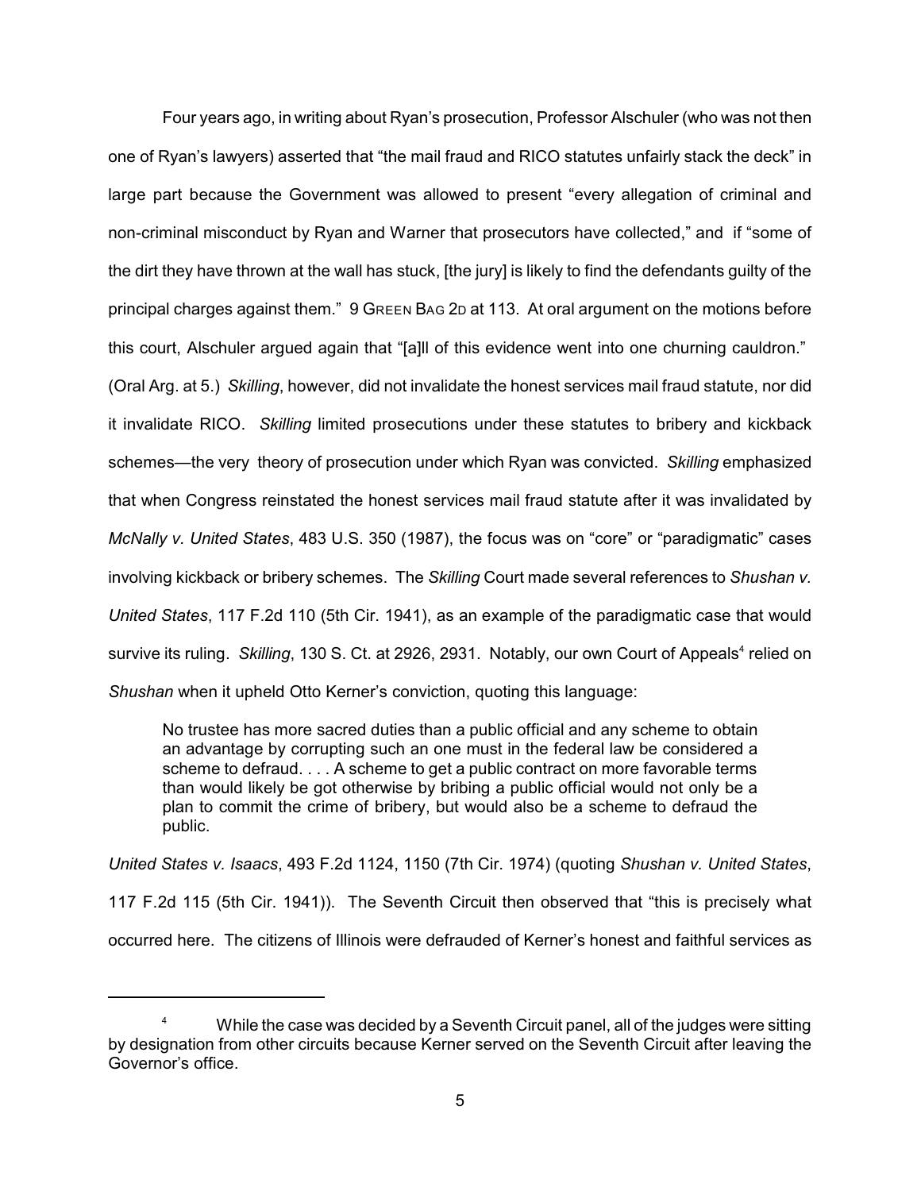Four years ago, in writing about Ryan's prosecution, Professor Alschuler (who was not then one of Ryan's lawyers) asserted that "the mail fraud and RICO statutes unfairly stack the deck" in large part because the Government was allowed to present "every allegation of criminal and non-criminal misconduct by Ryan and Warner that prosecutors have collected," and if "some of the dirt they have thrown at the wall has stuck, [the jury] is likely to find the defendants guilty of the principal charges against them." 9 GREEN BAG 2D at 113. At oral argument on the motions before this court, Alschuler argued again that "[a]ll of this evidence went into one churning cauldron." (Oral Arg. at 5.) *Skilling*, however, did not invalidate the honest services mail fraud statute, nor did it invalidate RICO. *Skilling* limited prosecutions under these statutes to bribery and kickback schemes—the very theory of prosecution under which Ryan was convicted. *Skilling* emphasized that when Congress reinstated the honest services mail fraud statute after it was invalidated by *McNally v. United States*, 483 U.S. 350 (1987), the focus was on "core" or "paradigmatic" cases involving kickback or bribery schemes. The *Skilling* Court made several references to *Shushan v. United States*, 117 F.2d 110 (5th Cir. 1941), as an example of the paradigmatic case that would survive its ruling. *Skilling*, 130 S. Ct. at 2926, 2931. Notably, our own Court of Appeals[4] relied on *Shushan* when it upheld Otto Kerner's conviction, quoting this language:

> No trustee has more sacred duties than a public official and any scheme to obtain an advantage by corrupting such an one must in the federal law be considered a scheme to defraud. . . . A scheme to get a public contract on more favorable terms than would likely be got otherwise by bribing a public official would not only be a plan to commit the crime of bribery, but would also be a scheme to defraud the public.

*United States v. Isaacs*, 493 F.2d 1124, 1150 (7th Cir. 1974) (quoting *Shushan v. United States*, 117 F.2d 115 (5th Cir. 1941)). The Seventh Circuit then observed that "this is precisely what occurred here. The citizens of Illinois were defrauded of Kerner's honest and faithful services as

[4] While the case was decided by a Seventh Circuit panel, all of the judges were sitting by designation from other circuits because Kerner served on the Seventh Circuit after leaving the Governor's office.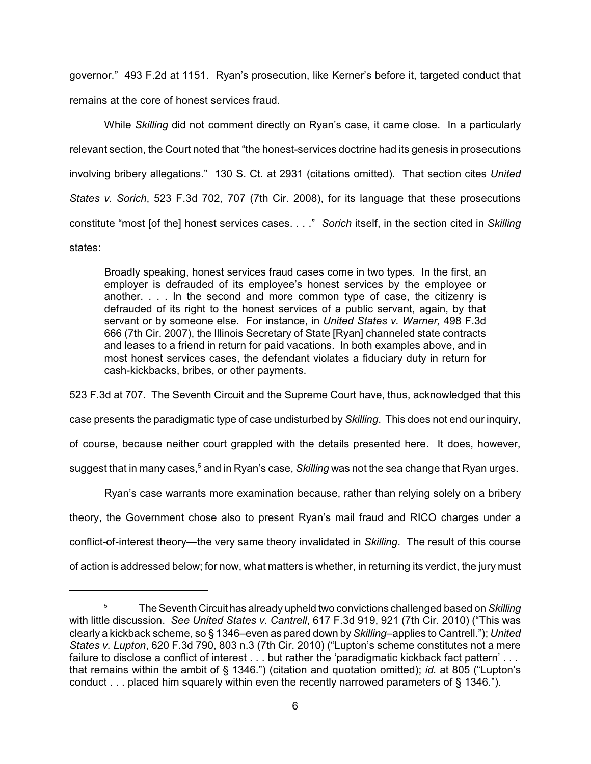governor." 493 F.2d at 1151. Ryan's prosecution, like Kerner's before it, targeted conduct that remains at the core of honest services fraud.

While *Skilling* did not comment directly on Ryan's case, it came close. In a particularly relevant section, the Court noted that "the honest-services doctrine had its genesis in prosecutions involving bribery allegations." 130 S. Ct. at 2931 (citations omitted). That section cites *United States v. Sorich*, 523 F.3d 702, 707 (7th Cir. 2008), for its language that these prosecutions constitute "most [of the] honest services cases. . . ." *Sorich* itself, in the section cited in *Skilling* states:

> Broadly speaking, honest services fraud cases come in two types. In the first, an employer is defrauded of its employee's honest services by the employee or another. . . . In the second and more common type of case, the citizenry is defrauded of its right to the honest services of a public servant, again, by that servant or by someone else. For instance, in *United States v. Warner,* 498 F.3d 666 (7th Cir. 2007), the Illinois Secretary of State [Ryan] channeled state contracts and leases to a friend in return for paid vacations. In both examples above, and in most honest services cases, the defendant violates a fiduciary duty in return for cash-kickbacks, bribes, or other payments.

523 F.3d at 707. The Seventh Circuit and the Supreme Court have, thus, acknowledged that this case presents the paradigmatic type of case undisturbed by *Skilling*. This does not end our inquiry, of course, because neither court grappled with the details presented here. It does, however, suggest that in many cases,[5] and in Ryan's case, *Skilling* was not the sea change that Ryan urges.

Ryan's case warrants more examination because, rather than relying solely on a bribery theory, the Government chose also to present Ryan's mail fraud and RICO charges under a conflict-of-interest theory—the very same theory invalidated in *Skilling*. The result of this course of action is addressed below; for now, what matters is whether, in returning its verdict, the jury must

---

[5] The Seventh Circuit has already upheld two convictions challenged based on *Skilling* with little discussion. *See United States v. Cantrell*, 617 F.3d 919, 921 (7th Cir. 2010) ("This was clearly a kickback scheme, so § 1346–even as pared down by *Skilling*–applies to Cantrell."); *United States v. Lupton*, 620 F.3d 790, 803 n.3 (7th Cir. 2010) ("Lupton's scheme constitutes not a mere failure to disclose a conflict of interest . . . but rather the 'paradigmatic kickback fact pattern' . . . that remains within the ambit of § 1346.") (citation and quotation omitted); *id.* at 805 ("Lupton's conduct . . . placed him squarely within even the recently narrowed parameters of § 1346.").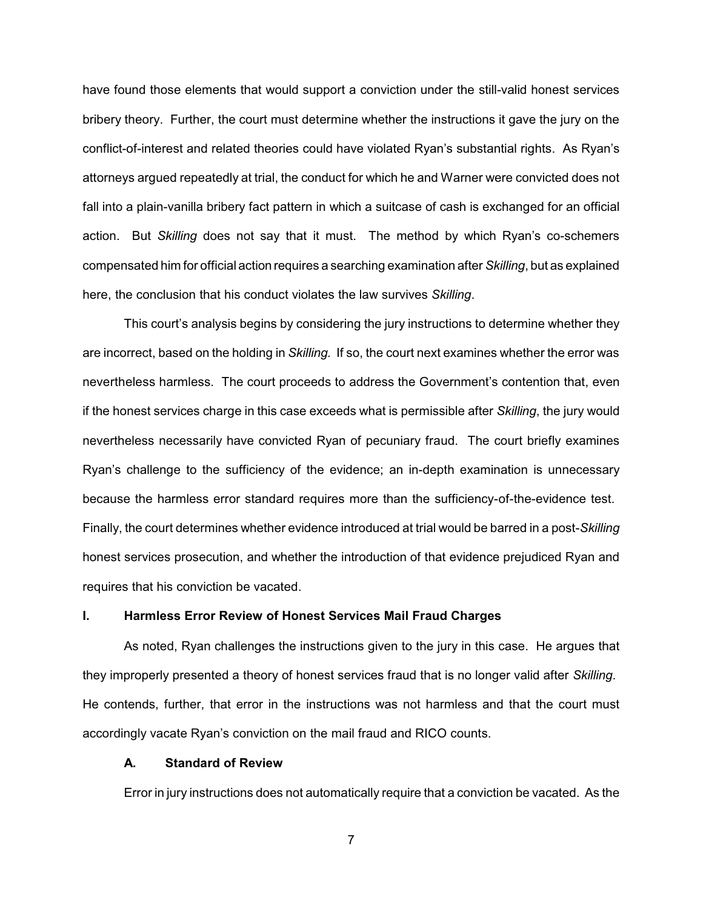have found those elements that would support a conviction under the still-valid honest services bribery theory. Further, the court must determine whether the instructions it gave the jury on the conflict-of-interest and related theories could have violated Ryan's substantial rights. As Ryan's attorneys argued repeatedly at trial, the conduct for which he and Warner were convicted does not fall into a plain-vanilla bribery fact pattern in which a suitcase of cash is exchanged for an official action. But *Skilling* does not say that it must. The method by which Ryan's co-schemers compensated him for official action requires a searching examination after *Skilling*, but as explained here, the conclusion that his conduct violates the law survives *Skilling*.

This court's analysis begins by considering the jury instructions to determine whether they are incorrect, based on the holding in *Skilling.* If so, the court next examines whether the error was nevertheless harmless. The court proceeds to address the Government's contention that, even if the honest services charge in this case exceeds what is permissible after *Skilling*, the jury would nevertheless necessarily have convicted Ryan of pecuniary fraud. The court briefly examines Ryan's challenge to the sufficiency of the evidence; an in-depth examination is unnecessary because the harmless error standard requires more than the sufficiency-of-the-evidence test. Finally, the court determines whether evidence introduced at trial would be barred in a post-*Skilling* honest services prosecution, and whether the introduction of that evidence prejudiced Ryan and requires that his conviction be vacated.

## I. Harmless Error Review of Honest Services Mail Fraud Charges

As noted, Ryan challenges the instructions given to the jury in this case. He argues that they improperly presented a theory of honest services fraud that is no longer valid after *Skilling*. He contends, further, that error in the instructions was not harmless and that the court must accordingly vacate Ryan's conviction on the mail fraud and RICO counts.

### A. Standard of Review

Error in jury instructions does not automatically require that a conviction be vacated. As the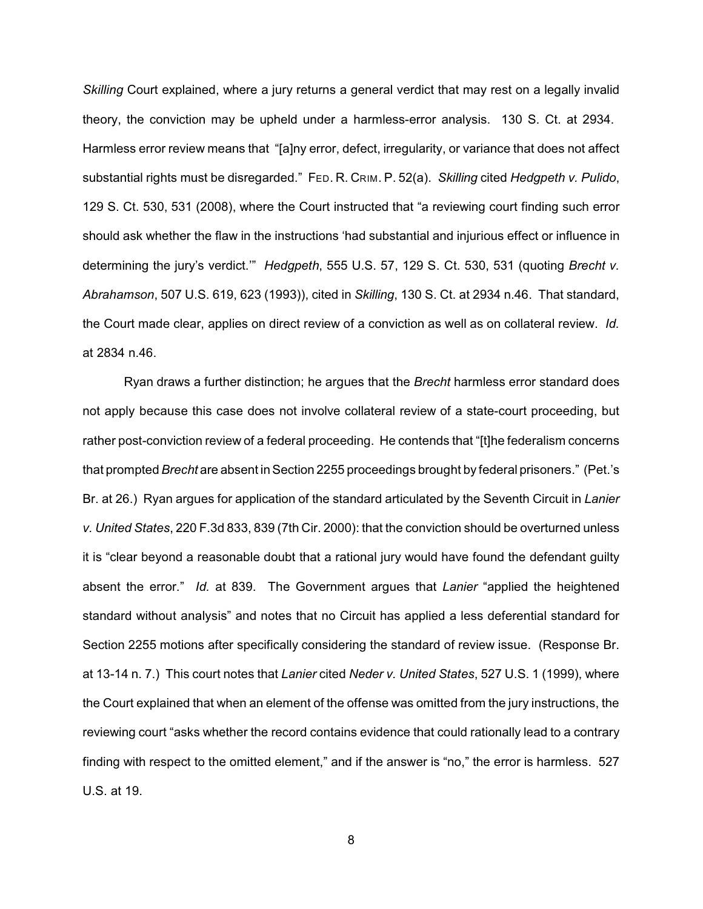*Skilling* Court explained, where a jury returns a general verdict that may rest on a legally invalid theory, the conviction may be upheld under a harmless-error analysis. 130 S. Ct. at 2934. Harmless error review means that "[a]ny error, defect, irregularity, or variance that does not affect substantial rights must be disregarded." FED. R. CRIM. P. 52(a). *Skilling* cited *Hedgpeth v. Pulido*, 129 S. Ct. 530, 531 (2008), where the Court instructed that "a reviewing court finding such error should ask whether the flaw in the instructions 'had substantial and injurious effect or influence in determining the jury's verdict.'" *Hedgpeth*, 555 U.S. 57, 129 S. Ct. 530, 531 (quoting *Brecht v. Abrahamson*, 507 U.S. 619, 623 (1993)), cited in *Skilling*, 130 S. Ct. at 2934 n.46. That standard, the Court made clear, applies on direct review of a conviction as well as on collateral review. *Id.* at 2834 n.46.

Ryan draws a further distinction; he argues that the *Brecht* harmless error standard does not apply because this case does not involve collateral review of a state-court proceeding, but rather post-conviction review of a federal proceeding. He contends that "[t]he federalism concerns that prompted *Brecht* are absent in Section 2255 proceedings brought by federal prisoners." (Pet.'s Br. at 26.) Ryan argues for application of the standard articulated by the Seventh Circuit in *Lanier v. United States*, 220 F.3d 833, 839 (7th Cir. 2000): that the conviction should be overturned unless it is "clear beyond a reasonable doubt that a rational jury would have found the defendant guilty absent the error." *Id.* at 839. The Government argues that *Lanier* "applied the heightened standard without analysis" and notes that no Circuit has applied a less deferential standard for Section 2255 motions after specifically considering the standard of review issue. (Response Br. at 13-14 n. 7.) This court notes that *Lanier* cited *Neder v. United States*, 527 U.S. 1 (1999), where the Court explained that when an element of the offense was omitted from the jury instructions, the reviewing court "asks whether the record contains evidence that could rationally lead to a contrary finding with respect to the omitted element," and if the answer is "no," the error is harmless. 527 U.S. at 19.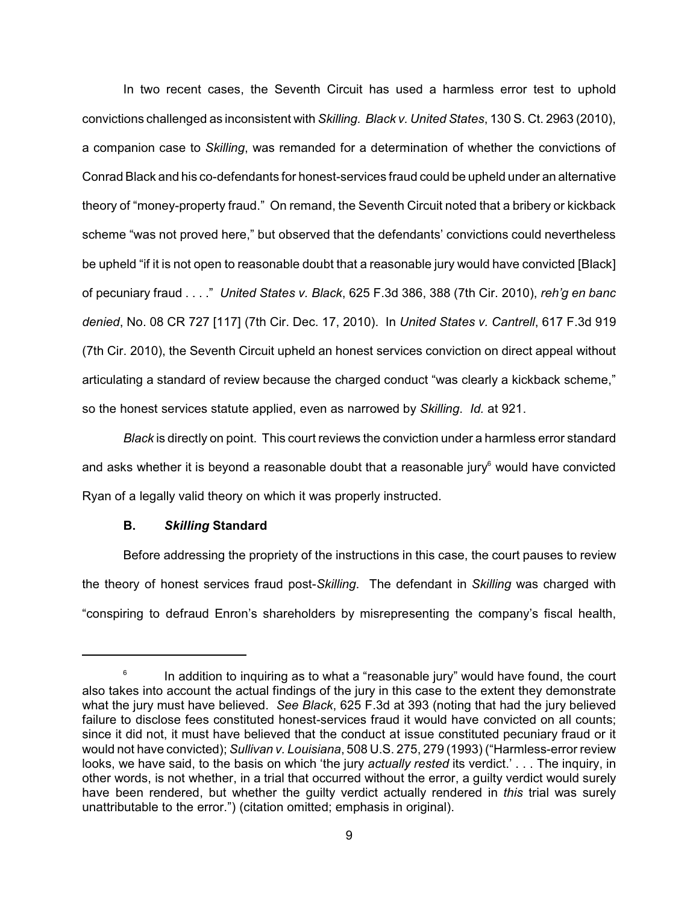In two recent cases, the Seventh Circuit has used a harmless error test to uphold convictions challenged as inconsistent with *Skilling*. *Black v. United States*, 130 S. Ct. 2963 (2010), a companion case to *Skilling*, was remanded for a determination of whether the convictions of Conrad Black and his co-defendants for honest-services fraud could be upheld under an alternative theory of "money-property fraud." On remand, the Seventh Circuit noted that a bribery or kickback scheme "was not proved here," but observed that the defendants' convictions could nevertheless be upheld "if it is not open to reasonable doubt that a reasonable jury would have convicted [Black] of pecuniary fraud . . . ." *United States v. Black*, 625 F.3d 386, 388 (7th Cir. 2010), *reh'g en banc denied*, No. 08 CR 727 [117] (7th Cir. Dec. 17, 2010). In *United States v. Cantrell*, 617 F.3d 919 (7th Cir. 2010), the Seventh Circuit upheld an honest services conviction on direct appeal without articulating a standard of review because the charged conduct "was clearly a kickback scheme," so the honest services statute applied, even as narrowed by *Skilling*. *Id.* at 921.

*Black* is directly on point. This court reviews the conviction under a harmless error standard and asks whether it is beyond a reasonable doubt that a reasonable jury[6] would have convicted Ryan of a legally valid theory on which it was properly instructed.

### B. *Skilling* Standard

Before addressing the propriety of the instructions in this case, the court pauses to review the theory of honest services fraud post-*Skilling*. The defendant in *Skilling* was charged with "conspiring to defraud Enron's shareholders by misrepresenting the company's fiscal health,

---

[6] In addition to inquiring as to what a "reasonable jury" would have found, the court also takes into account the actual findings of the jury in this case to the extent they demonstrate what the jury must have believed. *See Black*, 625 F.3d at 393 (noting that had the jury believed failure to disclose fees constituted honest-services fraud it would have convicted on all counts; since it did not, it must have believed that the conduct at issue constituted pecuniary fraud or it would not have convicted); *Sullivan v. Louisiana*, 508 U.S. 275, 279 (1993) ("Harmless-error review looks, we have said, to the basis on which 'the jury *actually rested* its verdict.' . . . The inquiry, in other words, is not whether, in a trial that occurred without the error, a guilty verdict would surely have been rendered, but whether the guilty verdict actually rendered in *this* trial was surely unattributable to the error.") (citation omitted; emphasis in original).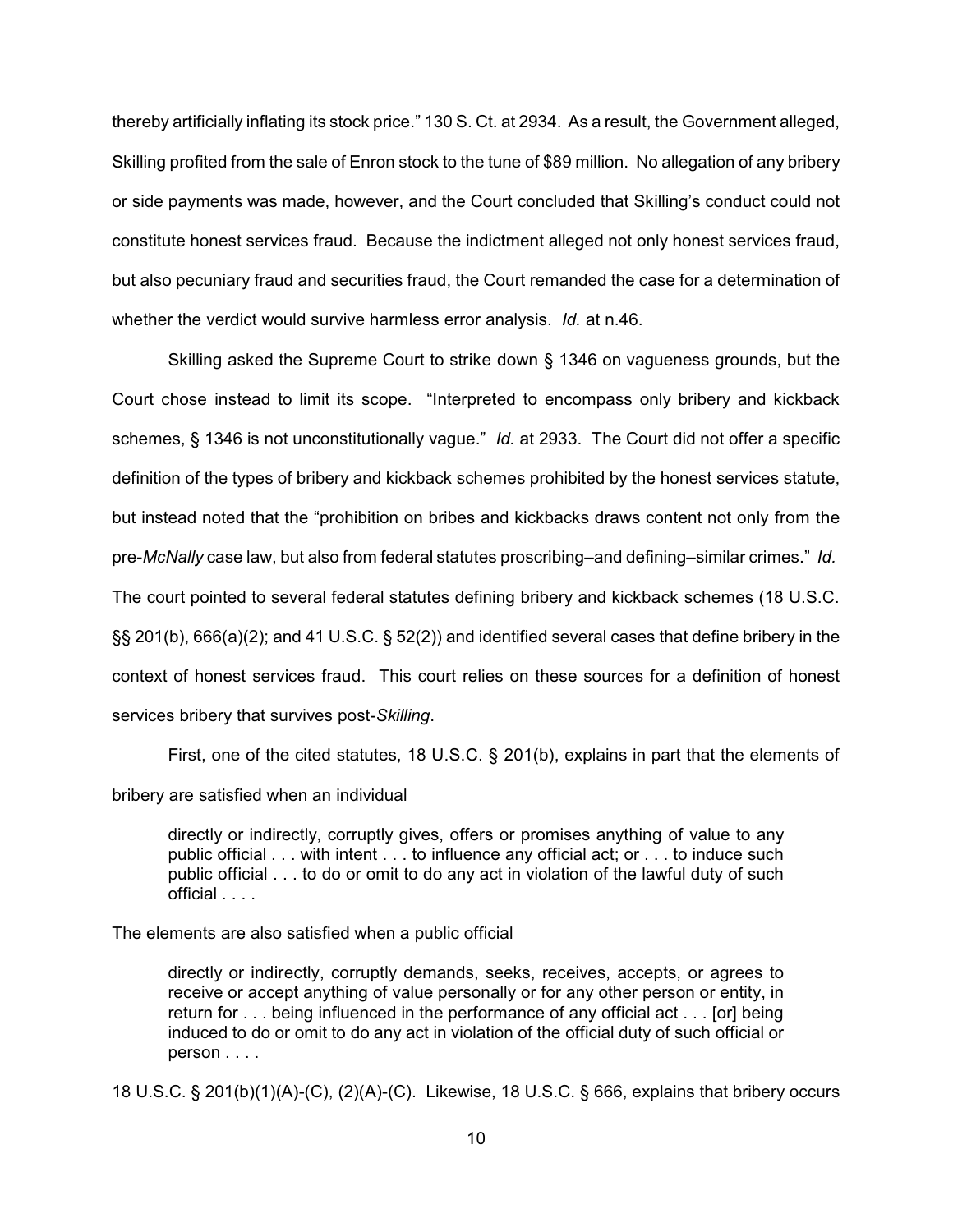thereby artificially inflating its stock price." 130 S. Ct. at 2934. As a result, the Government alleged, Skilling profited from the sale of Enron stock to the tune of $89 million. No allegation of any bribery or side payments was made, however, and the Court concluded that Skilling's conduct could not constitute honest services fraud. Because the indictment alleged not only honest services fraud, but also pecuniary fraud and securities fraud, the Court remanded the case for a determination of whether the verdict would survive harmless error analysis. *Id.* at n.46.

Skilling asked the Supreme Court to strike down § 1346 on vagueness grounds, but the Court chose instead to limit its scope. "Interpreted to encompass only bribery and kickback schemes, § 1346 is not unconstitutionally vague." *Id.* at 2933. The Court did not offer a specific definition of the types of bribery and kickback schemes prohibited by the honest services statute, but instead noted that the "prohibition on bribes and kickbacks draws content not only from the pre-*McNally* case law, but also from federal statutes proscribing–and defining–similar crimes." *Id.* The court pointed to several federal statutes defining bribery and kickback schemes (18 U.S.C. §§ 201(b), 666(a)(2); and 41 U.S.C. § 52(2)) and identified several cases that define bribery in the context of honest services fraud. This court relies on these sources for a definition of honest services bribery that survives post-*Skilling*.

First, one of the cited statutes, 18 U.S.C. § 201(b), explains in part that the elements of bribery are satisfied when an individual

> directly or indirectly, corruptly gives, offers or promises anything of value to any public official . . . with intent . . . to influence any official act; or . . . to induce such public official . . . to do or omit to do any act in violation of the lawful duty of such official . . . .

The elements are also satisfied when a public official

> directly or indirectly, corruptly demands, seeks, receives, accepts, or agrees to receive or accept anything of value personally or for any other person or entity, in return for . . . being influenced in the performance of any official act . . . [or] being induced to do or omit to do any act in violation of the official duty of such official or person . . . .

18 U.S.C. § 201(b)(1)(A)-(C), (2)(A)-(C). Likewise, 18 U.S.C. § 666, explains that bribery occurs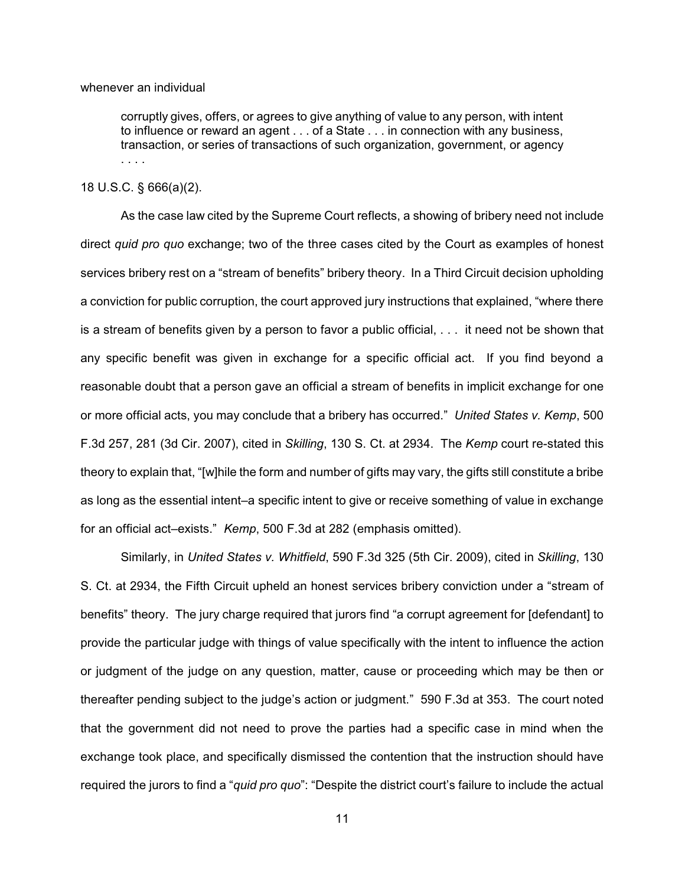whenever an individual

> corruptly gives, offers, or agrees to give anything of value to any person, with intent to influence or reward an agent . . . of a State . . . in connection with any business, transaction, or series of transactions of such organization, government, or agency . . . .

18 U.S.C. § 666(a)(2).

As the case law cited by the Supreme Court reflects, a showing of bribery need not include direct *quid pro quo* exchange; two of the three cases cited by the Court as examples of honest services bribery rest on a "stream of benefits" bribery theory. In a Third Circuit decision upholding a conviction for public corruption, the court approved jury instructions that explained, "where there is a stream of benefits given by a person to favor a public official, . . . it need not be shown that any specific benefit was given in exchange for a specific official act. If you find beyond a reasonable doubt that a person gave an official a stream of benefits in implicit exchange for one or more official acts, you may conclude that a bribery has occurred." *United States v. Kemp*, 500 F.3d 257, 281 (3d Cir. 2007), cited in *Skilling*, 130 S. Ct. at 2934. The *Kemp* court re-stated this theory to explain that, "[w]hile the form and number of gifts may vary, the gifts still constitute a bribe as long as the essential intent–a specific intent to give or receive something of value in exchange for an official act–exists." *Kemp*, 500 F.3d at 282 (emphasis omitted).

Similarly, in *United States v. Whitfield*, 590 F.3d 325 (5th Cir. 2009), cited in *Skilling*, 130 S. Ct. at 2934, the Fifth Circuit upheld an honest services bribery conviction under a "stream of benefits" theory. The jury charge required that jurors find "a corrupt agreement for [defendant] to provide the particular judge with things of value specifically with the intent to influence the action or judgment of the judge on any question, matter, cause or proceeding which may be then or thereafter pending subject to the judge's action or judgment." 590 F.3d at 353. The court noted that the government did not need to prove the parties had a specific case in mind when the exchange took place, and specifically dismissed the contention that the instruction should have required the jurors to find a "*quid pro quo*": "Despite the district court's failure to include the actual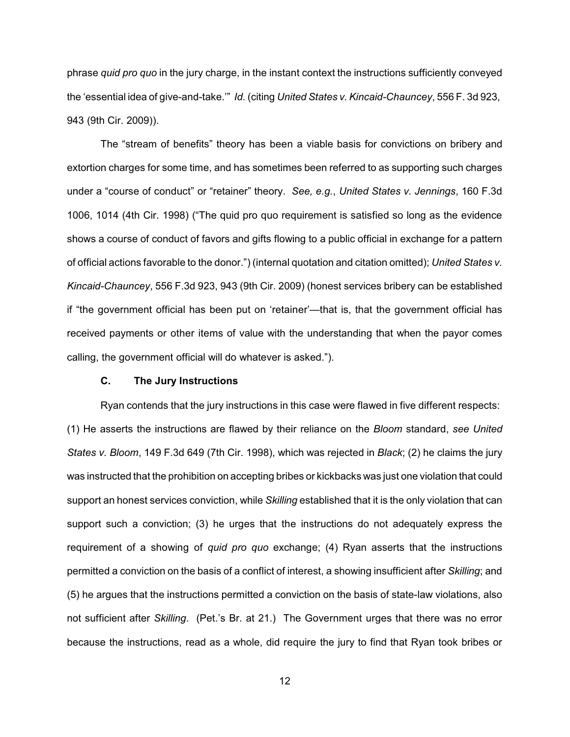phrase *quid pro quo* in the jury charge, in the instant context the instructions sufficiently conveyed the 'essential idea of give-and-take.'" *Id.* (citing *United States v. Kincaid-Chauncey*, 556 F. 3d 923, 943 (9th Cir. 2009)).

The "stream of benefits" theory has been a viable basis for convictions on bribery and extortion charges for some time, and has sometimes been referred to as supporting such charges under a "course of conduct" or "retainer" theory. *See, e.g.*, *United States v. Jennings*, 160 F.3d 1006, 1014 (4th Cir. 1998) ("The quid pro quo requirement is satisfied so long as the evidence shows a course of conduct of favors and gifts flowing to a public official in exchange for a pattern of official actions favorable to the donor.") (internal quotation and citation omitted); *United States v. Kincaid-Chauncey*, 556 F.3d 923, 943 (9th Cir. 2009) (honest services bribery can be established if "the government official has been put on 'retainer'—that is, that the government official has received payments or other items of value with the understanding that when the payor comes calling, the government official will do whatever is asked.").

### C. The Jury Instructions

Ryan contends that the jury instructions in this case were flawed in five different respects: (1) He asserts the instructions are flawed by their reliance on the *Bloom* standard, *see United States v. Bloom*, 149 F.3d 649 (7th Cir. 1998), which was rejected in *Black*; (2) he claims the jury was instructed that the prohibition on accepting bribes or kickbacks was just one violation that could support an honest services conviction, while *Skilling* established that it is the only violation that can support such a conviction; (3) he urges that the instructions do not adequately express the requirement of a showing of *quid pro quo* exchange; (4) Ryan asserts that the instructions permitted a conviction on the basis of a conflict of interest, a showing insufficient after *Skilling*; and (5) he argues that the instructions permitted a conviction on the basis of state-law violations, also not sufficient after *Skilling*. (Pet.'s Br. at 21.) The Government urges that there was no error because the instructions, read as a whole, did require the jury to find that Ryan took bribes or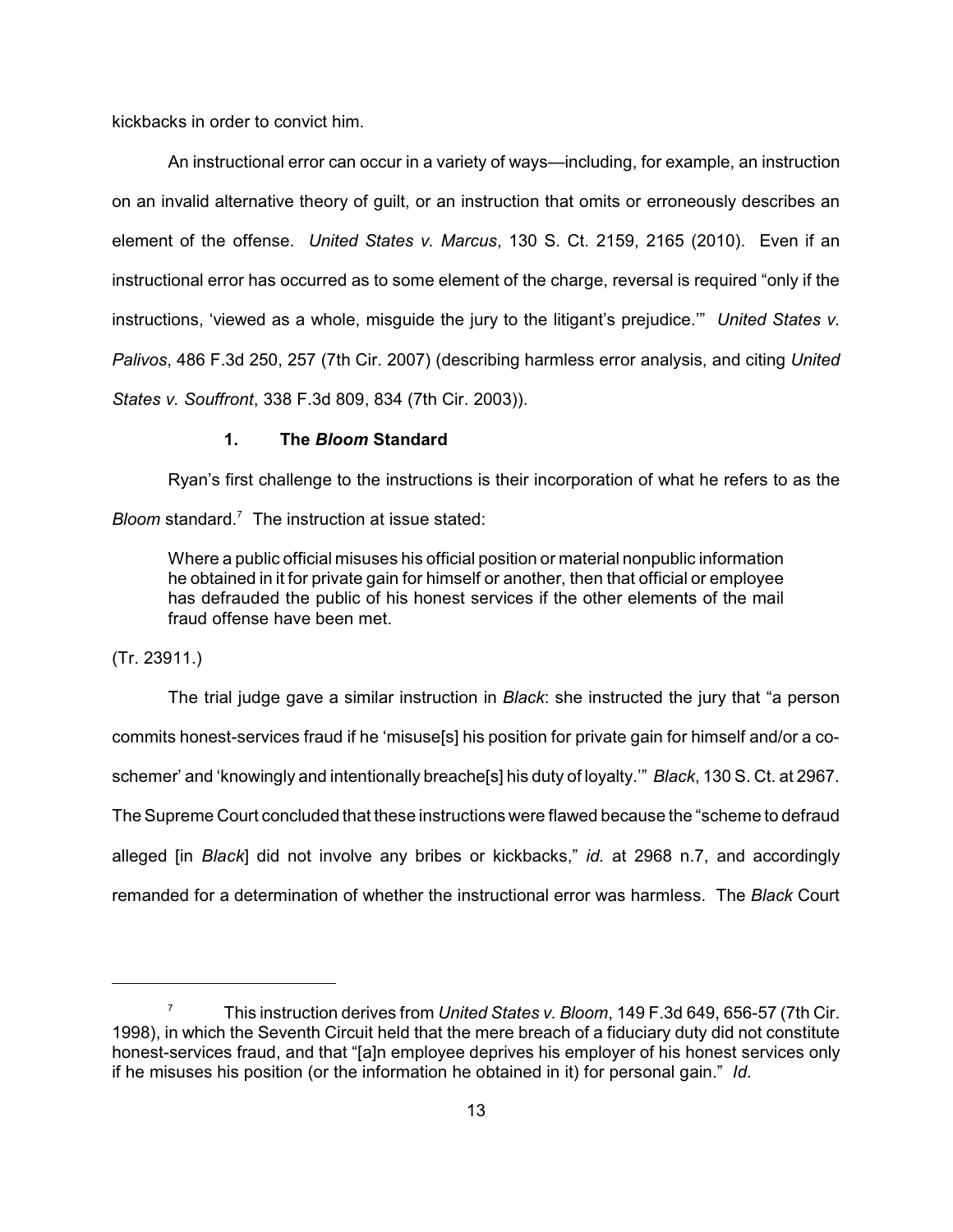kickbacks in order to convict him.

An instructional error can occur in a variety of ways—including, for example, an instruction on an invalid alternative theory of guilt, or an instruction that omits or erroneously describes an element of the offense. *United States v. Marcus*, 130 S. Ct. 2159, 2165 (2010). Even if an instructional error has occurred as to some element of the charge, reversal is required "only if the instructions, 'viewed as a whole, misguide the jury to the litigant's prejudice.'" *United States v. Palivos*, 486 F.3d 250, 257 (7th Cir. 2007) (describing harmless error analysis, and citing *United States v. Souffront*, 338 F.3d 809, 834 (7th Cir. 2003)).

### 1. The *Bloom* Standard

Ryan's first challenge to the instructions is their incorporation of what he refers to as the *Bloom* standard.[7] The instruction at issue stated:

> Where a public official misuses his official position or material nonpublic information he obtained in it for private gain for himself or another, then that official or employee has defrauded the public of his honest services if the other elements of the mail fraud offense have been met.

(Tr. 23911.)

The trial judge gave a similar instruction in *Black*: she instructed the jury that "a person commits honest-services fraud if he 'misuse[s] his position for private gain for himself and/or a co-schemer' and 'knowingly and intentionally breache[s] his duty of loyalty.'" *Black*, 130 S. Ct. at 2967. The Supreme Court concluded that these instructions were flawed because the "scheme to defraud alleged [in *Black*] did not involve any bribes or kickbacks," *id.* at 2968 n.7, and accordingly remanded for a determination of whether the instructional error was harmless. The *Black* Court

---

[7] This instruction derives from *United States v. Bloom*, 149 F.3d 649, 656-57 (7th Cir. 1998), in which the Seventh Circuit held that the mere breach of a fiduciary duty did not constitute honest-services fraud, and that "[a]n employee deprives his employer of his honest services only if he misuses his position (or the information he obtained in it) for personal gain." *Id.*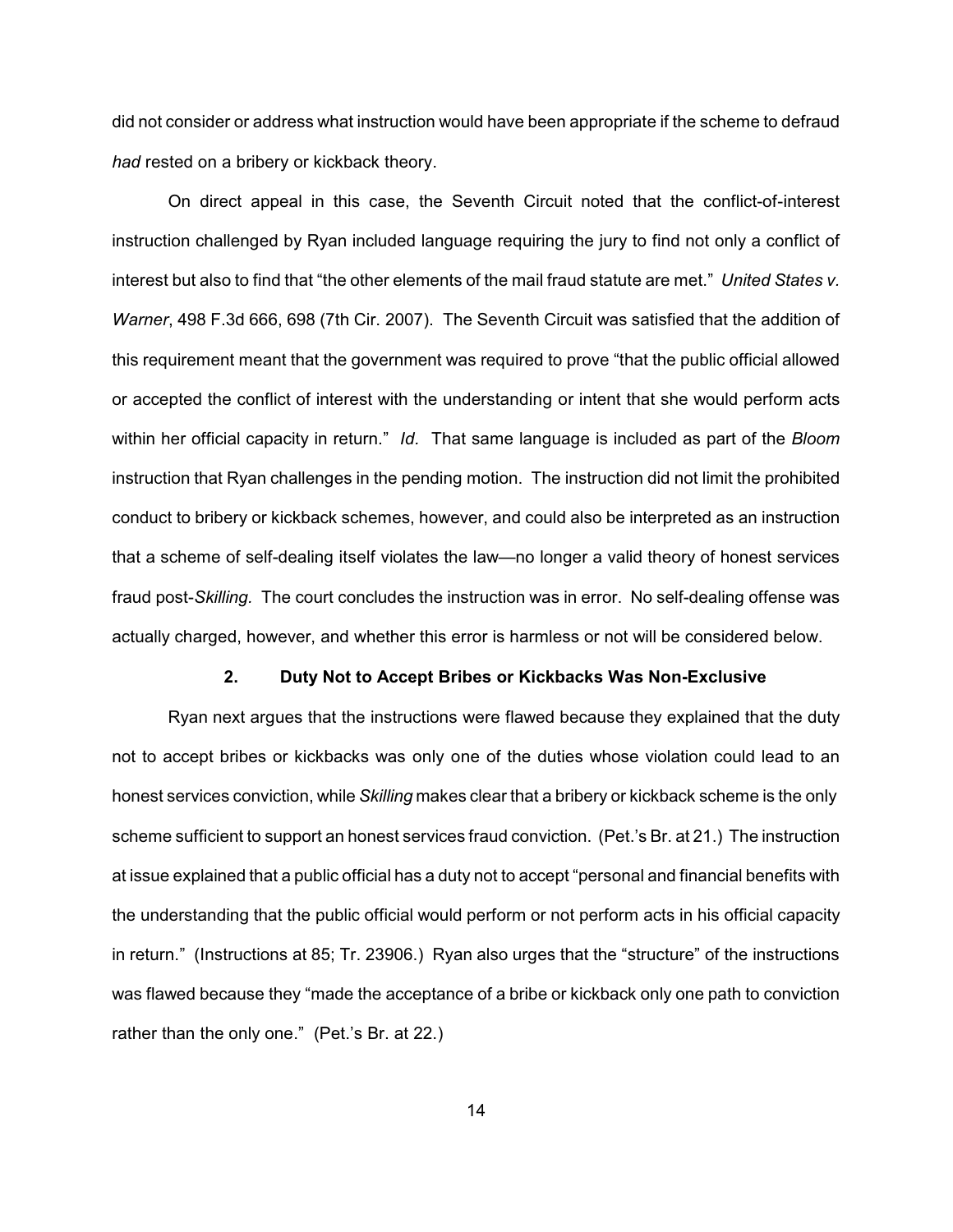did not consider or address what instruction would have been appropriate if the scheme to defraud *had* rested on a bribery or kickback theory.

On direct appeal in this case, the Seventh Circuit noted that the conflict-of-interest instruction challenged by Ryan included language requiring the jury to find not only a conflict of interest but also to find that "the other elements of the mail fraud statute are met." *United States v. Warner*, 498 F.3d 666, 698 (7th Cir. 2007). The Seventh Circuit was satisfied that the addition of this requirement meant that the government was required to prove "that the public official allowed or accepted the conflict of interest with the understanding or intent that she would perform acts within her official capacity in return." *Id.* That same language is included as part of the *Bloom* instruction that Ryan challenges in the pending motion. The instruction did not limit the prohibited conduct to bribery or kickback schemes, however, and could also be interpreted as an instruction that a scheme of self-dealing itself violates the law—no longer a valid theory of honest services fraud post-*Skilling*. The court concludes the instruction was in error. No self-dealing offense was actually charged, however, and whether this error is harmless or not will be considered below.

### 2. Duty Not to Accept Bribes or Kickbacks Was Non-Exclusive

Ryan next argues that the instructions were flawed because they explained that the duty not to accept bribes or kickbacks was only one of the duties whose violation could lead to an honest services conviction, while *Skilling* makes clear that a bribery or kickback scheme is the only scheme sufficient to support an honest services fraud conviction. (Pet.'s Br. at 21.) The instruction at issue explained that a public official has a duty not to accept "personal and financial benefits with the understanding that the public official would perform or not perform acts in his official capacity in return." (Instructions at 85; Tr. 23906.) Ryan also urges that the "structure" of the instructions was flawed because they "made the acceptance of a bribe or kickback only one path to conviction rather than the only one." (Pet.'s Br. at 22.)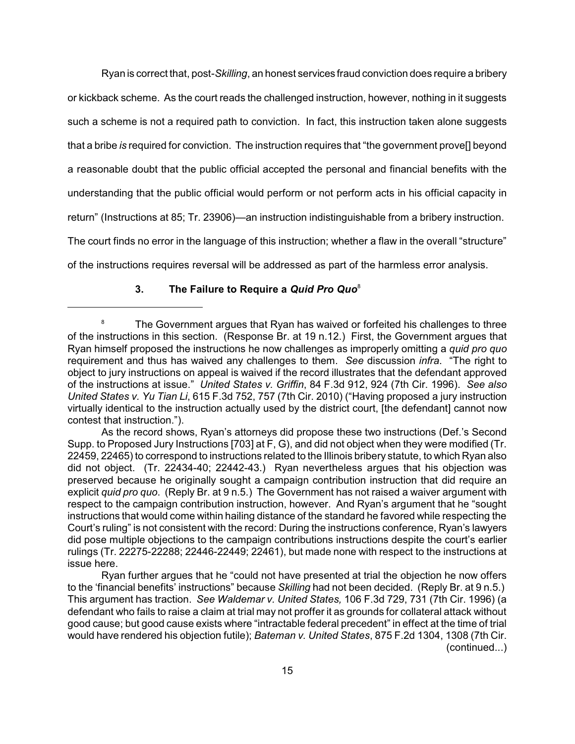Ryan is correct that, post-*Skilling*, an honest services fraud conviction does require a bribery or kickback scheme. As the court reads the challenged instruction, however, nothing in it suggests such a scheme is not a required path to conviction. In fact, this instruction taken alone suggests that a bribe *is* required for conviction. The instruction requires that "the government prove[] beyond a reasonable doubt that the public official accepted the personal and financial benefits with the understanding that the public official would perform or not perform acts in his official capacity in return" (Instructions at 85; Tr. 23906)—an instruction indistinguishable from a bribery instruction. The court finds no error in the language of this instruction; whether a flaw in the overall "structure" of the instructions requires reversal will be addressed as part of the harmless error analysis.

### 3. The Failure to Require a *Quid Pro Quo*[8]

---

[8] The Government argues that Ryan has waived or forfeited his challenges to three of the instructions in this section. (Response Br. at 19 n.12.) First, the Government argues that Ryan himself proposed the instructions he now challenges as improperly omitting a *quid pro quo* requirement and thus has waived any challenges to them. *See* discussion *infra*. "The right to object to jury instructions on appeal is waived if the record illustrates that the defendant approved of the instructions at issue." *United States v. Griffin*, 84 F.3d 912, 924 (7th Cir. 1996). *See also United States v. Yu Tian Li*, 615 F.3d 752, 757 (7th Cir. 2010) ("Having proposed a jury instruction virtually identical to the instruction actually used by the district court, [the defendant] cannot now contest that instruction.").

As the record shows, Ryan's attorneys did propose these two instructions (Def.'s Second Supp. to Proposed Jury Instructions [703] at F, G), and did not object when they were modified (Tr. 22459, 22465) to correspond to instructions related to the Illinois bribery statute, to which Ryan also did not object. (Tr. 22434-40; 22442-43.) Ryan nevertheless argues that his objection was preserved because he originally sought a campaign contribution instruction that did require an explicit *quid pro quo*. (Reply Br. at 9 n.5.) The Government has not raised a waiver argument with respect to the campaign contribution instruction, however. And Ryan's argument that he "sought instructions that would come within hailing distance of the standard he favored while respecting the Court's ruling" is not consistent with the record: During the instructions conference, Ryan's lawyers did pose multiple objections to the campaign contributions instructions despite the court's earlier rulings (Tr. 22275-22288; 22446-22449; 22461), but made none with respect to the instructions at issue here.

Ryan further argues that he "could not have presented at trial the objection he now offers to the 'financial benefits' instructions" because *Skilling* had not been decided. (Reply Br. at 9 n.5.) This argument has traction. *See Waldemar v. United States,* 106 F.3d 729, 731 (7th Cir. 1996) (a defendant who fails to raise a claim at trial may not proffer it as grounds for collateral attack without good cause; but good cause exists where "intractable federal precedent" in effect at the time of trial would have rendered his objection futile); *Bateman v. United States*, 875 F.2d 1304, 1308 (7th Cir. (continued...)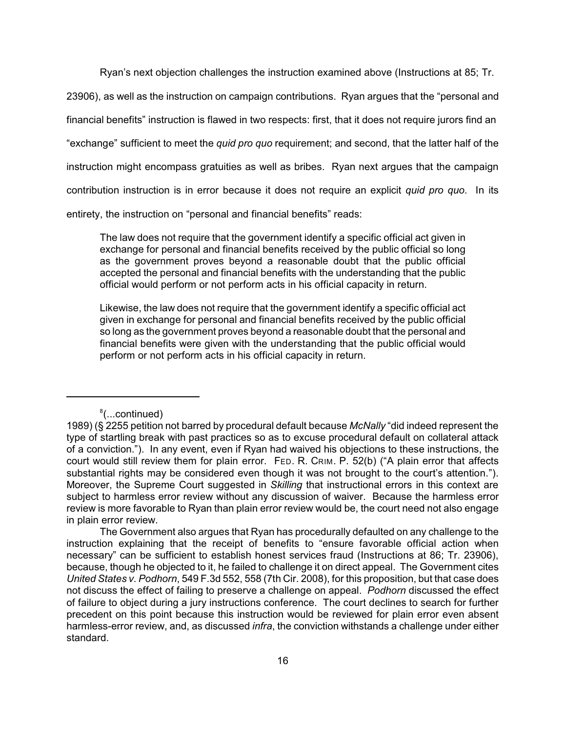Ryan's next objection challenges the instruction examined above (Instructions at 85; Tr. 23906), as well as the instruction on campaign contributions. Ryan argues that the "personal and financial benefits" instruction is flawed in two respects: first, that it does not require jurors find an "exchange" sufficient to meet the *quid pro quo* requirement; and second, that the latter half of the instruction might encompass gratuities as well as bribes. Ryan next argues that the campaign contribution instruction is in error because it does not require an explicit *quid pro quo*. In its entirety, the instruction on "personal and financial benefits" reads:

> The law does not require that the government identify a specific official act given in exchange for personal and financial benefits received by the public official so long as the government proves beyond a reasonable doubt that the public official accepted the personal and financial benefits with the understanding that the public official would perform or not perform acts in his official capacity in return.
>
> Likewise, the law does not require that the government identify a specific official act given in exchange for personal and financial benefits received by the public official so long as the government proves beyond a reasonable doubt that the personal and financial benefits were given with the understanding that the public official would perform or not perform acts in his official capacity in return.

---

[8](...continued)
1989) (§ 2255 petition not barred by procedural default because *McNally* "did indeed represent the type of startling break with past practices so as to excuse procedural default on collateral attack of a conviction."). In any event, even if Ryan had waived his objections to these instructions, the court would still review them for plain error. FED. R. CRIM. P. 52(b) ("A plain error that affects substantial rights may be considered even though it was not brought to the court's attention."). Moreover, the Supreme Court suggested in *Skilling* that instructional errors in this context are subject to harmless error review without any discussion of waiver. Because the harmless error review is more favorable to Ryan than plain error review would be, the court need not also engage in plain error review.

The Government also argues that Ryan has procedurally defaulted on any challenge to the instruction explaining that the receipt of benefits to "ensure favorable official action when necessary" can be sufficient to establish honest services fraud (Instructions at 86; Tr. 23906), because, though he objected to it, he failed to challenge it on direct appeal. The Government cites *United States v. Podhorn*, 549 F.3d 552, 558 (7th Cir. 2008), for this proposition, but that case does not discuss the effect of failing to preserve a challenge on appeal. *Podhorn* discussed the effect of failure to object during a jury instructions conference. The court declines to search for further precedent on this point because this instruction would be reviewed for plain error even absent harmless-error review, and, as discussed *infra*, the conviction withstands a challenge under either standard.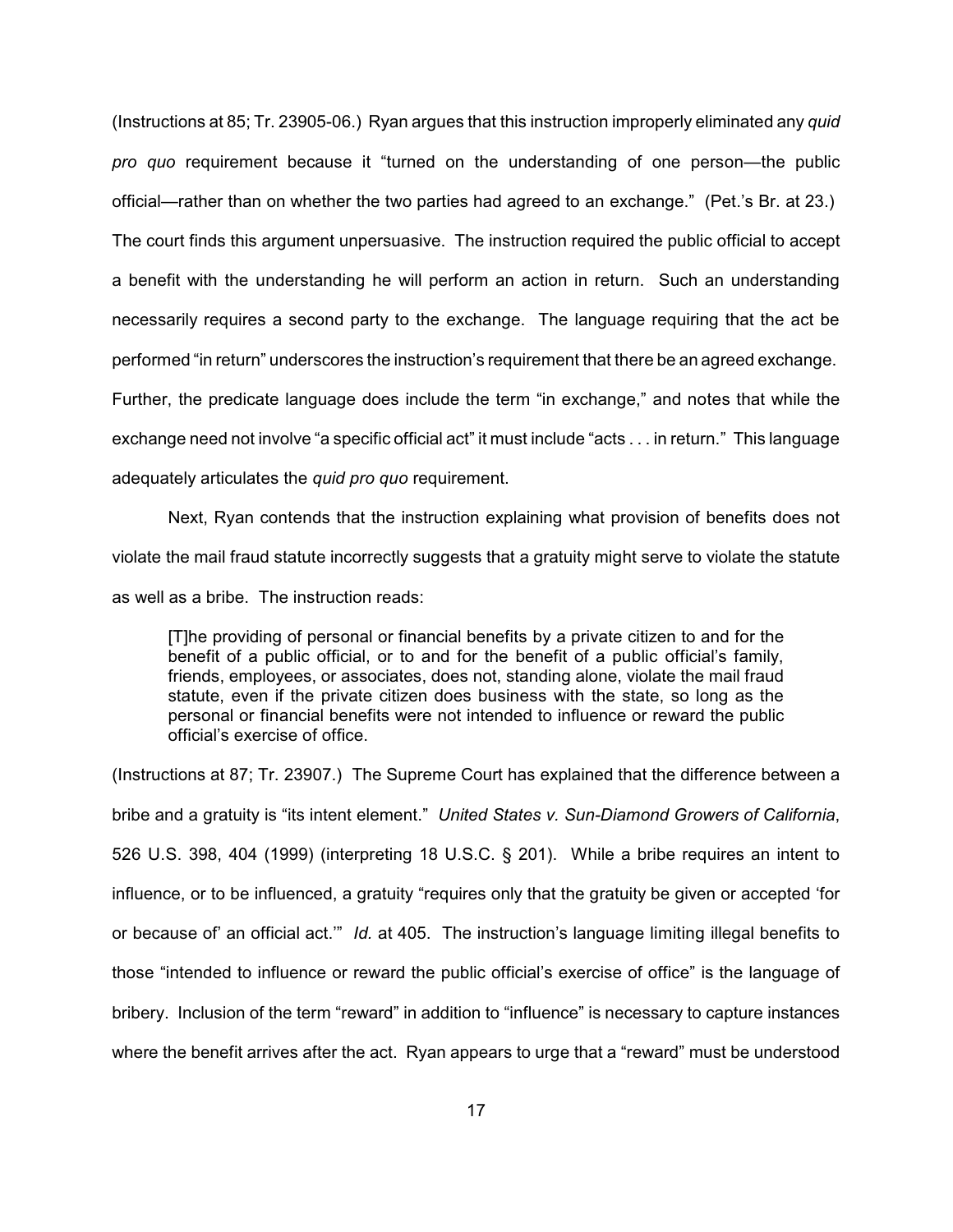(Instructions at 85; Tr. 23905-06.) Ryan argues that this instruction improperly eliminated any *quid pro quo* requirement because it "turned on the understanding of one person—the public official—rather than on whether the two parties had agreed to an exchange." (Pet.'s Br. at 23.) The court finds this argument unpersuasive. The instruction required the public official to accept a benefit with the understanding he will perform an action in return. Such an understanding necessarily requires a second party to the exchange. The language requiring that the act be performed "in return" underscores the instruction's requirement that there be an agreed exchange. Further, the predicate language does include the term "in exchange," and notes that while the exchange need not involve "a specific official act" it must include "acts . . . in return." This language adequately articulates the *quid pro quo* requirement.

Next, Ryan contends that the instruction explaining what provision of benefits does not violate the mail fraud statute incorrectly suggests that a gratuity might serve to violate the statute as well as a bribe. The instruction reads:

> [T]he providing of personal or financial benefits by a private citizen to and for the benefit of a public official, or to and for the benefit of a public official's family, friends, employees, or associates, does not, standing alone, violate the mail fraud statute, even if the private citizen does business with the state, so long as the personal or financial benefits were not intended to influence or reward the public official's exercise of office.

(Instructions at 87; Tr. 23907.) The Supreme Court has explained that the difference between a bribe and a gratuity is "its intent element." *United States v. Sun-Diamond Growers of California*, 526 U.S. 398, 404 (1999) (interpreting 18 U.S.C. § 201). While a bribe requires an intent to influence, or to be influenced, a gratuity "requires only that the gratuity be given or accepted 'for or because of' an official act.'" *Id.* at 405. The instruction's language limiting illegal benefits to those "intended to influence or reward the public official's exercise of office" is the language of bribery. Inclusion of the term "reward" in addition to "influence" is necessary to capture instances where the benefit arrives after the act. Ryan appears to urge that a "reward" must be understood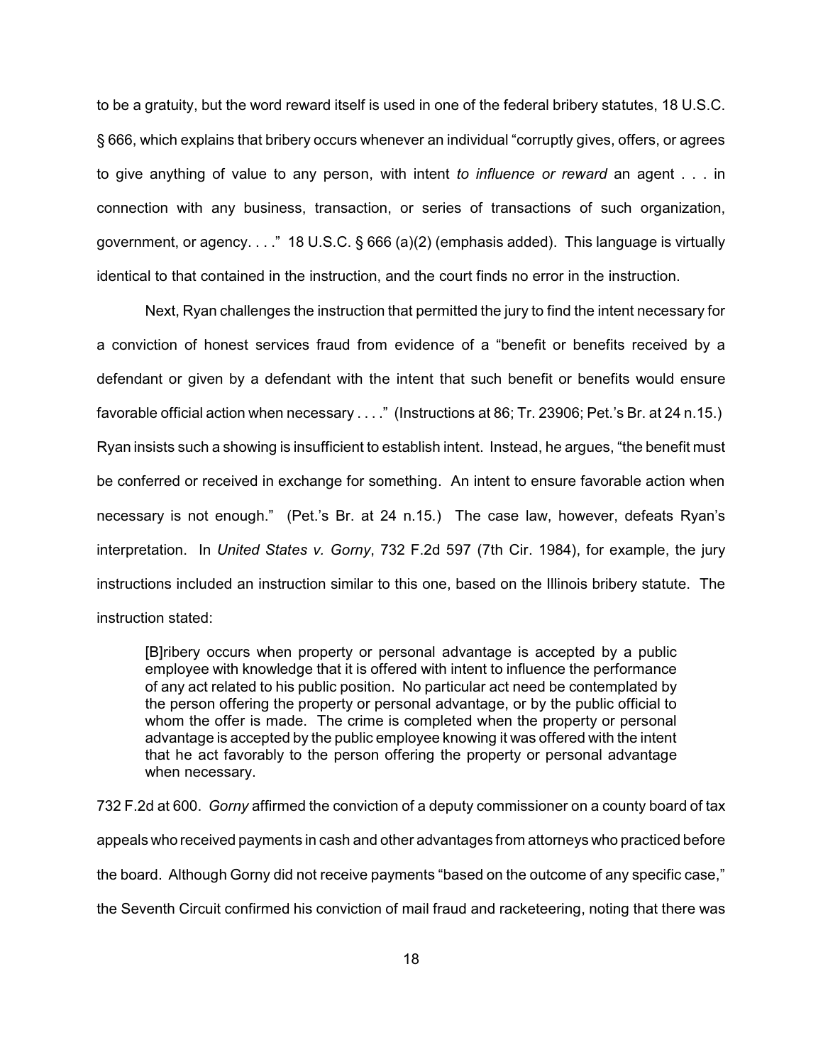to be a gratuity, but the word reward itself is used in one of the federal bribery statutes, 18 U.S.C. § 666, which explains that bribery occurs whenever an individual "corruptly gives, offers, or agrees to give anything of value to any person, with intent *to influence or reward* an agent . . . in connection with any business, transaction, or series of transactions of such organization, government, or agency. . . ." 18 U.S.C. § 666 (a)(2) (emphasis added). This language is virtually identical to that contained in the instruction, and the court finds no error in the instruction.

Next, Ryan challenges the instruction that permitted the jury to find the intent necessary for a conviction of honest services fraud from evidence of a "benefit or benefits received by a defendant or given by a defendant with the intent that such benefit or benefits would ensure favorable official action when necessary . . . ." (Instructions at 86; Tr. 23906; Pet.'s Br. at 24 n.15.) Ryan insists such a showing is insufficient to establish intent. Instead, he argues, "the benefit must be conferred or received in exchange for something. An intent to ensure favorable action when necessary is not enough." (Pet.'s Br. at 24 n.15.) The case law, however, defeats Ryan's interpretation. In *United States v. Gorny*, 732 F.2d 597 (7th Cir. 1984), for example, the jury instructions included an instruction similar to this one, based on the Illinois bribery statute. The instruction stated:

> [B]ribery occurs when property or personal advantage is accepted by a public employee with knowledge that it is offered with intent to influence the performance of any act related to his public position. No particular act need be contemplated by the person offering the property or personal advantage, or by the public official to whom the offer is made. The crime is completed when the property or personal advantage is accepted by the public employee knowing it was offered with the intent that he act favorably to the person offering the property or personal advantage when necessary.

732 F.2d at 600. *Gorny* affirmed the conviction of a deputy commissioner on a county board of tax appeals who received payments in cash and other advantages from attorneys who practiced before the board. Although Gorny did not receive payments "based on the outcome of any specific case," the Seventh Circuit confirmed his conviction of mail fraud and racketeering, noting that there was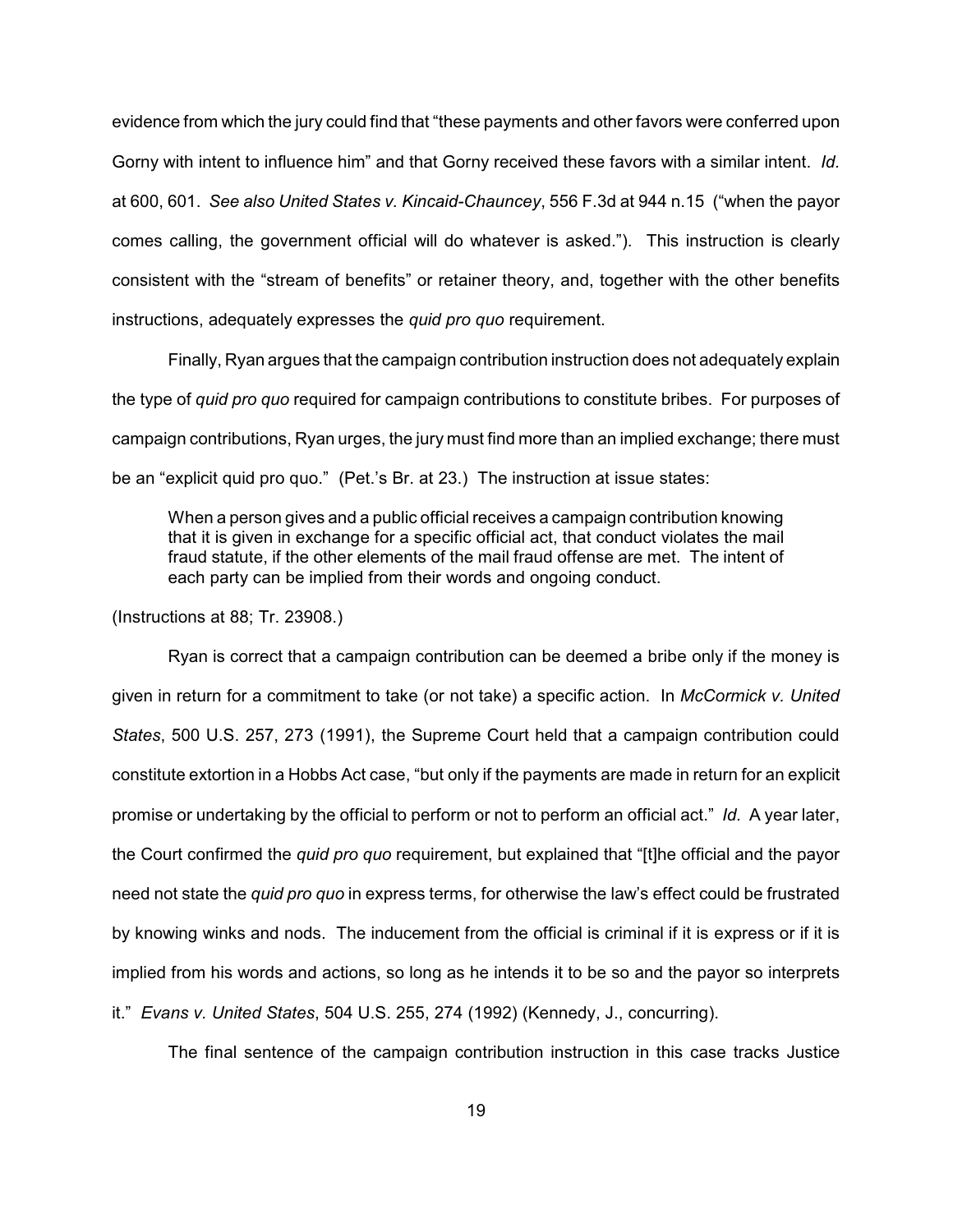evidence from which the jury could find that "these payments and other favors were conferred upon Gorny with intent to influence him" and that Gorny received these favors with a similar intent. *Id.* at 600, 601. *See also United States v. Kincaid-Chauncey*, 556 F.3d at 944 n.15 ("when the payor comes calling, the government official will do whatever is asked."). This instruction is clearly consistent with the "stream of benefits" or retainer theory, and, together with the other benefits instructions, adequately expresses the *quid pro quo* requirement.

Finally, Ryan argues that the campaign contribution instruction does not adequately explain the type of *quid pro quo* required for campaign contributions to constitute bribes. For purposes of campaign contributions, Ryan urges, the jury must find more than an implied exchange; there must be an "explicit quid pro quo." (Pet.'s Br. at 23.) The instruction at issue states:

> When a person gives and a public official receives a campaign contribution knowing that it is given in exchange for a specific official act, that conduct violates the mail fraud statute, if the other elements of the mail fraud offense are met. The intent of each party can be implied from their words and ongoing conduct.

(Instructions at 88; Tr. 23908.)

Ryan is correct that a campaign contribution can be deemed a bribe only if the money is given in return for a commitment to take (or not take) a specific action. In *McCormick v. United States*, 500 U.S. 257, 273 (1991), the Supreme Court held that a campaign contribution could constitute extortion in a Hobbs Act case, "but only if the payments are made in return for an explicit promise or undertaking by the official to perform or not to perform an official act." *Id*. A year later, the Court confirmed the *quid pro quo* requirement, but explained that "[t]he official and the payor need not state the *quid pro quo* in express terms, for otherwise the law's effect could be frustrated by knowing winks and nods. The inducement from the official is criminal if it is express or if it is implied from his words and actions, so long as he intends it to be so and the payor so interprets it." *Evans v. United States*, 504 U.S. 255, 274 (1992) (Kennedy, J., concurring).

The final sentence of the campaign contribution instruction in this case tracks Justice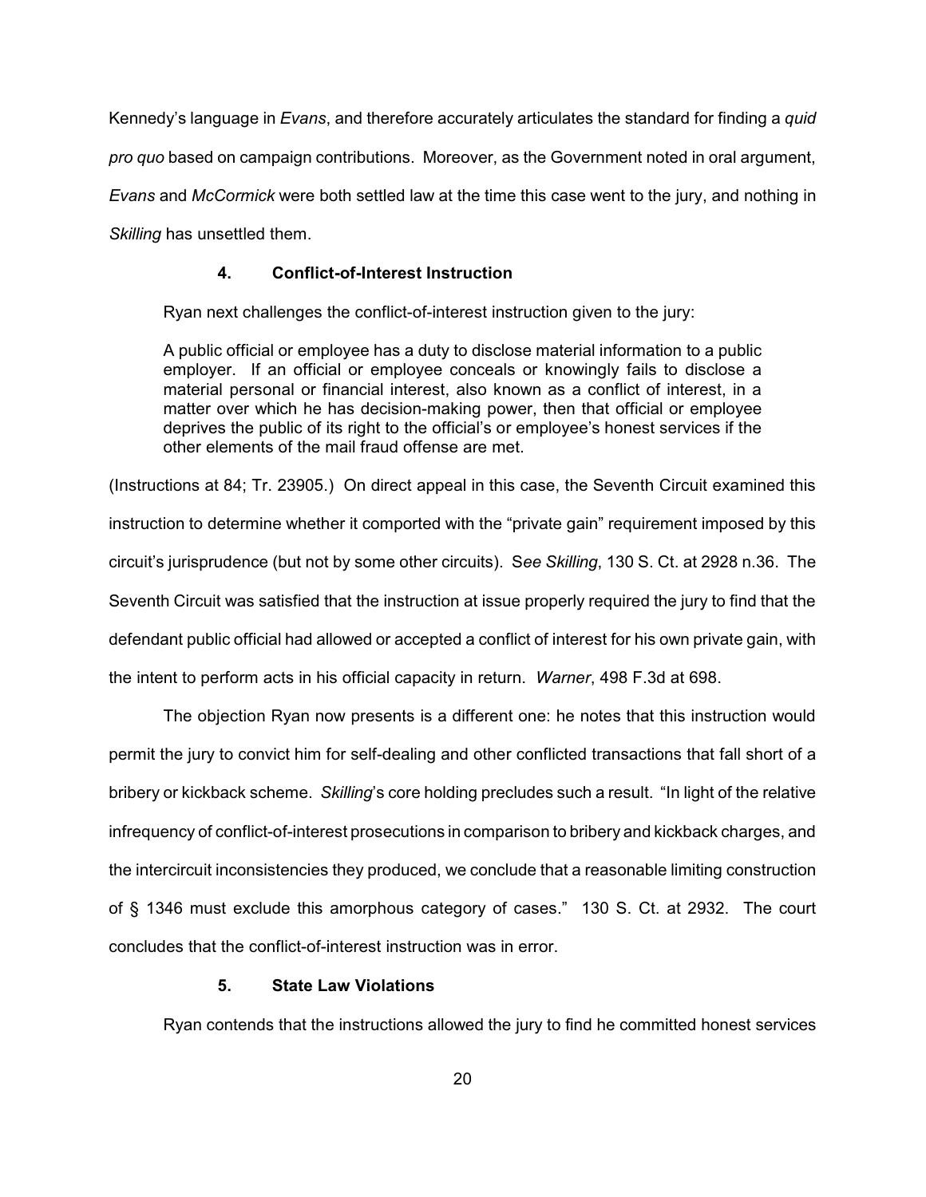Kennedy's language in *Evans*, and therefore accurately articulates the standard for finding a *quid pro quo* based on campaign contributions. Moreover, as the Government noted in oral argument, *Evans* and *McCormick* were both settled law at the time this case went to the jury, and nothing in *Skilling* has unsettled them.

#### 4. Conflict-of-Interest Instruction

Ryan next challenges the conflict-of-interest instruction given to the jury:

> A public official or employee has a duty to disclose material information to a public employer. If an official or employee conceals or knowingly fails to disclose a material personal or financial interest, also known as a conflict of interest, in a matter over which he has decision-making power, then that official or employee deprives the public of its right to the official's or employee's honest services if the other elements of the mail fraud offense are met.

(Instructions at 84; Tr. 23905.) On direct appeal in this case, the Seventh Circuit examined this instruction to determine whether it comported with the "private gain" requirement imposed by this circuit's jurisprudence (but not by some other circuits). S*ee Skilling*, 130 S. Ct. at 2928 n.36. The Seventh Circuit was satisfied that the instruction at issue properly required the jury to find that the defendant public official had allowed or accepted a conflict of interest for his own private gain, with the intent to perform acts in his official capacity in return. *Warner*, 498 F.3d at 698.

The objection Ryan now presents is a different one: he notes that this instruction would permit the jury to convict him for self-dealing and other conflicted transactions that fall short of a bribery or kickback scheme. *Skilling*'s core holding precludes such a result. "In light of the relative infrequency of conflict-of-interest prosecutions in comparison to bribery and kickback charges, and the intercircuit inconsistencies they produced, we conclude that a reasonable limiting construction of § 1346 must exclude this amorphous category of cases." 130 S. Ct. at 2932. The court concludes that the conflict-of-interest instruction was in error.

#### 5. State Law Violations

Ryan contends that the instructions allowed the jury to find he committed honest services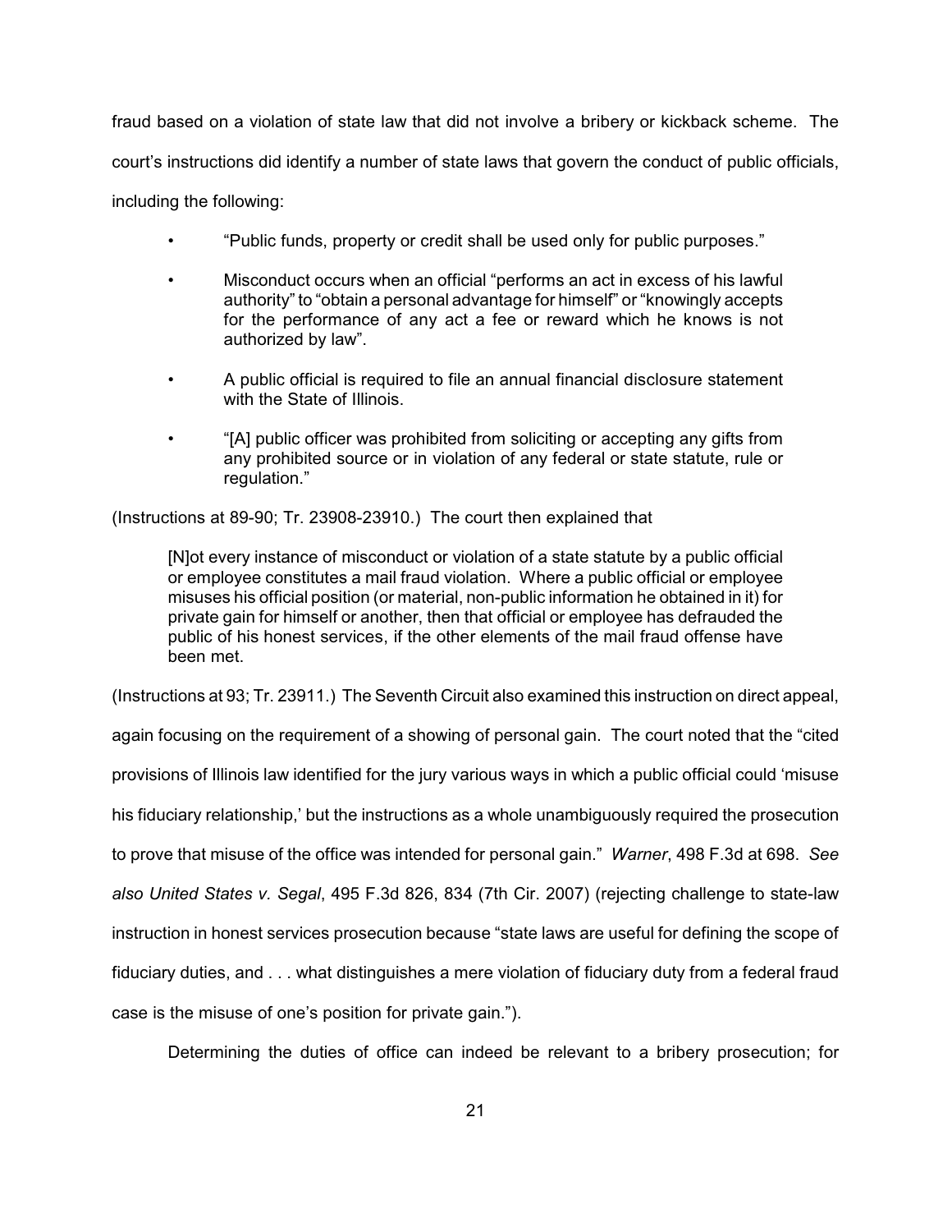fraud based on a violation of state law that did not involve a bribery or kickback scheme. The court's instructions did identify a number of state laws that govern the conduct of public officials, including the following:

- "Public funds, property or credit shall be used only for public purposes."
- Misconduct occurs when an official "performs an act in excess of his lawful authority" to "obtain a personal advantage for himself" or "knowingly accepts for the performance of any act a fee or reward which he knows is not authorized by law".
- A public official is required to file an annual financial disclosure statement with the State of Illinois.
- "[A] public officer was prohibited from soliciting or accepting any gifts from any prohibited source or in violation of any federal or state statute, rule or regulation."

(Instructions at 89-90; Tr. 23908-23910.) The court then explained that

> [N]ot every instance of misconduct or violation of a state statute by a public official or employee constitutes a mail fraud violation. Where a public official or employee misuses his official position (or material, non-public information he obtained in it) for private gain for himself or another, then that official or employee has defrauded the public of his honest services, if the other elements of the mail fraud offense have been met.

(Instructions at 93; Tr. 23911.) The Seventh Circuit also examined this instruction on direct appeal, again focusing on the requirement of a showing of personal gain. The court noted that the "cited provisions of Illinois law identified for the jury various ways in which a public official could 'misuse his fiduciary relationship,' but the instructions as a whole unambiguously required the prosecution to prove that misuse of the office was intended for personal gain." *Warner*, 498 F.3d at 698. *See also United States v. Segal*, 495 F.3d 826, 834 (7th Cir. 2007) (rejecting challenge to state-law instruction in honest services prosecution because "state laws are useful for defining the scope of fiduciary duties, and . . . what distinguishes a mere violation of fiduciary duty from a federal fraud case is the misuse of one's position for private gain.").

Determining the duties of office can indeed be relevant to a bribery prosecution; for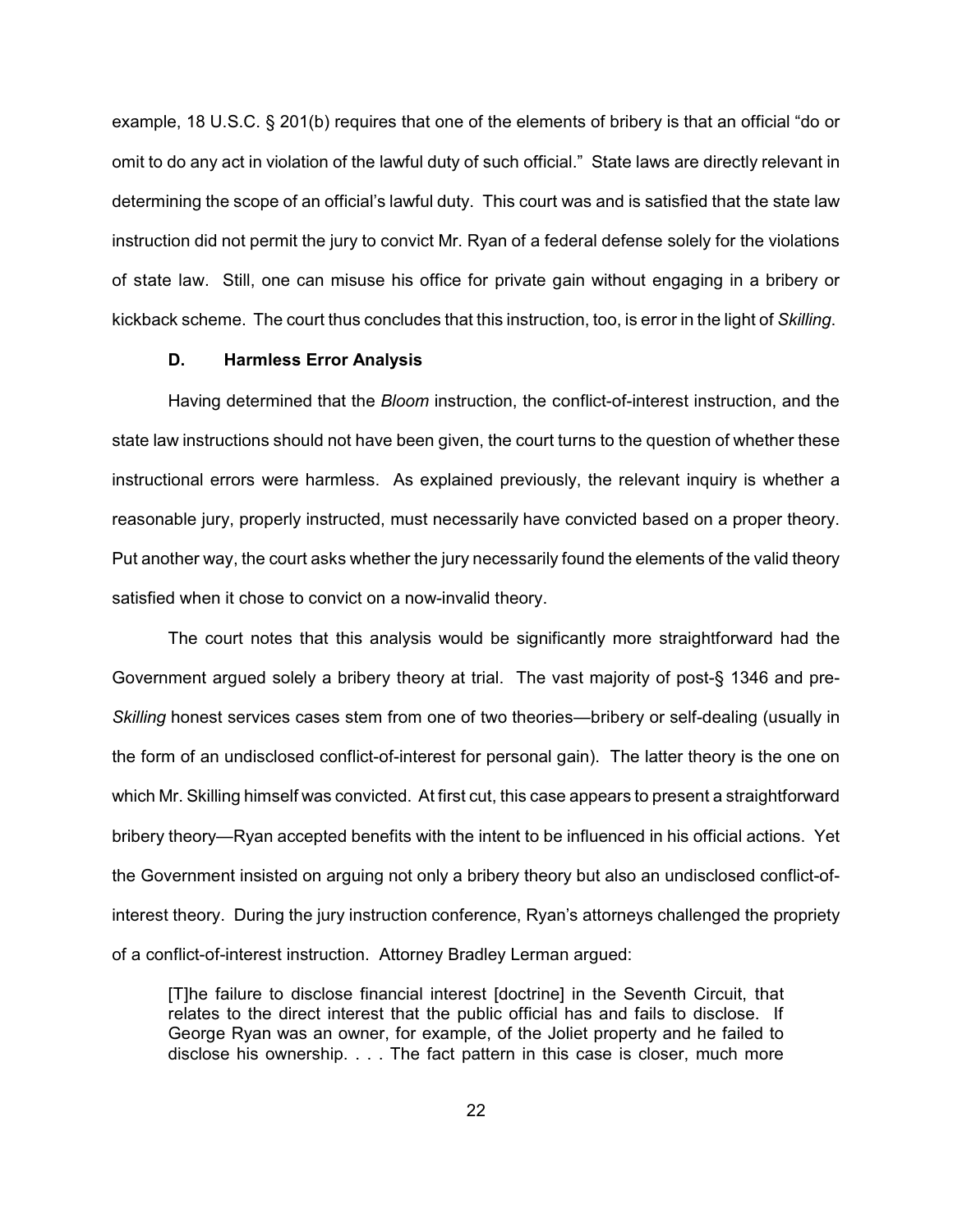example, 18 U.S.C. § 201(b) requires that one of the elements of bribery is that an official "do or omit to do any act in violation of the lawful duty of such official." State laws are directly relevant in determining the scope of an official's lawful duty. This court was and is satisfied that the state law instruction did not permit the jury to convict Mr. Ryan of a federal defense solely for the violations of state law. Still, one can misuse his office for private gain without engaging in a bribery or kickback scheme. The court thus concludes that this instruction, too, is error in the light of *Skilling*.

### D. Harmless Error Analysis

Having determined that the *Bloom* instruction, the conflict-of-interest instruction, and the state law instructions should not have been given, the court turns to the question of whether these instructional errors were harmless. As explained previously, the relevant inquiry is whether a reasonable jury, properly instructed, must necessarily have convicted based on a proper theory. Put another way, the court asks whether the jury necessarily found the elements of the valid theory satisfied when it chose to convict on a now-invalid theory.

The court notes that this analysis would be significantly more straightforward had the Government argued solely a bribery theory at trial. The vast majority of post-§ 1346 and pre-*Skilling* honest services cases stem from one of two theories—bribery or self-dealing (usually in the form of an undisclosed conflict-of-interest for personal gain). The latter theory is the one on which Mr. Skilling himself was convicted. At first cut, this case appears to present a straightforward bribery theory—Ryan accepted benefits with the intent to be influenced in his official actions. Yet the Government insisted on arguing not only a bribery theory but also an undisclosed conflict-of-interest theory. During the jury instruction conference, Ryan's attorneys challenged the propriety of a conflict-of-interest instruction. Attorney Bradley Lerman argued:

> [T]he failure to disclose financial interest [doctrine] in the Seventh Circuit, that relates to the direct interest that the public official has and fails to disclose. If George Ryan was an owner, for example, of the Joliet property and he failed to disclose his ownership. . . . The fact pattern in this case is closer, much more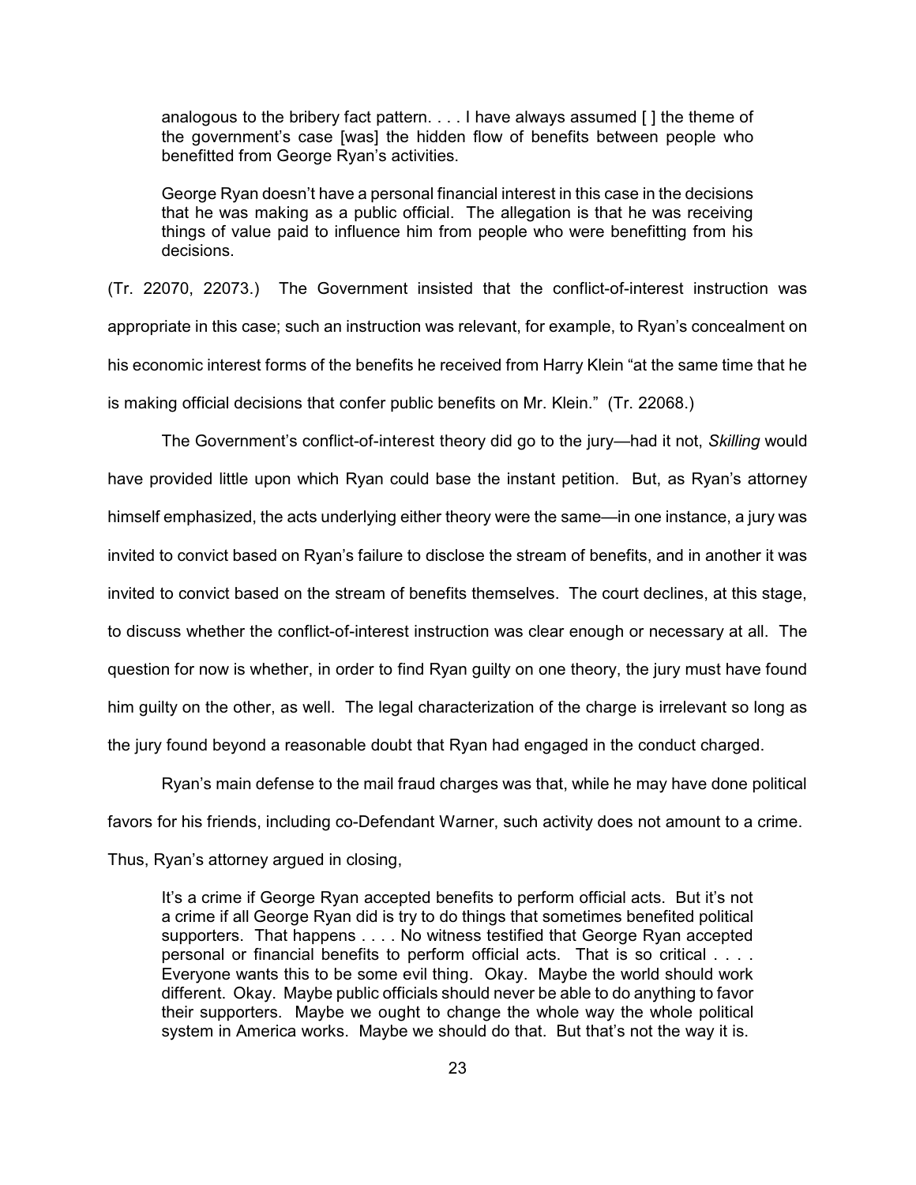> analogous to the bribery fact pattern. . . . I have always assumed [ ] the theme of the government's case [was] the hidden flow of benefits between people who benefitted from George Ryan's activities.
>
> George Ryan doesn't have a personal financial interest in this case in the decisions that he was making as a public official. The allegation is that he was receiving things of value paid to influence him from people who were benefitting from his decisions.

(Tr. 22070, 22073.) The Government insisted that the conflict-of-interest instruction was appropriate in this case; such an instruction was relevant, for example, to Ryan's concealment on his economic interest forms of the benefits he received from Harry Klein "at the same time that he is making official decisions that confer public benefits on Mr. Klein." (Tr. 22068.)

The Government's conflict-of-interest theory did go to the jury—had it not, *Skilling* would have provided little upon which Ryan could base the instant petition. But, as Ryan's attorney himself emphasized, the acts underlying either theory were the same—in one instance, a jury was invited to convict based on Ryan's failure to disclose the stream of benefits, and in another it was invited to convict based on the stream of benefits themselves. The court declines, at this stage, to discuss whether the conflict-of-interest instruction was clear enough or necessary at all. The question for now is whether, in order to find Ryan guilty on one theory, the jury must have found him guilty on the other, as well. The legal characterization of the charge is irrelevant so long as the jury found beyond a reasonable doubt that Ryan had engaged in the conduct charged.

Ryan's main defense to the mail fraud charges was that, while he may have done political favors for his friends, including co-Defendant Warner, such activity does not amount to a crime. Thus, Ryan's attorney argued in closing,

> It's a crime if George Ryan accepted benefits to perform official acts. But it's not a crime if all George Ryan did is try to do things that sometimes benefited political supporters. That happens . . . . No witness testified that George Ryan accepted personal or financial benefits to perform official acts. That is so critical . . . . Everyone wants this to be some evil thing. Okay. Maybe the world should work different. Okay. Maybe public officials should never be able to do anything to favor their supporters. Maybe we ought to change the whole way the whole political system in America works. Maybe we should do that. But that's not the way it is.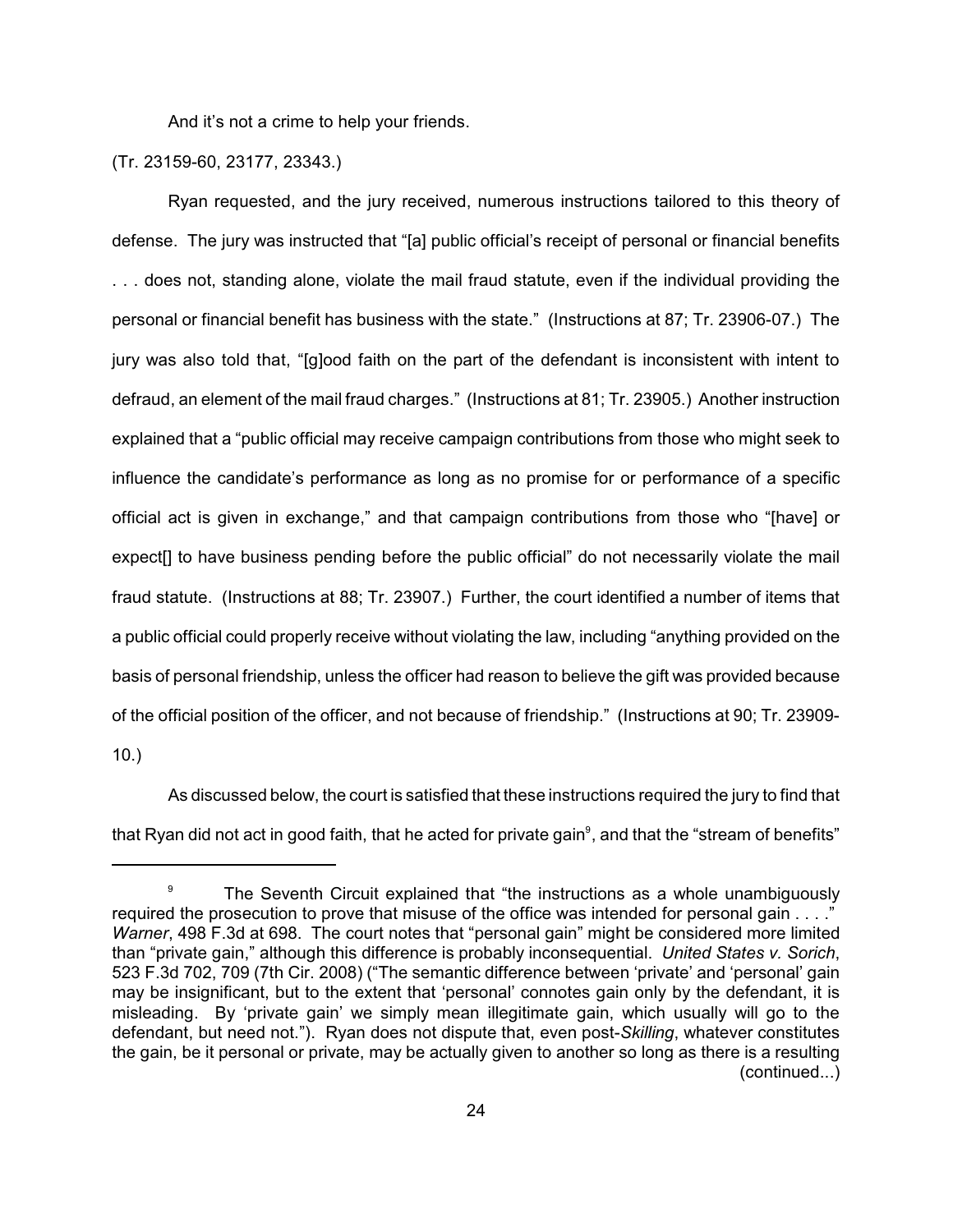And it's not a crime to help your friends.

(Tr. 23159-60, 23177, 23343.)

Ryan requested, and the jury received, numerous instructions tailored to this theory of defense. The jury was instructed that "[a] public official's receipt of personal or financial benefits . . . does not, standing alone, violate the mail fraud statute, even if the individual providing the personal or financial benefit has business with the state." (Instructions at 87; Tr. 23906-07.) The jury was also told that, "[g]ood faith on the part of the defendant is inconsistent with intent to defraud, an element of the mail fraud charges." (Instructions at 81; Tr. 23905.) Another instruction explained that a "public official may receive campaign contributions from those who might seek to influence the candidate's performance as long as no promise for or performance of a specific official act is given in exchange," and that campaign contributions from those who "[have] or expect[] to have business pending before the public official" do not necessarily violate the mail fraud statute. (Instructions at 88; Tr. 23907.) Further, the court identified a number of items that a public official could properly receive without violating the law, including "anything provided on the basis of personal friendship, unless the officer had reason to believe the gift was provided because of the official position of the officer, and not because of friendship." (Instructions at 90; Tr. 23909-10.)

As discussed below, the court is satisfied that these instructions required the jury to find that that Ryan did not act in good faith, that he acted for private gain[9], and that the "stream of benefits"

---

[9] The Seventh Circuit explained that "the instructions as a whole unambiguously required the prosecution to prove that misuse of the office was intended for personal gain . . . ." *Warner*, 498 F.3d at 698. The court notes that "personal gain" might be considered more limited than "private gain," although this difference is probably inconsequential. *United States v. Sorich*, 523 F.3d 702, 709 (7th Cir. 2008) ("The semantic difference between 'private' and 'personal' gain may be insignificant, but to the extent that 'personal' connotes gain only by the defendant, it is misleading. By 'private gain' we simply mean illegitimate gain, which usually will go to the defendant, but need not."). Ryan does not dispute that, even post-*Skilling*, whatever constitutes the gain, be it personal or private, may be actually given to another so long as there is a resulting (continued...)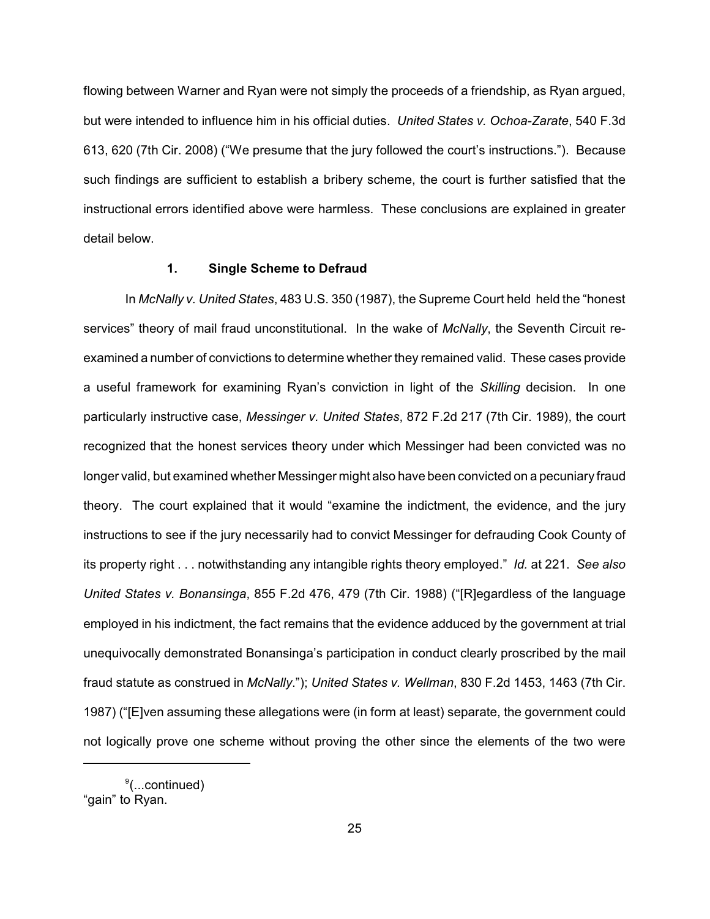flowing between Warner and Ryan were not simply the proceeds of a friendship, as Ryan argued, but were intended to influence him in his official duties. *United States v. Ochoa-Zarate*, 540 F.3d 613, 620 (7th Cir. 2008) ("We presume that the jury followed the court's instructions."). Because such findings are sufficient to establish a bribery scheme, the court is further satisfied that the instructional errors identified above were harmless. These conclusions are explained in greater detail below.

### 1. Single Scheme to Defraud

In *McNally v. United States*, 483 U.S. 350 (1987), the Supreme Court held held the "honest services" theory of mail fraud unconstitutional. In the wake of *McNally*, the Seventh Circuit re-examined a number of convictions to determine whether they remained valid. These cases provide a useful framework for examining Ryan's conviction in light of the *Skilling* decision. In one particularly instructive case, *Messinger v. United States*, 872 F.2d 217 (7th Cir. 1989), the court recognized that the honest services theory under which Messinger had been convicted was no longer valid, but examined whether Messinger might also have been convicted on a pecuniary fraud theory. The court explained that it would "examine the indictment, the evidence, and the jury instructions to see if the jury necessarily had to convict Messinger for defrauding Cook County of its property right . . . notwithstanding any intangible rights theory employed." *Id.* at 221. *See also United States v. Bonansinga*, 855 F.2d 476, 479 (7th Cir. 1988) ("[R]egardless of the language employed in his indictment, the fact remains that the evidence adduced by the government at trial unequivocally demonstrated Bonansinga's participation in conduct clearly proscribed by the mail fraud statute as construed in *McNally*."); *United States v. Wellman*, 830 F.2d 1453, 1463 (7th Cir. 1987) ("[E]ven assuming these allegations were (in form at least) separate, the government could not logically prove one scheme without proving the other since the elements of the two were

---

[9](...continued)
"gain" to Ryan.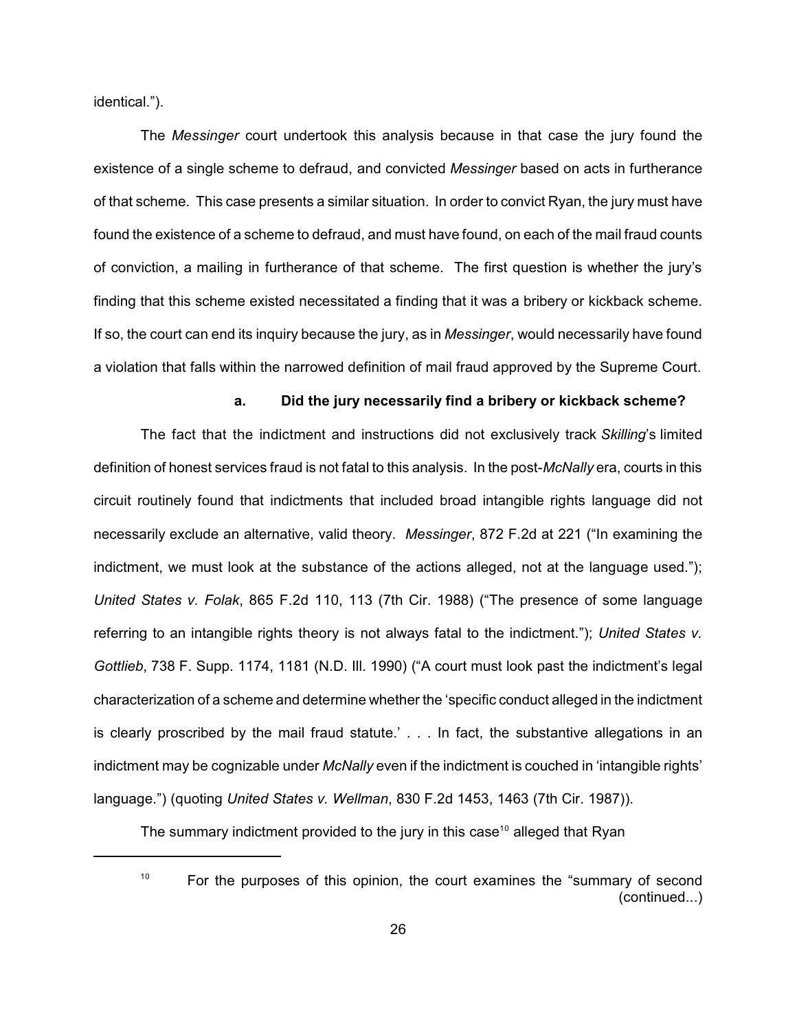identical.").

The *Messinger* court undertook this analysis because in that case the jury found the existence of a single scheme to defraud, and convicted *Messinger* based on acts in furtherance of that scheme. This case presents a similar situation. In order to convict Ryan, the jury must have found the existence of a scheme to defraud, and must have found, on each of the mail fraud counts of conviction, a mailing in furtherance of that scheme. The first question is whether the jury's finding that this scheme existed necessitated a finding that it was a bribery or kickback scheme. If so, the court can end its inquiry because the jury, as in *Messinger*, would necessarily have found a violation that falls within the narrowed definition of mail fraud approved by the Supreme Court.

#### a. Did the jury necessarily find a bribery or kickback scheme?

The fact that the indictment and instructions did not exclusively track *Skilling*'s limited definition of honest services fraud is not fatal to this analysis. In the post-*McNally* era, courts in this circuit routinely found that indictments that included broad intangible rights language did not necessarily exclude an alternative, valid theory. *Messinger*, 872 F.2d at 221 ("In examining the indictment, we must look at the substance of the actions alleged, not at the language used."); *United States v. Folak*, 865 F.2d 110, 113 (7th Cir. 1988) ("The presence of some language referring to an intangible rights theory is not always fatal to the indictment."); *United States v. Gottlieb*, 738 F. Supp. 1174, 1181 (N.D. Ill. 1990) ("A court must look past the indictment's legal characterization of a scheme and determine whether the 'specific conduct alleged in the indictment is clearly proscribed by the mail fraud statute.' . . . In fact, the substantive allegations in an indictment may be cognizable under *McNally* even if the indictment is couched in 'intangible rights' language.") (quoting *United States v. Wellman*, 830 F.2d 1453, 1463 (7th Cir. 1987)).

The summary indictment provided to the jury in this case[10] alleged that Ryan

---

[10] For the purposes of this opinion, the court examines the "summary of second (continued...)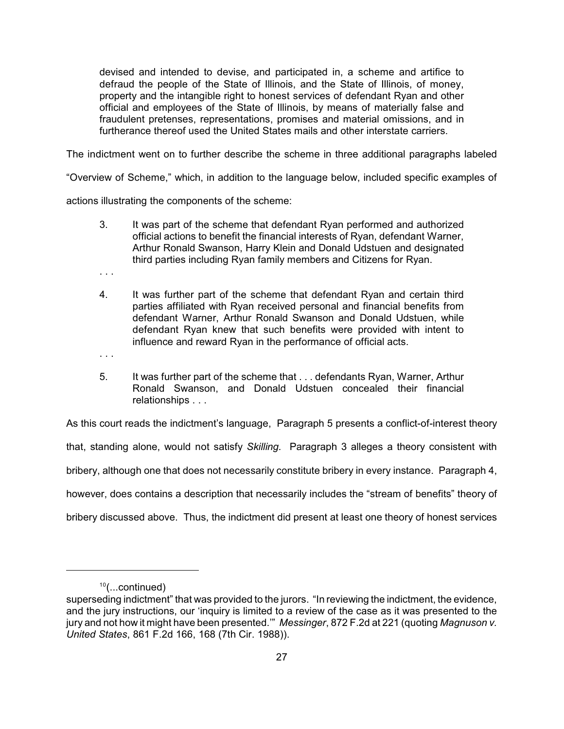> devised and intended to devise, and participated in, a scheme and artifice to defraud the people of the State of Illinois, and the State of Illinois, of money, property and the intangible right to honest services of defendant Ryan and other official and employees of the State of Illinois, by means of materially false and fraudulent pretenses, representations, promises and material omissions, and in furtherance thereof used the United States mails and other interstate carriers.

The indictment went on to further describe the scheme in three additional paragraphs labeled "Overview of Scheme," which, in addition to the language below, included specific examples of actions illustrating the components of the scheme:

> 3. It was part of the scheme that defendant Ryan performed and authorized official actions to benefit the financial interests of Ryan, defendant Warner, Arthur Ronald Swanson, Harry Klein and Donald Udstuen and designated third parties including Ryan family members and Citizens for Ryan.
>
> . . .
>
> 4. It was further part of the scheme that defendant Ryan and certain third parties affiliated with Ryan received personal and financial benefits from defendant Warner, Arthur Ronald Swanson and Donald Udstuen, while defendant Ryan knew that such benefits were provided with intent to influence and reward Ryan in the performance of official acts.
>
> . . .
>
> 5. It was further part of the scheme that . . . defendants Ryan, Warner, Arthur Ronald Swanson, and Donald Udstuen concealed their financial relationships . . .

As this court reads the indictment's language, Paragraph 5 presents a conflict-of-interest theory that, standing alone, would not satisfy *Skilling.* Paragraph 3 alleges a theory consistent with bribery, although one that does not necessarily constitute bribery in every instance. Paragraph 4, however, does contains a description that necessarily includes the "stream of benefits" theory of bribery discussed above. Thus, the indictment did present at least one theory of honest services

---

[10](...continued)
superseding indictment" that was provided to the jurors. "In reviewing the indictment, the evidence, and the jury instructions, our 'inquiry is limited to a review of the case as it was presented to the jury and not how it might have been presented.'" *Messinger*, 872 F.2d at 221 (quoting *Magnuson v. United States*, 861 F.2d 166, 168 (7th Cir. 1988)).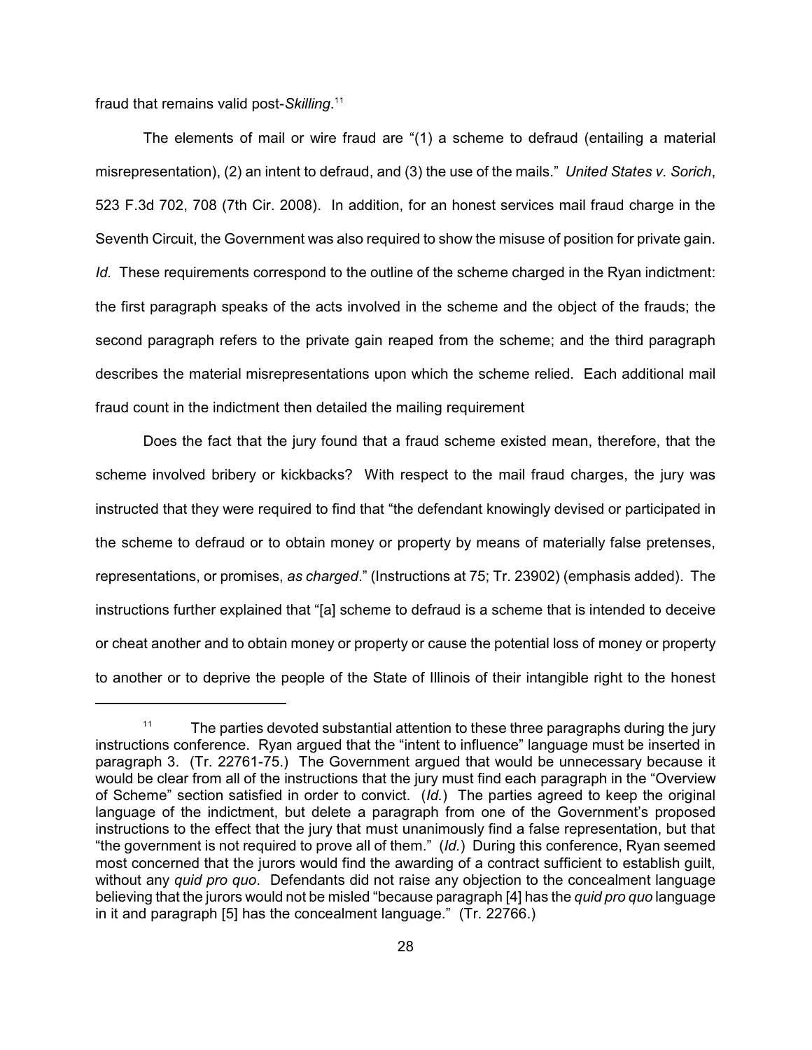fraud that remains valid post-*Skilling*.[11]

The elements of mail or wire fraud are "(1) a scheme to defraud (entailing a material misrepresentation), (2) an intent to defraud, and (3) the use of the mails." *United States v. Sorich*, 523 F.3d 702, 708 (7th Cir. 2008). In addition, for an honest services mail fraud charge in the Seventh Circuit, the Government was also required to show the misuse of position for private gain. *Id.* These requirements correspond to the outline of the scheme charged in the Ryan indictment: the first paragraph speaks of the acts involved in the scheme and the object of the frauds; the second paragraph refers to the private gain reaped from the scheme; and the third paragraph describes the material misrepresentations upon which the scheme relied. Each additional mail fraud count in the indictment then detailed the mailing requirement

Does the fact that the jury found that a fraud scheme existed mean, therefore, that the scheme involved bribery or kickbacks? With respect to the mail fraud charges, the jury was instructed that they were required to find that "the defendant knowingly devised or participated in the scheme to defraud or to obtain money or property by means of materially false pretenses, representations, or promises, *as charged*." (Instructions at 75; Tr. 23902) (emphasis added). The instructions further explained that "[a] scheme to defraud is a scheme that is intended to deceive or cheat another and to obtain money or property or cause the potential loss of money or property to another or to deprive the people of the State of Illinois of their intangible right to the honest

---

[11] The parties devoted substantial attention to these three paragraphs during the jury instructions conference. Ryan argued that the "intent to influence" language must be inserted in paragraph 3. (Tr. 22761-75.) The Government argued that would be unnecessary because it would be clear from all of the instructions that the jury must find each paragraph in the "Overview of Scheme" section satisfied in order to convict. (*Id.*) The parties agreed to keep the original language of the indictment, but delete a paragraph from one of the Government's proposed instructions to the effect that the jury that must unanimously find a false representation, but that "the government is not required to prove all of them." (*Id.*) During this conference, Ryan seemed most concerned that the jurors would find the awarding of a contract sufficient to establish guilt, without any *quid pro quo*. Defendants did not raise any objection to the concealment language believing that the jurors would not be misled "because paragraph [4] has the *quid pro quo* language in it and paragraph [5] has the concealment language." (Tr. 22766.)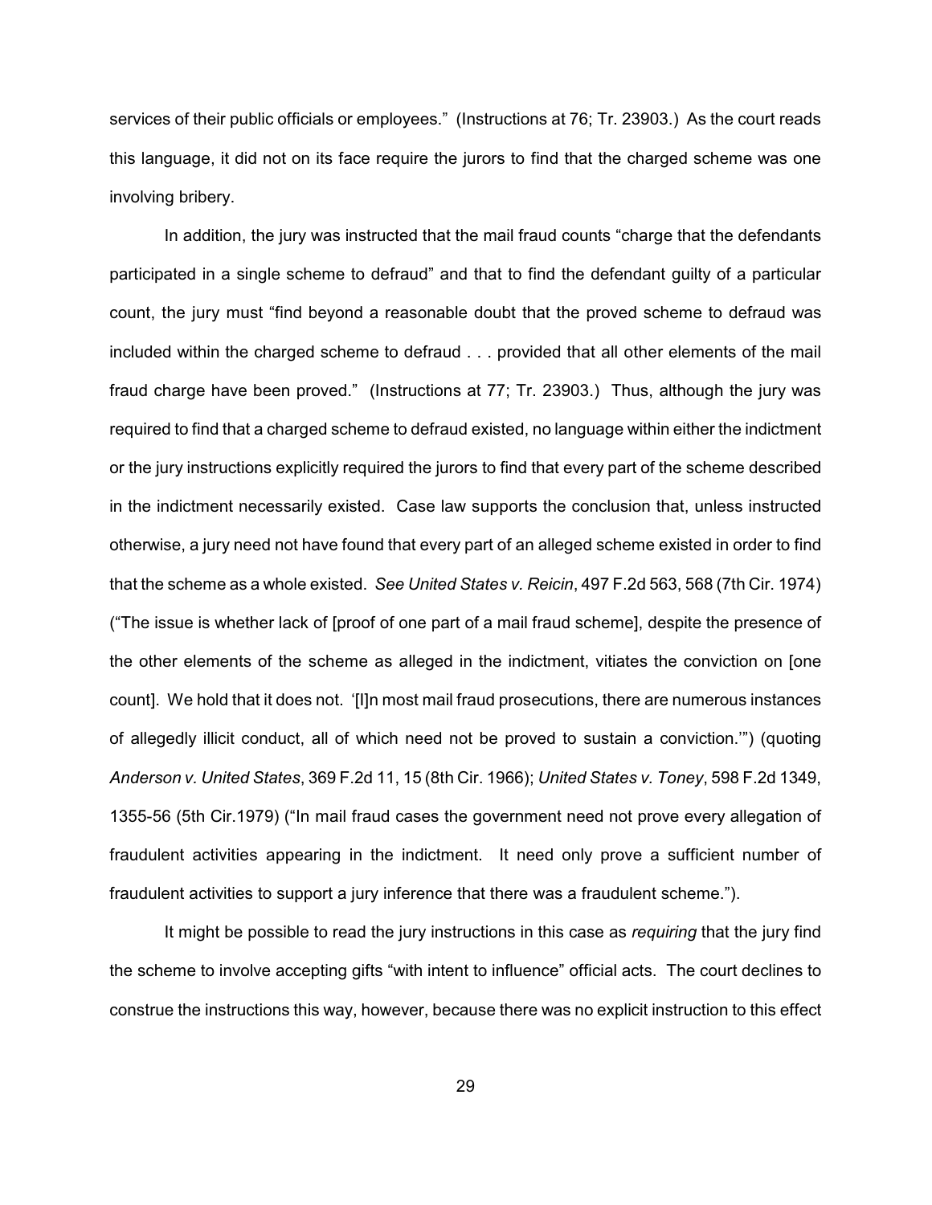services of their public officials or employees." (Instructions at 76; Tr. 23903.) As the court reads this language, it did not on its face require the jurors to find that the charged scheme was one involving bribery.

In addition, the jury was instructed that the mail fraud counts "charge that the defendants participated in a single scheme to defraud" and that to find the defendant guilty of a particular count, the jury must "find beyond a reasonable doubt that the proved scheme to defraud was included within the charged scheme to defraud . . . provided that all other elements of the mail fraud charge have been proved." (Instructions at 77; Tr. 23903.) Thus, although the jury was required to find that a charged scheme to defraud existed, no language within either the indictment or the jury instructions explicitly required the jurors to find that every part of the scheme described in the indictment necessarily existed. Case law supports the conclusion that, unless instructed otherwise, a jury need not have found that every part of an alleged scheme existed in order to find that the scheme as a whole existed. *See United States v. Reicin*, 497 F.2d 563, 568 (7th Cir. 1974) ("The issue is whether lack of [proof of one part of a mail fraud scheme], despite the presence of the other elements of the scheme as alleged in the indictment, vitiates the conviction on [one count]. We hold that it does not. '[I]n most mail fraud prosecutions, there are numerous instances of allegedly illicit conduct, all of which need not be proved to sustain a conviction.'") (quoting *Anderson v. United States*, 369 F.2d 11, 15 (8th Cir. 1966); *United States v. Toney*, 598 F.2d 1349, 1355-56 (5th Cir.1979) ("In mail fraud cases the government need not prove every allegation of fraudulent activities appearing in the indictment. It need only prove a sufficient number of fraudulent activities to support a jury inference that there was a fraudulent scheme.").

It might be possible to read the jury instructions in this case as *requiring* that the jury find the scheme to involve accepting gifts "with intent to influence" official acts. The court declines to construe the instructions this way, however, because there was no explicit instruction to this effect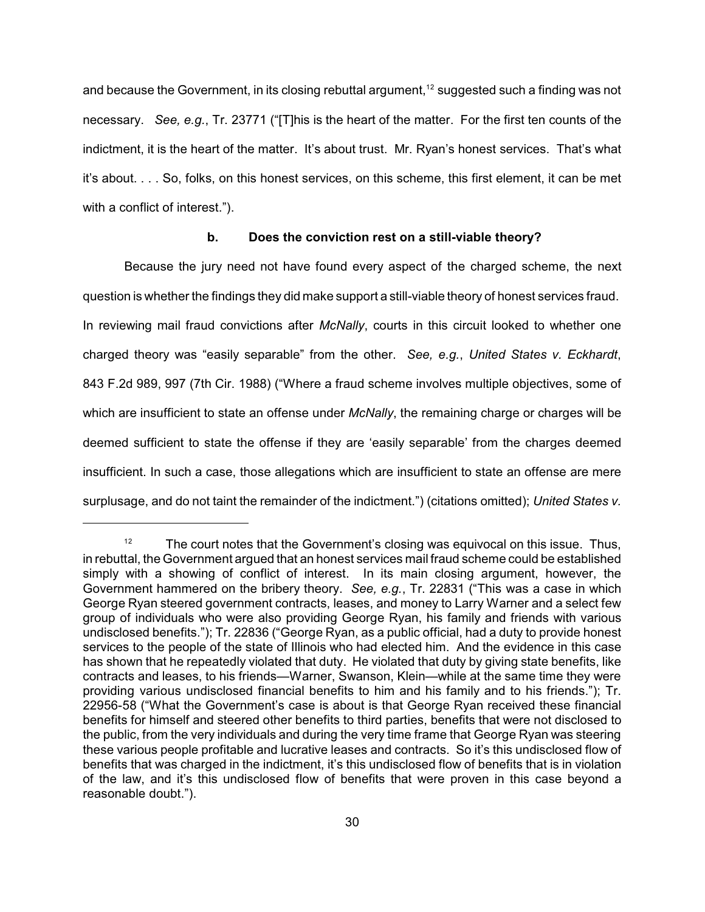and because the Government, in its closing rebuttal argument,[12] suggested such a finding was not necessary. *See, e.g.*, Tr. 23771 ("[T]his is the heart of the matter. For the first ten counts of the indictment, it is the heart of the matter. It's about trust. Mr. Ryan's honest services. That's what it's about. . . . So, folks, on this honest services, on this scheme, this first element, it can be met with a conflict of interest.").

### b. Does the conviction rest on a still-viable theory?

Because the jury need not have found every aspect of the charged scheme, the next question is whether the findings they did make support a still-viable theory of honest services fraud. In reviewing mail fraud convictions after *McNally*, courts in this circuit looked to whether one charged theory was "easily separable" from the other. *See, e.g.*, *United States v. Eckhardt*, 843 F.2d 989, 997 (7th Cir. 1988) ("Where a fraud scheme involves multiple objectives, some of which are insufficient to state an offense under *McNally*, the remaining charge or charges will be deemed sufficient to state the offense if they are 'easily separable' from the charges deemed insufficient. In such a case, those allegations which are insufficient to state an offense are mere surplusage, and do not taint the remainder of the indictment.") (citations omitted); *United States v.*

---

[12] The court notes that the Government's closing was equivocal on this issue. Thus, in rebuttal, the Government argued that an honest services mail fraud scheme could be established simply with a showing of conflict of interest. In its main closing argument, however, the Government hammered on the bribery theory. *See, e.g.*, Tr. 22831 ("This was a case in which George Ryan steered government contracts, leases, and money to Larry Warner and a select few group of individuals who were also providing George Ryan, his family and friends with various undisclosed benefits."); Tr. 22836 ("George Ryan, as a public official, had a duty to provide honest services to the people of the state of Illinois who had elected him. And the evidence in this case has shown that he repeatedly violated that duty. He violated that duty by giving state benefits, like contracts and leases, to his friends—Warner, Swanson, Klein—while at the same time they were providing various undisclosed financial benefits to him and his family and to his friends."); Tr. 22956-58 ("What the Government's case is about is that George Ryan received these financial benefits for himself and steered other benefits to third parties, benefits that were not disclosed to the public, from the very individuals and during the very time frame that George Ryan was steering these various people profitable and lucrative leases and contracts. So it's this undisclosed flow of benefits that was charged in the indictment, it's this undisclosed flow of benefits that is in violation of the law, and it's this undisclosed flow of benefits that were proven in this case beyond a reasonable doubt.").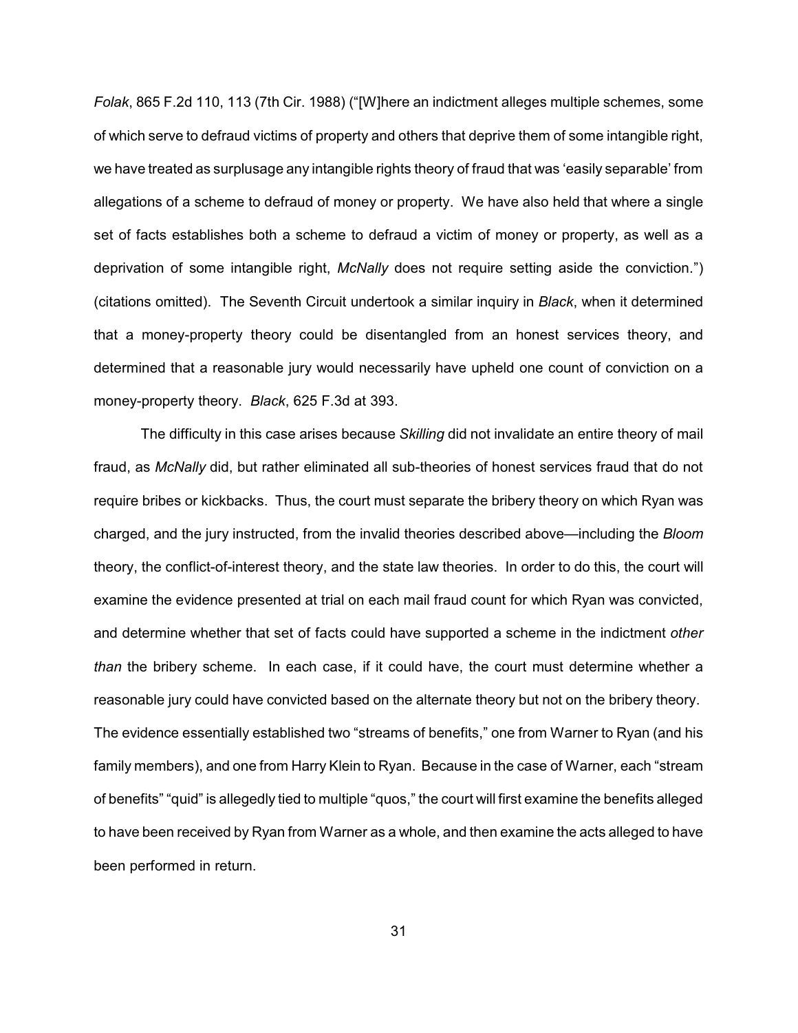*Folak*, 865 F.2d 110, 113 (7th Cir. 1988) ("[W]here an indictment alleges multiple schemes, some of which serve to defraud victims of property and others that deprive them of some intangible right, we have treated as surplusage any intangible rights theory of fraud that was 'easily separable' from allegations of a scheme to defraud of money or property. We have also held that where a single set of facts establishes both a scheme to defraud a victim of money or property, as well as a deprivation of some intangible right, *McNally* does not require setting aside the conviction.") (citations omitted). The Seventh Circuit undertook a similar inquiry in *Black*, when it determined that a money-property theory could be disentangled from an honest services theory, and determined that a reasonable jury would necessarily have upheld one count of conviction on a money-property theory. *Black*, 625 F.3d at 393.

The difficulty in this case arises because *Skilling* did not invalidate an entire theory of mail fraud, as *McNally* did, but rather eliminated all sub-theories of honest services fraud that do not require bribes or kickbacks. Thus, the court must separate the bribery theory on which Ryan was charged, and the jury instructed, from the invalid theories described above—including the *Bloom* theory, the conflict-of-interest theory, and the state law theories. In order to do this, the court will examine the evidence presented at trial on each mail fraud count for which Ryan was convicted, and determine whether that set of facts could have supported a scheme in the indictment *other than* the bribery scheme. In each case, if it could have, the court must determine whether a reasonable jury could have convicted based on the alternate theory but not on the bribery theory. The evidence essentially established two "streams of benefits," one from Warner to Ryan (and his family members), and one from Harry Klein to Ryan. Because in the case of Warner, each "stream of benefits" "quid" is allegedly tied to multiple "quos," the court will first examine the benefits alleged to have been received by Ryan from Warner as a whole, and then examine the acts alleged to have been performed in return.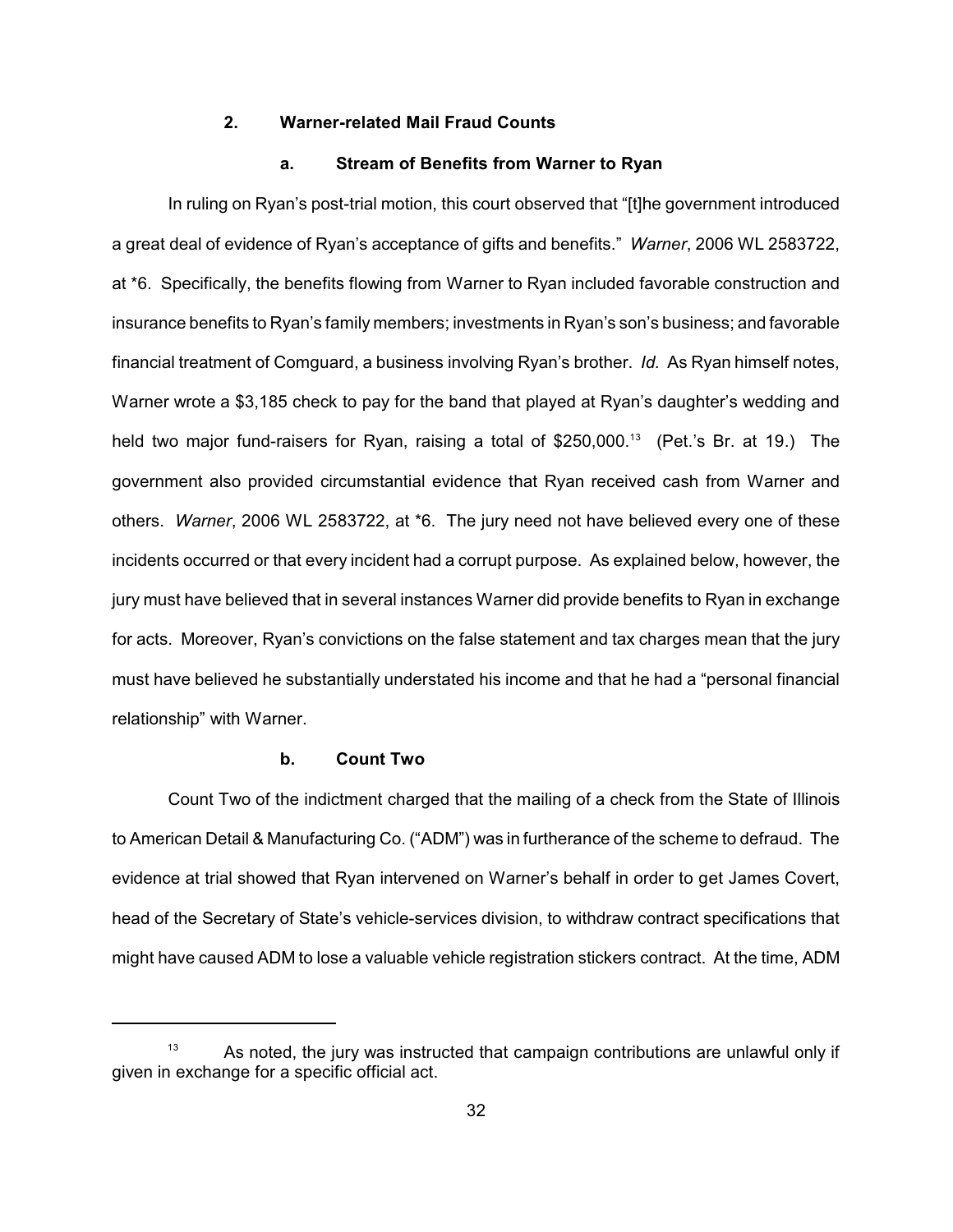### 2. Warner-related Mail Fraud Counts

#### a. Stream of Benefits from Warner to Ryan

In ruling on Ryan's post-trial motion, this court observed that "[t]he government introduced a great deal of evidence of Ryan's acceptance of gifts and benefits." *Warner*, 2006 WL 2583722, at *6. Specifically, the benefits flowing from Warner to Ryan included favorable construction and insurance benefits to Ryan's family members; investments in Ryan's son's business; and favorable financial treatment of Comguard, a business involving Ryan's brother. *Id.* As Ryan himself notes, Warner wrote a $3,185 check to pay for the band that played at Ryan's daughter's wedding and held two major fund-raisers for Ryan, raising a total of $250,000.[13] (Pet.'s Br. at 19.) The government also provided circumstantial evidence that Ryan received cash from Warner and others. *Warner*, 2006 WL 2583722, at *6. The jury need not have believed every one of these incidents occurred or that every incident had a corrupt purpose. As explained below, however, the jury must have believed that in several instances Warner did provide benefits to Ryan in exchange for acts. Moreover, Ryan's convictions on the false statement and tax charges mean that the jury must have believed he substantially understated his income and that he had a "personal financial relationship" with Warner.

#### b. Count Two

Count Two of the indictment charged that the mailing of a check from the State of Illinois to American Detail & Manufacturing Co. ("ADM") was in furtherance of the scheme to defraud. The evidence at trial showed that Ryan intervened on Warner's behalf in order to get James Covert, head of the Secretary of State's vehicle-services division, to withdraw contract specifications that might have caused ADM to lose a valuable vehicle registration stickers contract. At the time, ADM

---

[13] As noted, the jury was instructed that campaign contributions are unlawful only if given in exchange for a specific official act.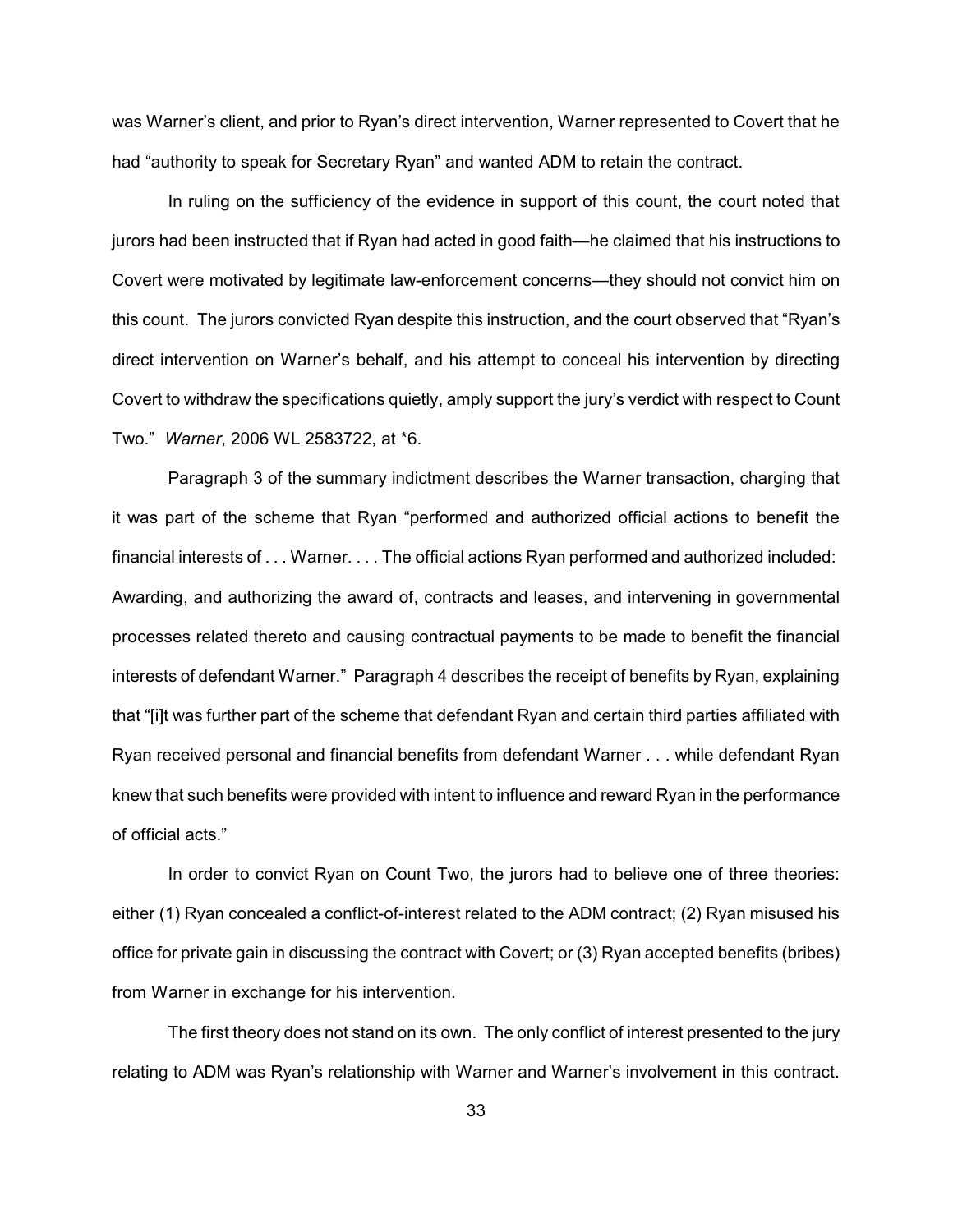was Warner's client, and prior to Ryan's direct intervention, Warner represented to Covert that he had "authority to speak for Secretary Ryan" and wanted ADM to retain the contract.

In ruling on the sufficiency of the evidence in support of this count, the court noted that jurors had been instructed that if Ryan had acted in good faith—he claimed that his instructions to Covert were motivated by legitimate law-enforcement concerns—they should not convict him on this count. The jurors convicted Ryan despite this instruction, and the court observed that "Ryan's direct intervention on Warner's behalf, and his attempt to conceal his intervention by directing Covert to withdraw the specifications quietly, amply support the jury's verdict with respect to Count Two." *Warner*, 2006 WL 2583722, at *6.

Paragraph 3 of the summary indictment describes the Warner transaction, charging that it was part of the scheme that Ryan "performed and authorized official actions to benefit the financial interests of . . . Warner. . . . The official actions Ryan performed and authorized included: Awarding, and authorizing the award of, contracts and leases, and intervening in governmental processes related thereto and causing contractual payments to be made to benefit the financial interests of defendant Warner." Paragraph 4 describes the receipt of benefits by Ryan, explaining that "[i]t was further part of the scheme that defendant Ryan and certain third parties affiliated with Ryan received personal and financial benefits from defendant Warner . . . while defendant Ryan knew that such benefits were provided with intent to influence and reward Ryan in the performance of official acts."

In order to convict Ryan on Count Two, the jurors had to believe one of three theories: either (1) Ryan concealed a conflict-of-interest related to the ADM contract; (2) Ryan misused his office for private gain in discussing the contract with Covert; or (3) Ryan accepted benefits (bribes) from Warner in exchange for his intervention.

The first theory does not stand on its own. The only conflict of interest presented to the jury relating to ADM was Ryan's relationship with Warner and Warner's involvement in this contract.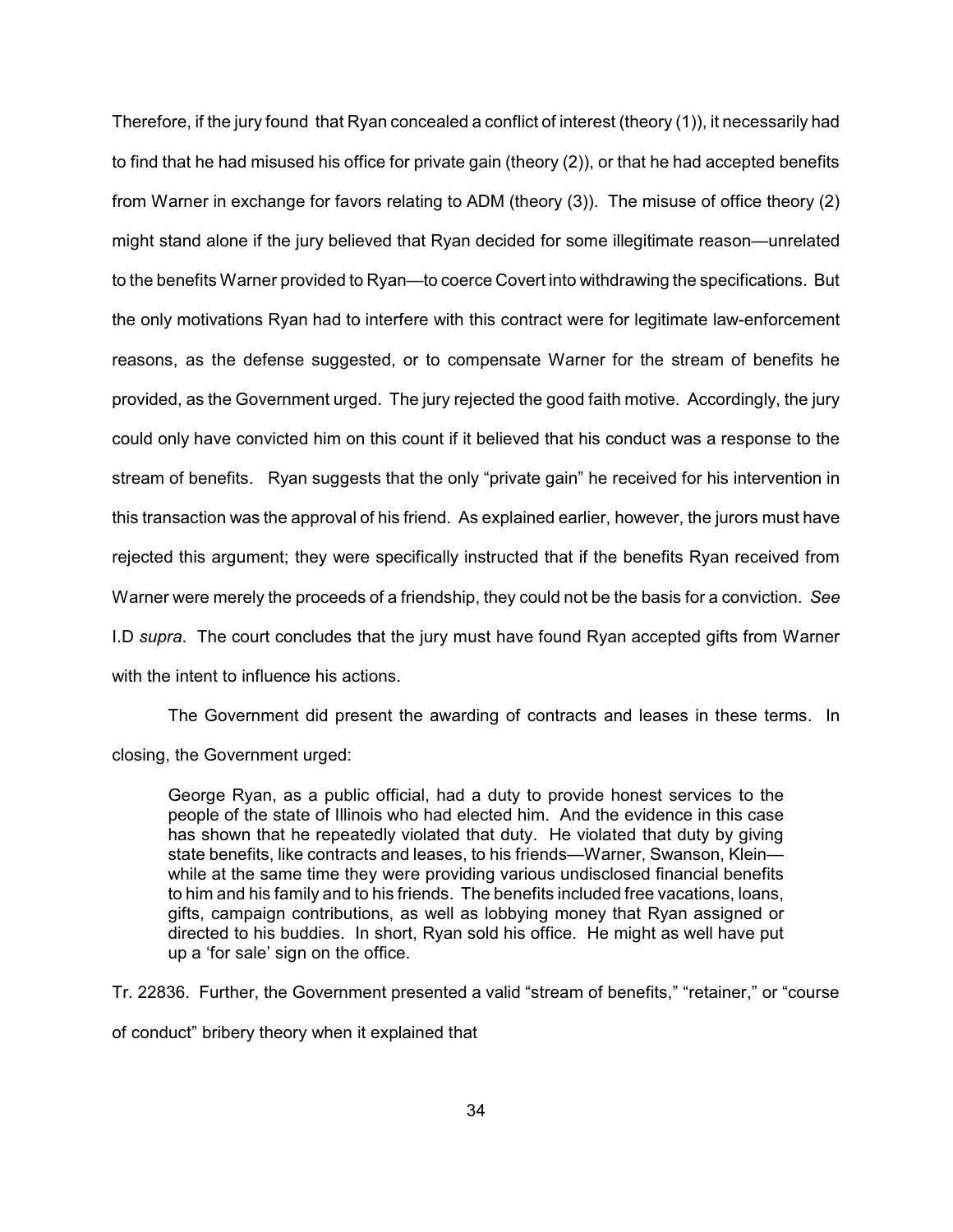Therefore, if the jury found that Ryan concealed a conflict of interest (theory (1)), it necessarily had to find that he had misused his office for private gain (theory (2)), or that he had accepted benefits from Warner in exchange for favors relating to ADM (theory (3)). The misuse of office theory (2) might stand alone if the jury believed that Ryan decided for some illegitimate reason—unrelated to the benefits Warner provided to Ryan—to coerce Covert into withdrawing the specifications. But the only motivations Ryan had to interfere with this contract were for legitimate law-enforcement reasons, as the defense suggested, or to compensate Warner for the stream of benefits he provided, as the Government urged. The jury rejected the good faith motive. Accordingly, the jury could only have convicted him on this count if it believed that his conduct was a response to the stream of benefits. Ryan suggests that the only "private gain" he received for his intervention in this transaction was the approval of his friend. As explained earlier, however, the jurors must have rejected this argument; they were specifically instructed that if the benefits Ryan received from Warner were merely the proceeds of a friendship, they could not be the basis for a conviction. *See* I.D *supra*. The court concludes that the jury must have found Ryan accepted gifts from Warner with the intent to influence his actions.

The Government did present the awarding of contracts and leases in these terms. In closing, the Government urged:

> George Ryan, as a public official, had a duty to provide honest services to the people of the state of Illinois who had elected him. And the evidence in this case has shown that he repeatedly violated that duty. He violated that duty by giving state benefits, like contracts and leases, to his friends—Warner, Swanson, Klein—while at the same time they were providing various undisclosed financial benefits to him and his family and to his friends. The benefits included free vacations, loans, gifts, campaign contributions, as well as lobbying money that Ryan assigned or directed to his buddies. In short, Ryan sold his office. He might as well have put up a 'for sale' sign on the office.

Tr. 22836. Further, the Government presented a valid "stream of benefits," "retainer," or "course of conduct" bribery theory when it explained that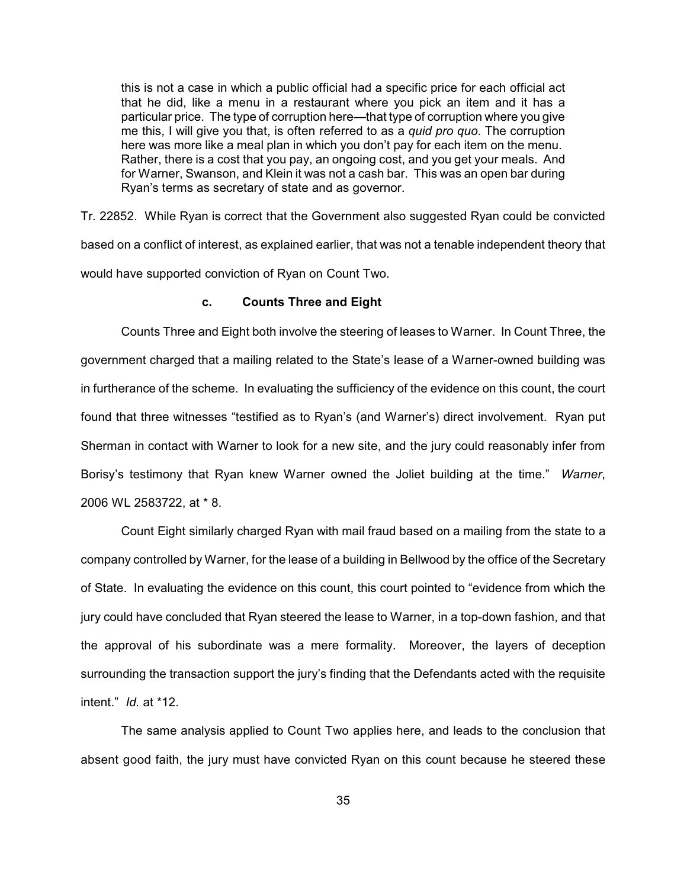> this is not a case in which a public official had a specific price for each official act that he did, like a menu in a restaurant where you pick an item and it has a particular price. The type of corruption here—that type of corruption where you give me this, I will give you that, is often referred to as a *quid pro quo*. The corruption here was more like a meal plan in which you don't pay for each item on the menu. Rather, there is a cost that you pay, an ongoing cost, and you get your meals. And for Warner, Swanson, and Klein it was not a cash bar. This was an open bar during Ryan's terms as secretary of state and as governor.

Tr. 22852. While Ryan is correct that the Government also suggested Ryan could be convicted based on a conflict of interest, as explained earlier, that was not a tenable independent theory that would have supported conviction of Ryan on Count Two.

#### c. Counts Three and Eight

Counts Three and Eight both involve the steering of leases to Warner. In Count Three, the government charged that a mailing related to the State's lease of a Warner-owned building was in furtherance of the scheme. In evaluating the sufficiency of the evidence on this count, the court found that three witnesses "testified as to Ryan's (and Warner's) direct involvement. Ryan put Sherman in contact with Warner to look for a new site, and the jury could reasonably infer from Borisy's testimony that Ryan knew Warner owned the Joliet building at the time." *Warner*, 2006 WL 2583722, at * 8.

Count Eight similarly charged Ryan with mail fraud based on a mailing from the state to a company controlled by Warner, for the lease of a building in Bellwood by the office of the Secretary of State. In evaluating the evidence on this count, this court pointed to "evidence from which the jury could have concluded that Ryan steered the lease to Warner, in a top-down fashion, and that the approval of his subordinate was a mere formality. Moreover, the layers of deception surrounding the transaction support the jury's finding that the Defendants acted with the requisite intent." *Id.* at *12.

The same analysis applied to Count Two applies here, and leads to the conclusion that absent good faith, the jury must have convicted Ryan on this count because he steered these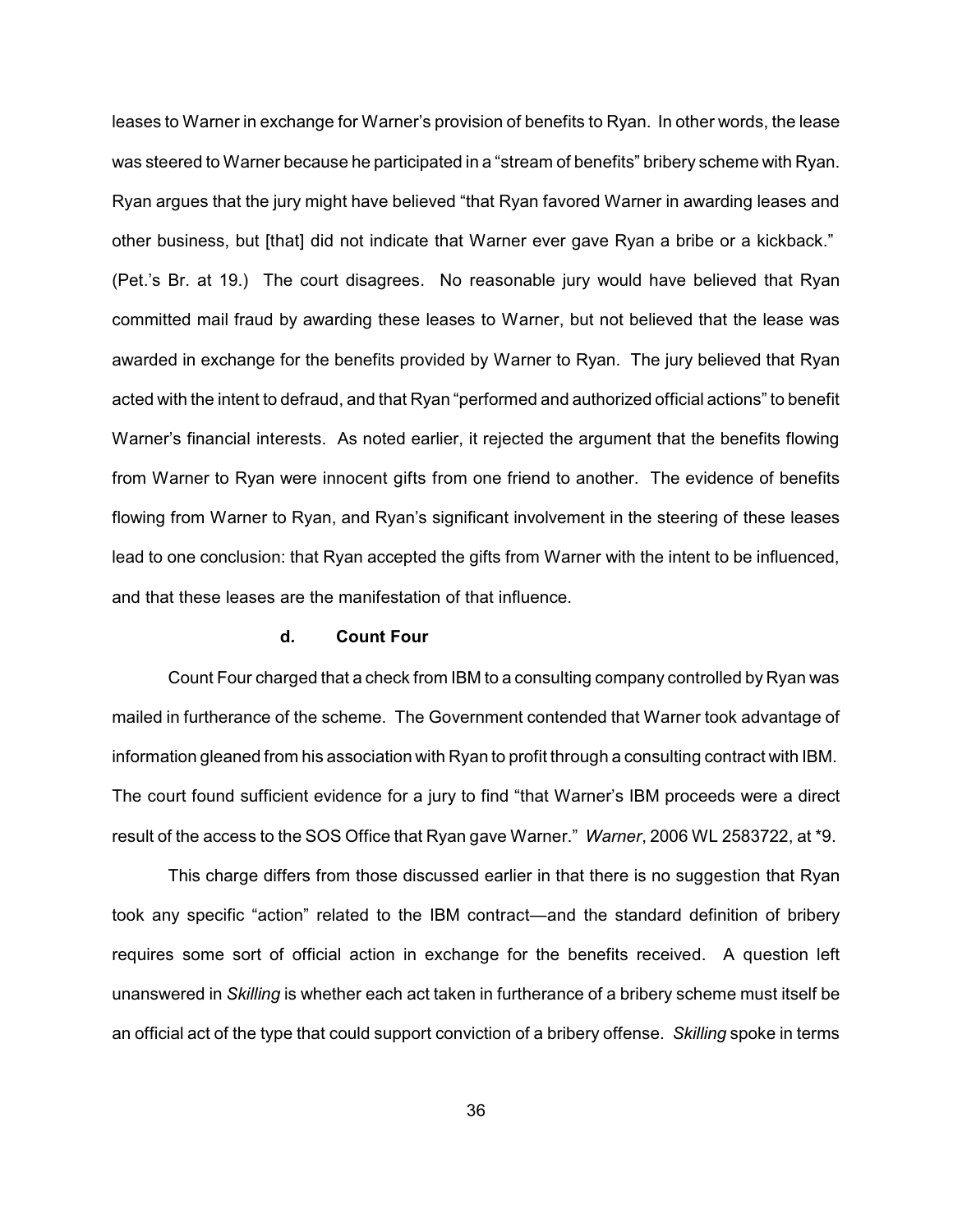leases to Warner in exchange for Warner's provision of benefits to Ryan. In other words, the lease was steered to Warner because he participated in a "stream of benefits" bribery scheme with Ryan. Ryan argues that the jury might have believed "that Ryan favored Warner in awarding leases and other business, but [that] did not indicate that Warner ever gave Ryan a bribe or a kickback." (Pet.'s Br. at 19.) The court disagrees. No reasonable jury would have believed that Ryan committed mail fraud by awarding these leases to Warner, but not believed that the lease was awarded in exchange for the benefits provided by Warner to Ryan. The jury believed that Ryan acted with the intent to defraud, and that Ryan "performed and authorized official actions" to benefit Warner's financial interests. As noted earlier, it rejected the argument that the benefits flowing from Warner to Ryan were innocent gifts from one friend to another. The evidence of benefits flowing from Warner to Ryan, and Ryan's significant involvement in the steering of these leases lead to one conclusion: that Ryan accepted the gifts from Warner with the intent to be influenced, and that these leases are the manifestation of that influence.

#### d. Count Four

Count Four charged that a check from IBM to a consulting company controlled by Ryan was mailed in furtherance of the scheme. The Government contended that Warner took advantage of information gleaned from his association with Ryan to profit through a consulting contract with IBM. The court found sufficient evidence for a jury to find "that Warner's IBM proceeds were a direct result of the access to the SOS Office that Ryan gave Warner." *Warner*, 2006 WL 2583722, at *9.

This charge differs from those discussed earlier in that there is no suggestion that Ryan took any specific "action" related to the IBM contract—and the standard definition of bribery requires some sort of official action in exchange for the benefits received. A question left unanswered in *Skilling* is whether each act taken in furtherance of a bribery scheme must itself be an official act of the type that could support conviction of a bribery offense. *Skilling* spoke in terms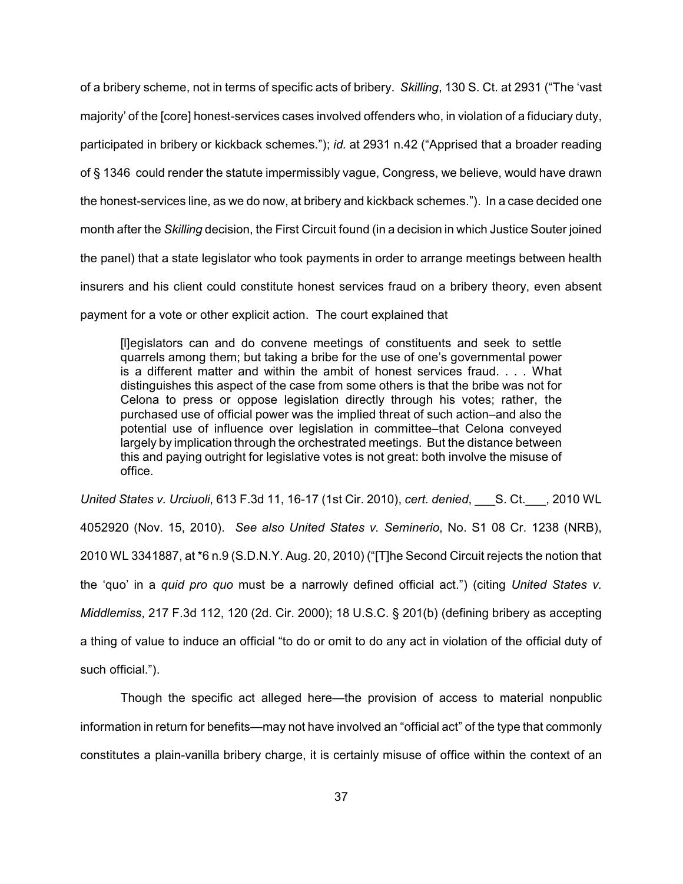of a bribery scheme, not in terms of specific acts of bribery. *Skilling*, 130 S. Ct. at 2931 ("The 'vast majority' of the [core] honest-services cases involved offenders who, in violation of a fiduciary duty, participated in bribery or kickback schemes."); *id.* at 2931 n.42 ("Apprised that a broader reading of § 1346 could render the statute impermissibly vague, Congress, we believe, would have drawn the honest-services line, as we do now, at bribery and kickback schemes."). In a case decided one month after the *Skilling* decision, the First Circuit found (in a decision in which Justice Souter joined the panel) that a state legislator who took payments in order to arrange meetings between health insurers and his client could constitute honest services fraud on a bribery theory, even absent payment for a vote or other explicit action. The court explained that

> [l]egislators can and do convene meetings of constituents and seek to settle quarrels among them; but taking a bribe for the use of one's governmental power is a different matter and within the ambit of honest services fraud. . . . What distinguishes this aspect of the case from some others is that the bribe was not for Celona to press or oppose legislation directly through his votes; rather, the purchased use of official power was the implied threat of such action–and also the potential use of influence over legislation in committee–that Celona conveyed largely by implication through the orchestrated meetings. But the distance between this and paying outright for legislative votes is not great: both involve the misuse of office.

*United States v. Urciuoli*, 613 F.3d 11, 16-17 (1st Cir. 2010), *cert. denied*, ___S. Ct.___, 2010 WL 4052920 (Nov. 15, 2010). *See also United States v. Seminerio*, No. S1 08 Cr. 1238 (NRB), 2010 WL 3341887, at *6 n.9 (S.D.N.Y. Aug. 20, 2010) ("[T]he Second Circuit rejects the notion that the 'quo' in a *quid pro quo* must be a narrowly defined official act.") (citing *United States v. Middlemiss*, 217 F.3d 112, 120 (2d. Cir. 2000); 18 U.S.C. § 201(b) (defining bribery as accepting a thing of value to induce an official "to do or omit to do any act in violation of the official duty of such official.").

Though the specific act alleged here—the provision of access to material nonpublic information in return for benefits—may not have involved an "official act" of the type that commonly constitutes a plain-vanilla bribery charge, it is certainly misuse of office within the context of an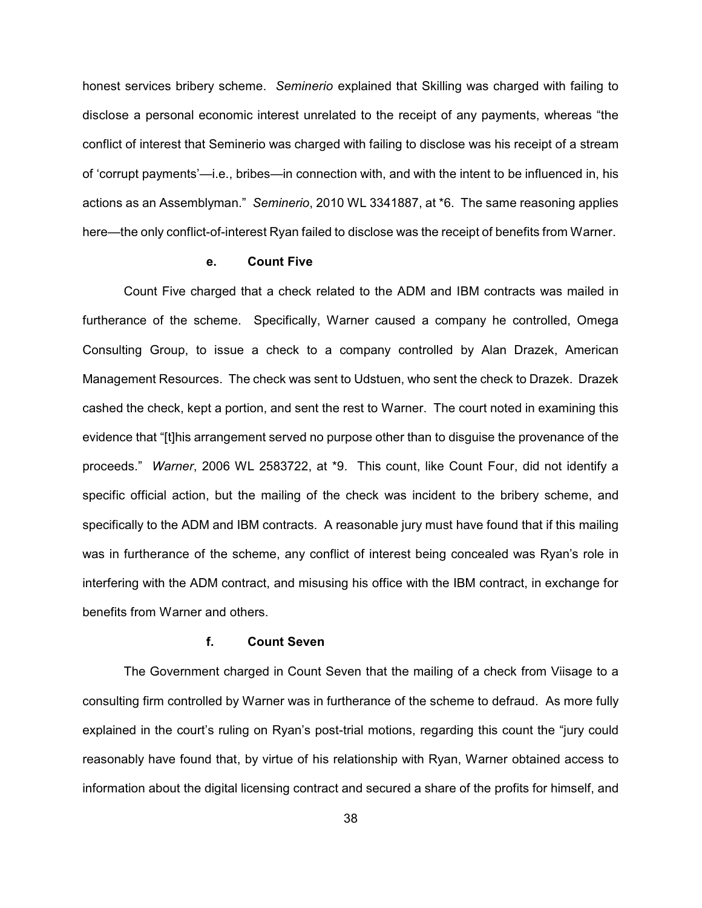honest services bribery scheme. *Seminerio* explained that Skilling was charged with failing to disclose a personal economic interest unrelated to the receipt of any payments, whereas "the conflict of interest that Seminerio was charged with failing to disclose was his receipt of a stream of 'corrupt payments'—i.e., bribes—in connection with, and with the intent to be influenced in, his actions as an Assemblyman." *Seminerio*, 2010 WL 3341887, at *6. The same reasoning applies here—the only conflict-of-interest Ryan failed to disclose was the receipt of benefits from Warner.

#### e. Count Five

Count Five charged that a check related to the ADM and IBM contracts was mailed in furtherance of the scheme. Specifically, Warner caused a company he controlled, Omega Consulting Group, to issue a check to a company controlled by Alan Drazek, American Management Resources. The check was sent to Udstuen, who sent the check to Drazek. Drazek cashed the check, kept a portion, and sent the rest to Warner. The court noted in examining this evidence that "[t]his arrangement served no purpose other than to disguise the provenance of the proceeds." *Warner*, 2006 WL 2583722, at *9. This count, like Count Four, did not identify a specific official action, but the mailing of the check was incident to the bribery scheme, and specifically to the ADM and IBM contracts. A reasonable jury must have found that if this mailing was in furtherance of the scheme, any conflict of interest being concealed was Ryan's role in interfering with the ADM contract, and misusing his office with the IBM contract, in exchange for benefits from Warner and others.

#### f. Count Seven

The Government charged in Count Seven that the mailing of a check from Viisage to a consulting firm controlled by Warner was in furtherance of the scheme to defraud. As more fully explained in the court's ruling on Ryan's post-trial motions, regarding this count the "jury could reasonably have found that, by virtue of his relationship with Ryan, Warner obtained access to information about the digital licensing contract and secured a share of the profits for himself, and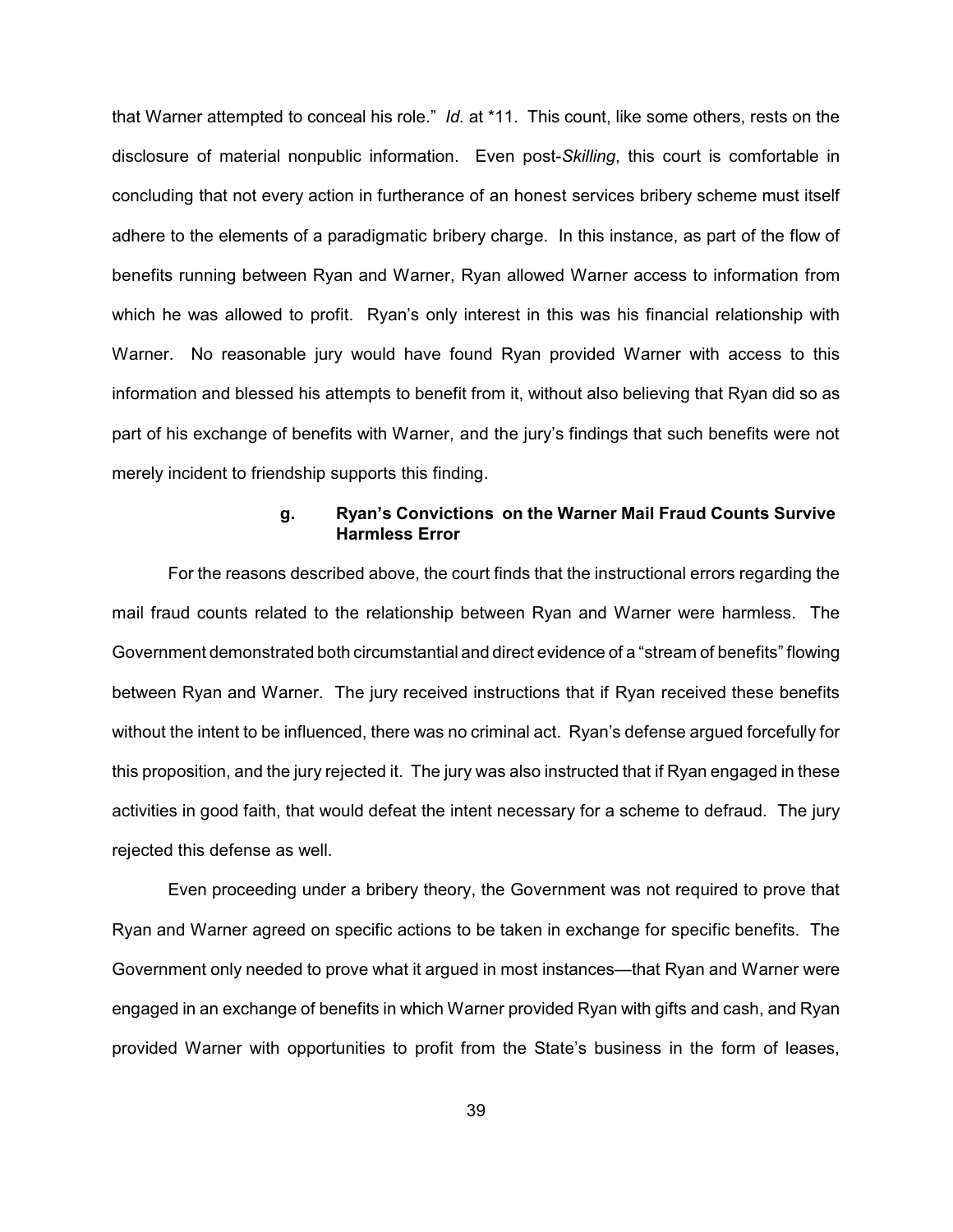that Warner attempted to conceal his role." *Id.* at *11. This count, like some others, rests on the disclosure of material nonpublic information. Even post-*Skilling*, this court is comfortable in concluding that not every action in furtherance of an honest services bribery scheme must itself adhere to the elements of a paradigmatic bribery charge. In this instance, as part of the flow of benefits running between Ryan and Warner, Ryan allowed Warner access to information from which he was allowed to profit. Ryan's only interest in this was his financial relationship with Warner. No reasonable jury would have found Ryan provided Warner with access to this information and blessed his attempts to benefit from it, without also believing that Ryan did so as part of his exchange of benefits with Warner, and the jury's findings that such benefits were not merely incident to friendship supports this finding.

#### g. Ryan's Convictions on the Warner Mail Fraud Counts Survive Harmless Error

For the reasons described above, the court finds that the instructional errors regarding the mail fraud counts related to the relationship between Ryan and Warner were harmless. The Government demonstrated both circumstantial and direct evidence of a "stream of benefits" flowing between Ryan and Warner. The jury received instructions that if Ryan received these benefits without the intent to be influenced, there was no criminal act. Ryan's defense argued forcefully for this proposition, and the jury rejected it. The jury was also instructed that if Ryan engaged in these activities in good faith, that would defeat the intent necessary for a scheme to defraud. The jury rejected this defense as well.

Even proceeding under a bribery theory, the Government was not required to prove that Ryan and Warner agreed on specific actions to be taken in exchange for specific benefits. The Government only needed to prove what it argued in most instances—that Ryan and Warner were engaged in an exchange of benefits in which Warner provided Ryan with gifts and cash, and Ryan provided Warner with opportunities to profit from the State's business in the form of leases,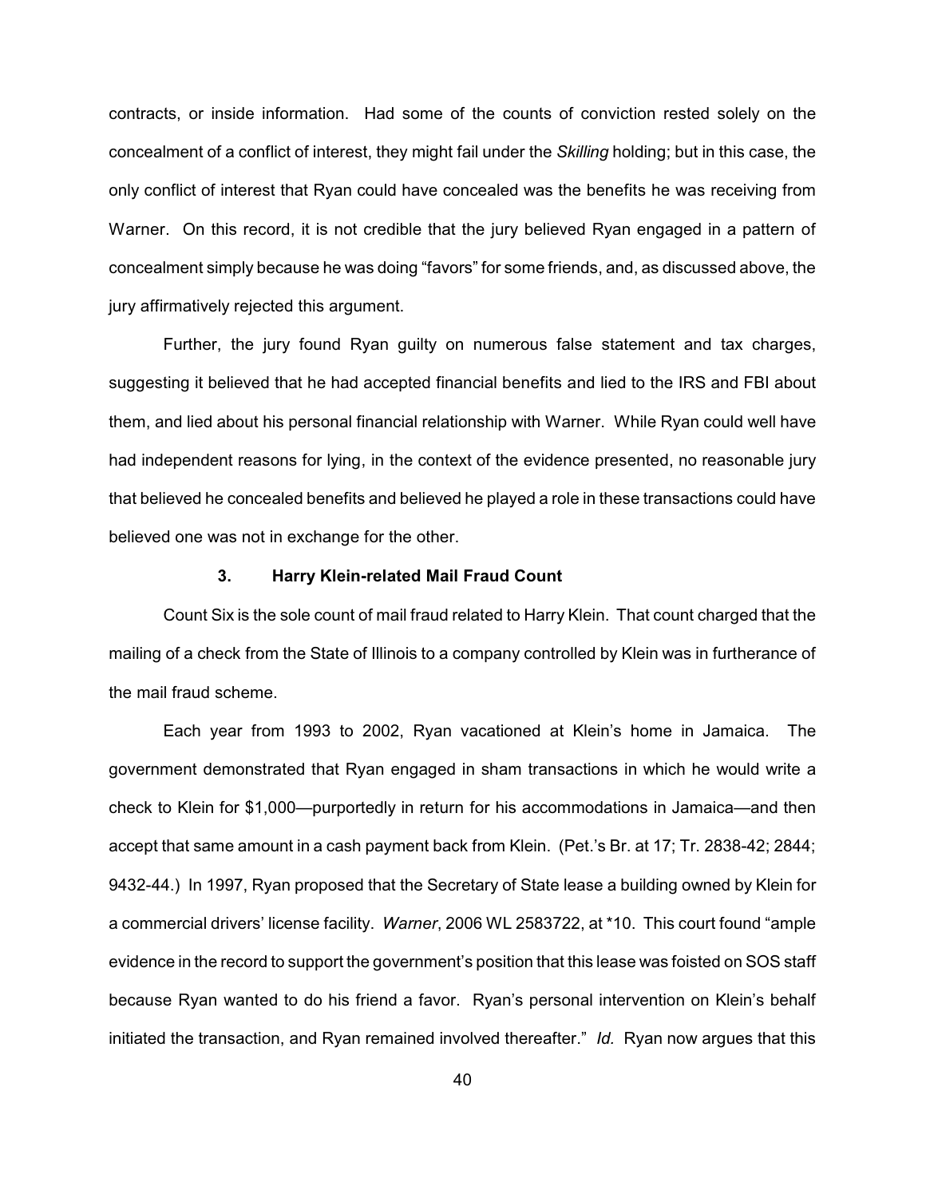contracts, or inside information. Had some of the counts of conviction rested solely on the concealment of a conflict of interest, they might fail under the *Skilling* holding; but in this case, the only conflict of interest that Ryan could have concealed was the benefits he was receiving from Warner. On this record, it is not credible that the jury believed Ryan engaged in a pattern of concealment simply because he was doing "favors" for some friends, and, as discussed above, the jury affirmatively rejected this argument.

Further, the jury found Ryan guilty on numerous false statement and tax charges, suggesting it believed that he had accepted financial benefits and lied to the IRS and FBI about them, and lied about his personal financial relationship with Warner. While Ryan could well have had independent reasons for lying, in the context of the evidence presented, no reasonable jury that believed he concealed benefits and believed he played a role in these transactions could have believed one was not in exchange for the other.

### 3. Harry Klein-related Mail Fraud Count

Count Six is the sole count of mail fraud related to Harry Klein. That count charged that the mailing of a check from the State of Illinois to a company controlled by Klein was in furtherance of the mail fraud scheme.

Each year from 1993 to 2002, Ryan vacationed at Klein's home in Jamaica. The government demonstrated that Ryan engaged in sham transactions in which he would write a check to Klein for $1,000—purportedly in return for his accommodations in Jamaica—and then accept that same amount in a cash payment back from Klein. (Pet.'s Br. at 17; Tr. 2838-42; 2844; 9432-44.) In 1997, Ryan proposed that the Secretary of State lease a building owned by Klein for a commercial drivers' license facility. *Warner*, 2006 WL 2583722, at *10. This court found "ample evidence in the record to support the government's position that this lease was foisted on SOS staff because Ryan wanted to do his friend a favor. Ryan's personal intervention on Klein's behalf initiated the transaction, and Ryan remained involved thereafter." *Id.* Ryan now argues that this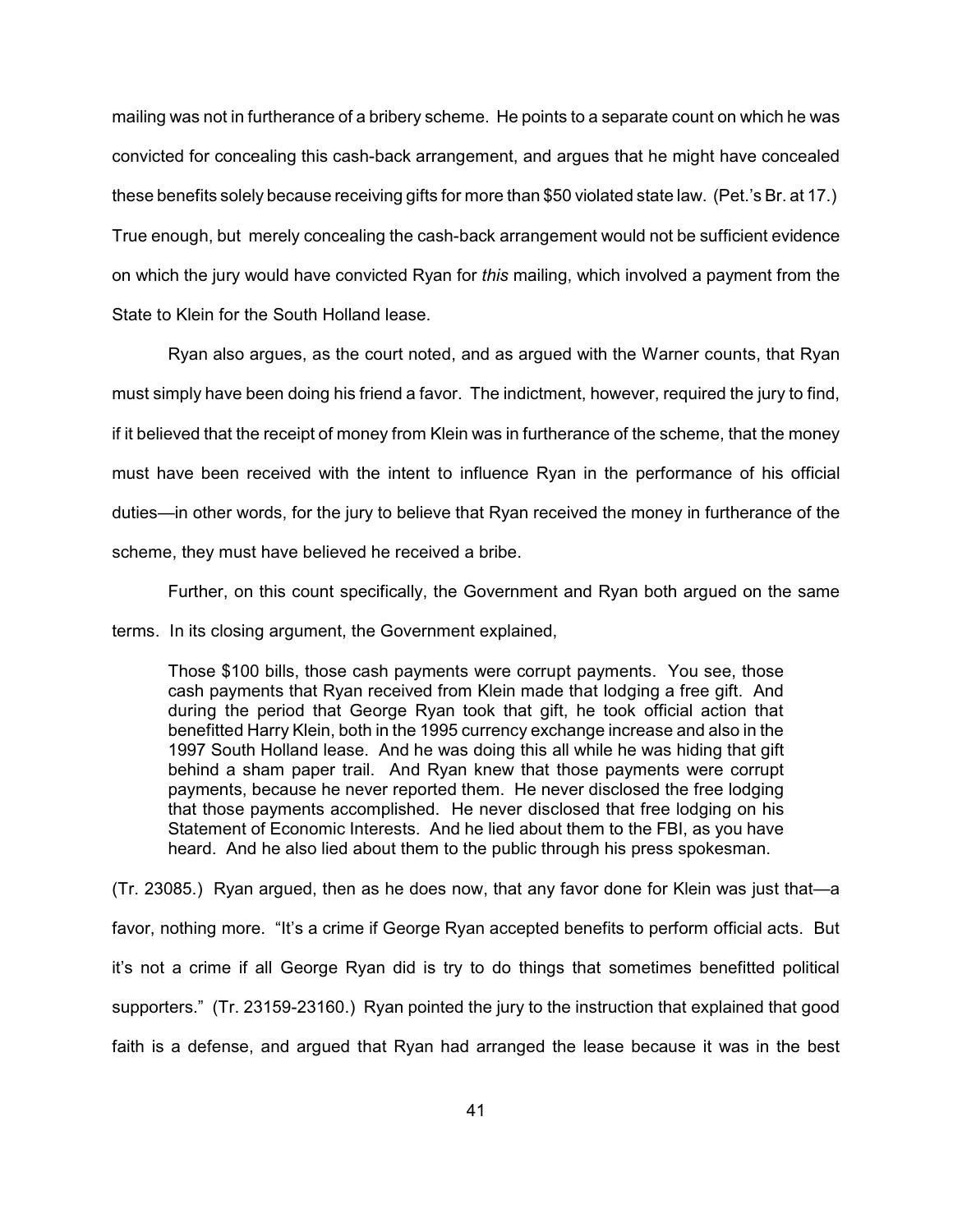mailing was not in furtherance of a bribery scheme. He points to a separate count on which he was convicted for concealing this cash-back arrangement, and argues that he might have concealed these benefits solely because receiving gifts for more than $50 violated state law. (Pet.'s Br. at 17.) True enough, but merely concealing the cash-back arrangement would not be sufficient evidence on which the jury would have convicted Ryan for *this* mailing, which involved a payment from the State to Klein for the South Holland lease.

Ryan also argues, as the court noted, and as argued with the Warner counts, that Ryan must simply have been doing his friend a favor. The indictment, however, required the jury to find, if it believed that the receipt of money from Klein was in furtherance of the scheme, that the money must have been received with the intent to influence Ryan in the performance of his official duties—in other words, for the jury to believe that Ryan received the money in furtherance of the scheme, they must have believed he received a bribe.

Further, on this count specifically, the Government and Ryan both argued on the same terms. In its closing argument, the Government explained,

> Those $100 bills, those cash payments were corrupt payments. You see, those cash payments that Ryan received from Klein made that lodging a free gift. And during the period that George Ryan took that gift, he took official action that benefitted Harry Klein, both in the 1995 currency exchange increase and also in the 1997 South Holland lease. And he was doing this all while he was hiding that gift behind a sham paper trail. And Ryan knew that those payments were corrupt payments, because he never reported them. He never disclosed the free lodging that those payments accomplished. He never disclosed that free lodging on his Statement of Economic Interests. And he lied about them to the FBI, as you have heard. And he also lied about them to the public through his press spokesman.

(Tr. 23085.) Ryan argued, then as he does now, that any favor done for Klein was just that—a favor, nothing more. "It's a crime if George Ryan accepted benefits to perform official acts. But it's not a crime if all George Ryan did is try to do things that sometimes benefitted political supporters." (Tr. 23159-23160.) Ryan pointed the jury to the instruction that explained that good faith is a defense, and argued that Ryan had arranged the lease because it was in the best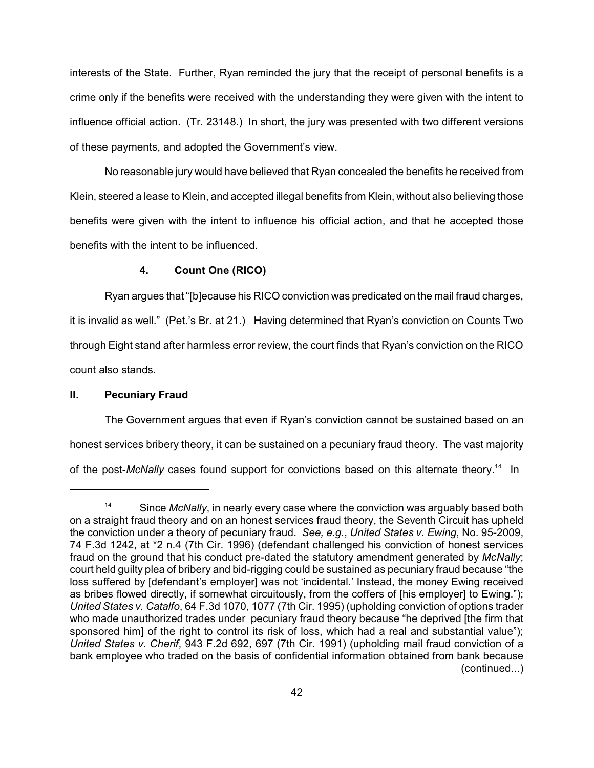interests of the State. Further, Ryan reminded the jury that the receipt of personal benefits is a crime only if the benefits were received with the understanding they were given with the intent to influence official action. (Tr. 23148.) In short, the jury was presented with two different versions of these payments, and adopted the Government's view.

No reasonable jury would have believed that Ryan concealed the benefits he received from Klein, steered a lease to Klein, and accepted illegal benefits from Klein, without also believing those benefits were given with the intent to influence his official action, and that he accepted those benefits with the intent to be influenced.

### 4. Count One (RICO)

Ryan argues that "[b]ecause his RICO conviction was predicated on the mail fraud charges, it is invalid as well." (Pet.'s Br. at 21.) Having determined that Ryan's conviction on Counts Two through Eight stand after harmless error review, the court finds that Ryan's conviction on the RICO count also stands.

## II. Pecuniary Fraud

The Government argues that even if Ryan's conviction cannot be sustained based on an honest services bribery theory, it can be sustained on a pecuniary fraud theory. The vast majority of the post-*McNally* cases found support for convictions based on this alternate theory.[14] In

---

[14] Since *McNally*, in nearly every case where the conviction was arguably based both on a straight fraud theory and on an honest services fraud theory, the Seventh Circuit has upheld the conviction under a theory of pecuniary fraud. *See, e.g.*, *United States v. Ewing*, No. 95-2009, 74 F.3d 1242, at *2 n.4 (7th Cir. 1996) (defendant challenged his conviction of honest services fraud on the ground that his conduct pre-dated the statutory amendment generated by *McNally*; court held guilty plea of bribery and bid-rigging could be sustained as pecuniary fraud because "the loss suffered by [defendant's employer] was not 'incidental.' Instead, the money Ewing received as bribes flowed directly, if somewhat circuitously, from the coffers of [his employer] to Ewing."); *United States v. Catalfo*, 64 F.3d 1070, 1077 (7th Cir. 1995) (upholding conviction of options trader who made unauthorized trades under pecuniary fraud theory because "he deprived [the firm that sponsored him] of the right to control its risk of loss, which had a real and substantial value"); *United States v. Cherif*, 943 F.2d 692, 697 (7th Cir. 1991) (upholding mail fraud conviction of a bank employee who traded on the basis of confidential information obtained from bank because (continued...)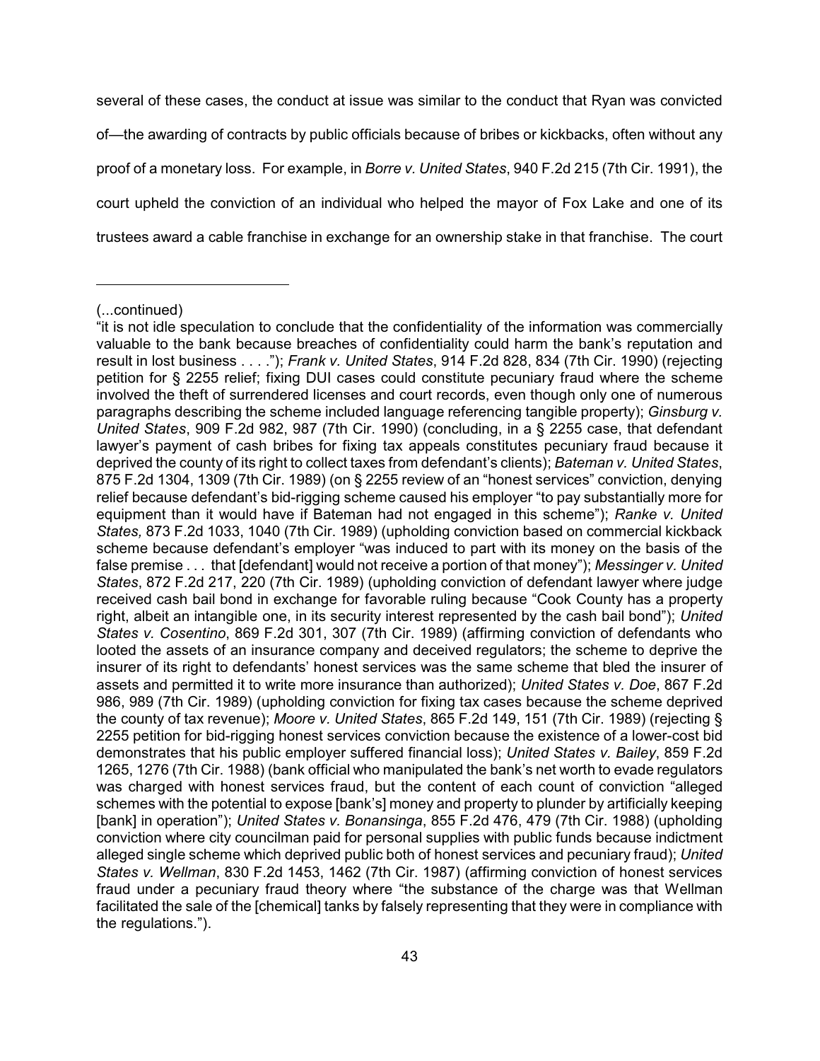several of these cases, the conduct at issue was similar to the conduct that Ryan was convicted of—the awarding of contracts by public officials because of bribes or kickbacks, often without any proof of a monetary loss. For example, in *Borre v. United States*, 940 F.2d 215 (7th Cir. 1991), the court upheld the conviction of an individual who helped the mayor of Fox Lake and one of its trustees award a cable franchise in exchange for an ownership stake in that franchise. The court

---

(...continued)

"it is not idle speculation to conclude that the confidentiality of the information was commercially valuable to the bank because breaches of confidentiality could harm the bank's reputation and result in lost business . . . ."); *Frank v. United States*, 914 F.2d 828, 834 (7th Cir. 1990) (rejecting petition for § 2255 relief; fixing DUI cases could constitute pecuniary fraud where the scheme involved the theft of surrendered licenses and court records, even though only one of numerous paragraphs describing the scheme included language referencing tangible property); *Ginsburg v. United States*, 909 F.2d 982, 987 (7th Cir. 1990) (concluding, in a § 2255 case, that defendant lawyer's payment of cash bribes for fixing tax appeals constitutes pecuniary fraud because it deprived the county of its right to collect taxes from defendant's clients); *Bateman v. United States*, 875 F.2d 1304, 1309 (7th Cir. 1989) (on § 2255 review of an "honest services" conviction, denying relief because defendant's bid-rigging scheme caused his employer "to pay substantially more for equipment than it would have if Bateman had not engaged in this scheme"); *Ranke v. United States,* 873 F.2d 1033, 1040 (7th Cir. 1989) (upholding conviction based on commercial kickback scheme because defendant's employer "was induced to part with its money on the basis of the false premise . . . that [defendant] would not receive a portion of that money"); *Messinger v. United States*, 872 F.2d 217, 220 (7th Cir. 1989) (upholding conviction of defendant lawyer where judge received cash bail bond in exchange for favorable ruling because "Cook County has a property right, albeit an intangible one, in its security interest represented by the cash bail bond"); *United States v. Cosentino*, 869 F.2d 301, 307 (7th Cir. 1989) (affirming conviction of defendants who looted the assets of an insurance company and deceived regulators; the scheme to deprive the insurer of its right to defendants' honest services was the same scheme that bled the insurer of assets and permitted it to write more insurance than authorized); *United States v. Doe*, 867 F.2d 986, 989 (7th Cir. 1989) (upholding conviction for fixing tax cases because the scheme deprived the county of tax revenue); *Moore v. United States*, 865 F.2d 149, 151 (7th Cir. 1989) (rejecting § 2255 petition for bid-rigging honest services conviction because the existence of a lower-cost bid demonstrates that his public employer suffered financial loss); *United States v. Bailey*, 859 F.2d 1265, 1276 (7th Cir. 1988) (bank official who manipulated the bank's net worth to evade regulators was charged with honest services fraud, but the content of each count of conviction "alleged schemes with the potential to expose [bank's] money and property to plunder by artificially keeping [bank] in operation"); *United States v. Bonansinga*, 855 F.2d 476, 479 (7th Cir. 1988) (upholding conviction where city councilman paid for personal supplies with public funds because indictment alleged single scheme which deprived public both of honest services and pecuniary fraud); *United States v. Wellman*, 830 F.2d 1453, 1462 (7th Cir. 1987) (affirming conviction of honest services fraud under a pecuniary fraud theory where "the substance of the charge was that Wellman facilitated the sale of the [chemical] tanks by falsely representing that they were in compliance with the regulations.").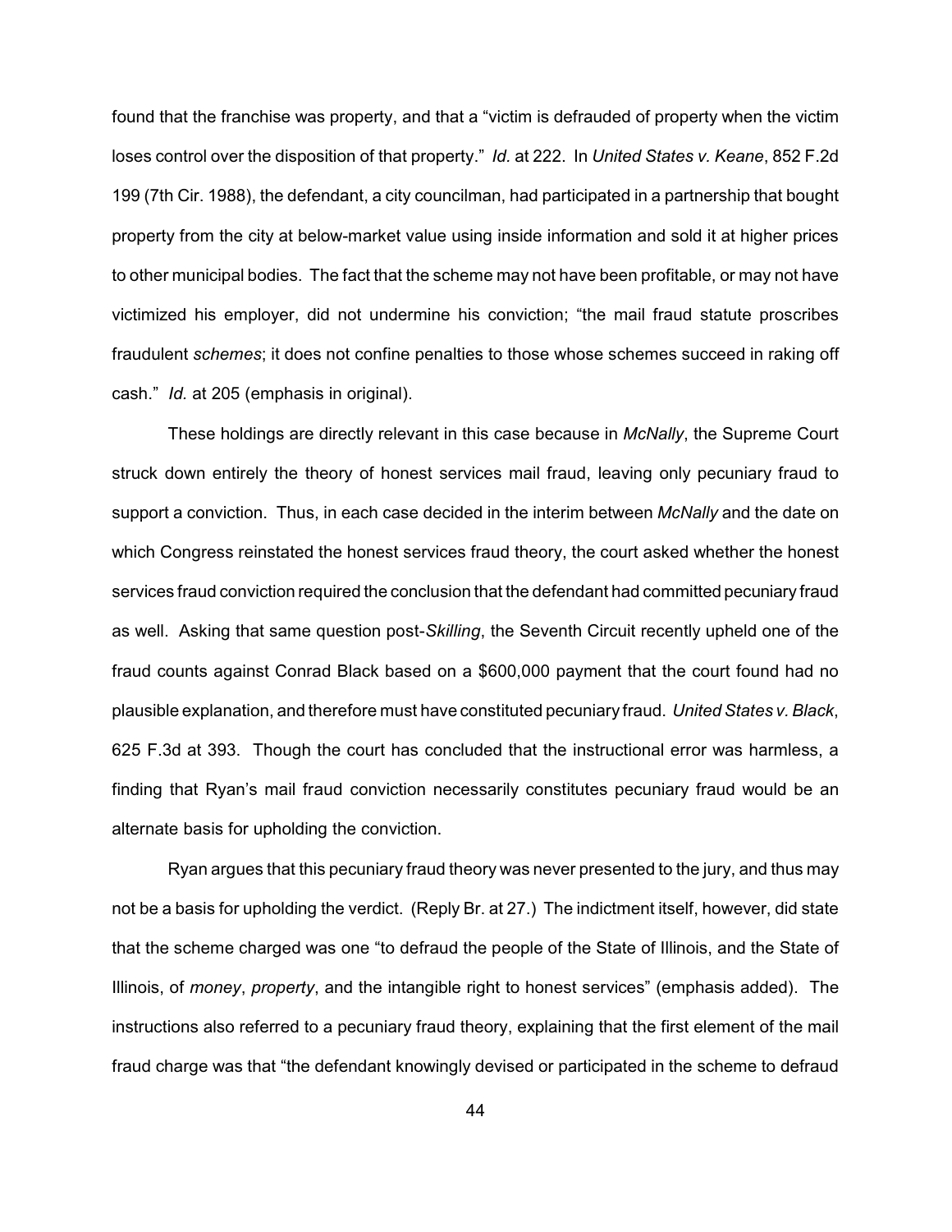found that the franchise was property, and that a "victim is defrauded of property when the victim loses control over the disposition of that property." *Id.* at 222. In *United States v. Keane*, 852 F.2d 199 (7th Cir. 1988), the defendant, a city councilman, had participated in a partnership that bought property from the city at below-market value using inside information and sold it at higher prices to other municipal bodies. The fact that the scheme may not have been profitable, or may not have victimized his employer, did not undermine his conviction; "the mail fraud statute proscribes fraudulent *schemes*; it does not confine penalties to those whose schemes succeed in raking off cash." *Id.* at 205 (emphasis in original).

These holdings are directly relevant in this case because in *McNally*, the Supreme Court struck down entirely the theory of honest services mail fraud, leaving only pecuniary fraud to support a conviction. Thus, in each case decided in the interim between *McNally* and the date on which Congress reinstated the honest services fraud theory, the court asked whether the honest services fraud conviction required the conclusion that the defendant had committed pecuniary fraud as well. Asking that same question post-*Skilling*, the Seventh Circuit recently upheld one of the fraud counts against Conrad Black based on a $600,000 payment that the court found had no plausible explanation, and therefore must have constituted pecuniary fraud. *United States v. Black*, 625 F.3d at 393. Though the court has concluded that the instructional error was harmless, a finding that Ryan's mail fraud conviction necessarily constitutes pecuniary fraud would be an alternate basis for upholding the conviction.

Ryan argues that this pecuniary fraud theory was never presented to the jury, and thus may not be a basis for upholding the verdict. (Reply Br. at 27.) The indictment itself, however, did state that the scheme charged was one "to defraud the people of the State of Illinois, and the State of Illinois, of *money*, *property*, and the intangible right to honest services" (emphasis added). The instructions also referred to a pecuniary fraud theory, explaining that the first element of the mail fraud charge was that "the defendant knowingly devised or participated in the scheme to defraud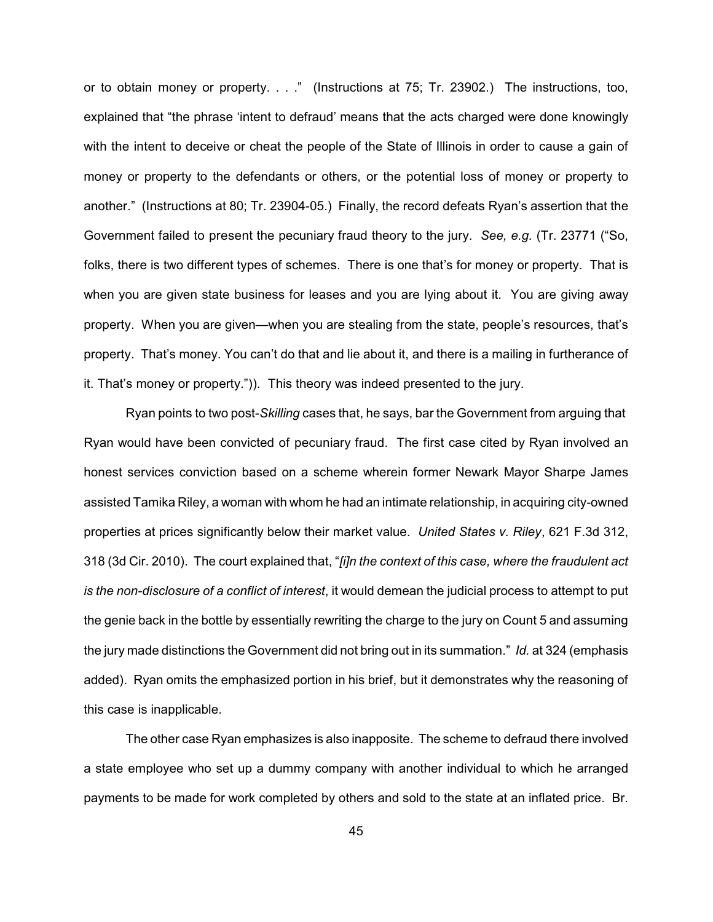or to obtain money or property. . . ." (Instructions at 75; Tr. 23902.) The instructions, too, explained that "the phrase 'intent to defraud' means that the acts charged were done knowingly with the intent to deceive or cheat the people of the State of Illinois in order to cause a gain of money or property to the defendants or others, or the potential loss of money or property to another." (Instructions at 80; Tr. 23904-05.) Finally, the record defeats Ryan's assertion that the Government failed to present the pecuniary fraud theory to the jury. *See, e.g.* (Tr. 23771 ("So, folks, there is two different types of schemes. There is one that's for money or property. That is when you are given state business for leases and you are lying about it. You are giving away property. When you are given—when you are stealing from the state, people's resources, that's property. That's money. You can't do that and lie about it, and there is a mailing in furtherance of it. That's money or property.")). This theory was indeed presented to the jury.

Ryan points to two post-*Skilling* cases that, he says, bar the Government from arguing that Ryan would have been convicted of pecuniary fraud. The first case cited by Ryan involved an honest services conviction based on a scheme wherein former Newark Mayor Sharpe James assisted Tamika Riley, a woman with whom he had an intimate relationship, in acquiring city-owned properties at prices significantly below their market value. *United States v. Riley*, 621 F.3d 312, 318 (3d Cir. 2010). The court explained that, "*[i]n the context of this case, where the fraudulent act is the non-disclosure of a conflict of interest*, it would demean the judicial process to attempt to put the genie back in the bottle by essentially rewriting the charge to the jury on Count 5 and assuming the jury made distinctions the Government did not bring out in its summation." *Id.* at 324 (emphasis added). Ryan omits the emphasized portion in his brief, but it demonstrates why the reasoning of this case is inapplicable.

The other case Ryan emphasizes is also inapposite. The scheme to defraud there involved a state employee who set up a dummy company with another individual to which he arranged payments to be made for work completed by others and sold to the state at an inflated price. Br.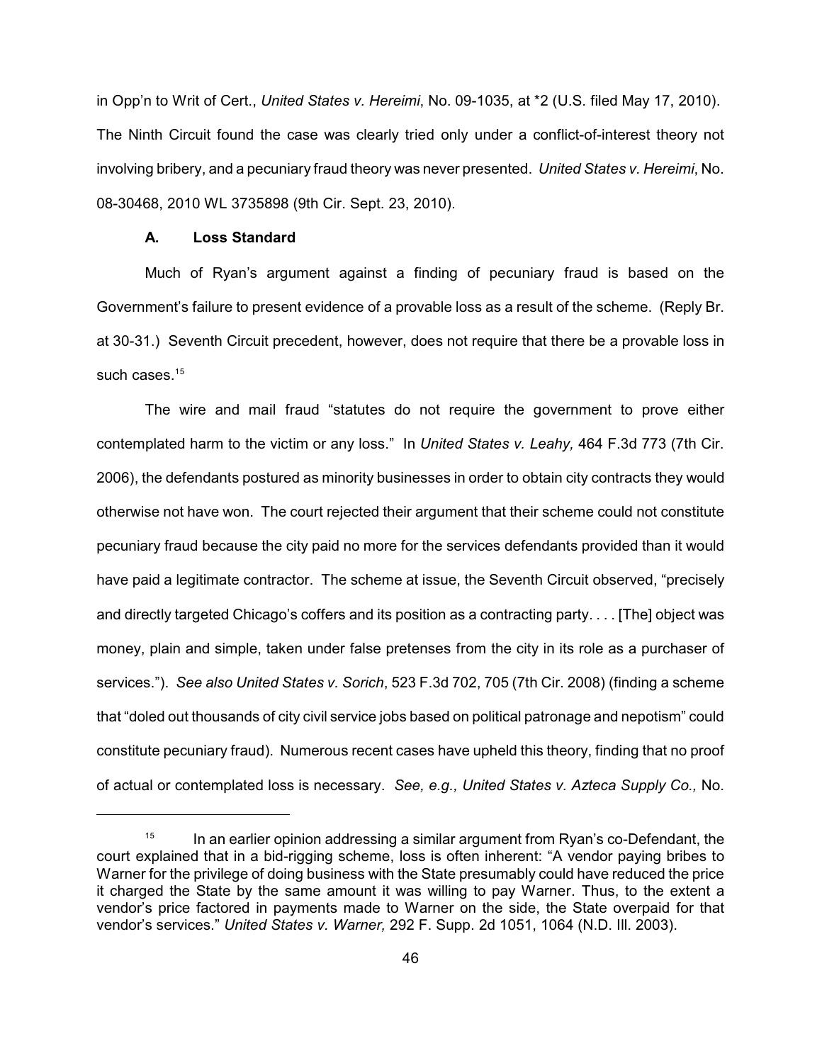in Opp'n to Writ of Cert., *United States v. Hereimi*, No. 09-1035, at *2 (U.S. filed May 17, 2010). The Ninth Circuit found the case was clearly tried only under a conflict-of-interest theory not involving bribery, and a pecuniary fraud theory was never presented. *United States v. Hereimi*, No. 08-30468, 2010 WL 3735898 (9th Cir. Sept. 23, 2010).

### A. Loss Standard

Much of Ryan's argument against a finding of pecuniary fraud is based on the Government's failure to present evidence of a provable loss as a result of the scheme. (Reply Br. at 30-31.) Seventh Circuit precedent, however, does not require that there be a provable loss in such cases.[15]

The wire and mail fraud "statutes do not require the government to prove either contemplated harm to the victim or any loss." In *United States v. Leahy,* 464 F.3d 773 (7th Cir. 2006), the defendants postured as minority businesses in order to obtain city contracts they would otherwise not have won. The court rejected their argument that their scheme could not constitute pecuniary fraud because the city paid no more for the services defendants provided than it would have paid a legitimate contractor. The scheme at issue, the Seventh Circuit observed, "precisely and directly targeted Chicago's coffers and its position as a contracting party. . . . [The] object was money, plain and simple, taken under false pretenses from the city in its role as a purchaser of services."). *See also United States v. Sorich*, 523 F.3d 702, 705 (7th Cir. 2008) (finding a scheme that "doled out thousands of city civil service jobs based on political patronage and nepotism" could constitute pecuniary fraud). Numerous recent cases have upheld this theory, finding that no proof of actual or contemplated loss is necessary. *See, e.g., United States v. Azteca Supply Co.,* No.

---

[15] In an earlier opinion addressing a similar argument from Ryan's co-Defendant, the court explained that in a bid-rigging scheme, loss is often inherent: "A vendor paying bribes to Warner for the privilege of doing business with the State presumably could have reduced the price it charged the State by the same amount it was willing to pay Warner. Thus, to the extent a vendor's price factored in payments made to Warner on the side, the State overpaid for that vendor's services." *United States v. Warner,* 292 F. Supp. 2d 1051, 1064 (N.D. Ill. 2003).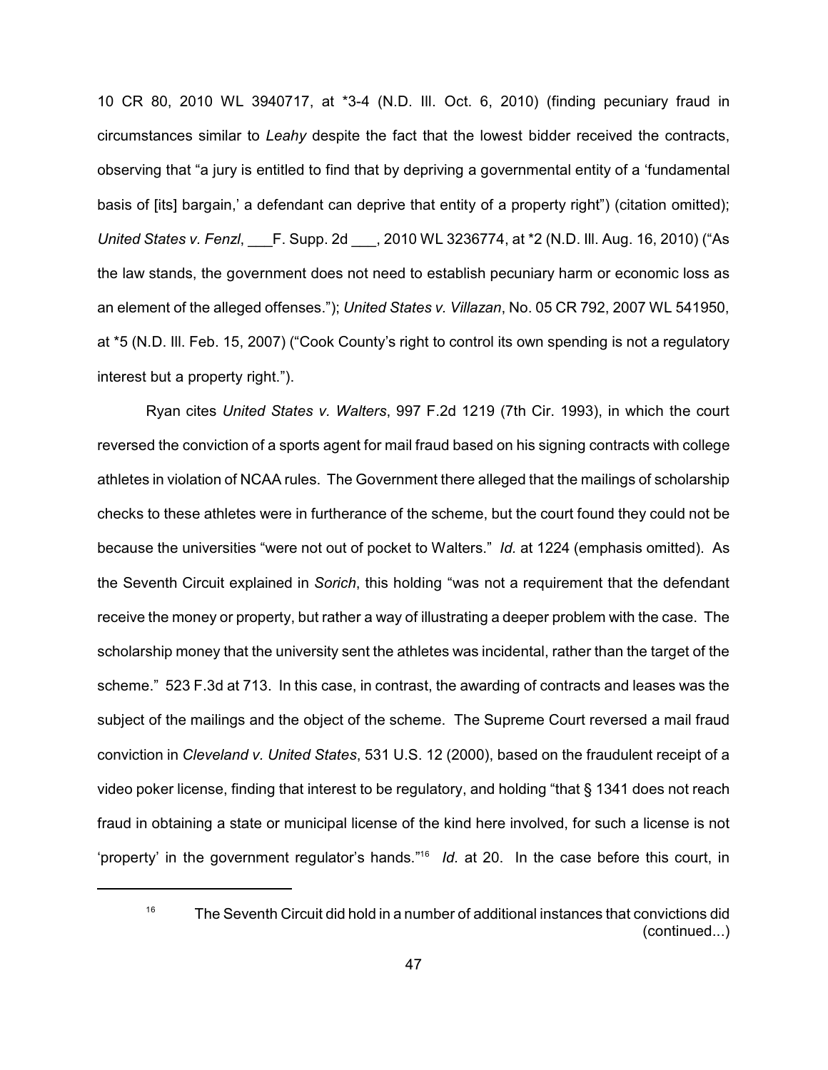10 CR 80, 2010 WL 3940717, at *3-4 (N.D. Ill. Oct. 6, 2010) (finding pecuniary fraud in circumstances similar to *Leahy* despite the fact that the lowest bidder received the contracts, observing that "a jury is entitled to find that by depriving a governmental entity of a 'fundamental basis of [its] bargain,' a defendant can deprive that entity of a property right") (citation omitted); *United States v. Fenzl*, ___F. Supp. 2d ___, 2010 WL 3236774, at *2 (N.D. Ill. Aug. 16, 2010) ("As the law stands, the government does not need to establish pecuniary harm or economic loss as an element of the alleged offenses."); *United States v. Villazan*, No. 05 CR 792, 2007 WL 541950, at *5 (N.D. Ill. Feb. 15, 2007) ("Cook County's right to control its own spending is not a regulatory interest but a property right.").

Ryan cites *United States v. Walters*, 997 F.2d 1219 (7th Cir. 1993), in which the court reversed the conviction of a sports agent for mail fraud based on his signing contracts with college athletes in violation of NCAA rules. The Government there alleged that the mailings of scholarship checks to these athletes were in furtherance of the scheme, but the court found they could not be because the universities "were not out of pocket to Walters." *Id.* at 1224 (emphasis omitted). As the Seventh Circuit explained in *Sorich*, this holding "was not a requirement that the defendant receive the money or property, but rather a way of illustrating a deeper problem with the case. The scholarship money that the university sent the athletes was incidental, rather than the target of the scheme." 523 F.3d at 713. In this case, in contrast, the awarding of contracts and leases was the subject of the mailings and the object of the scheme. The Supreme Court reversed a mail fraud conviction in *Cleveland v. United States*, 531 U.S. 12 (2000), based on the fraudulent receipt of a video poker license, finding that interest to be regulatory, and holding "that § 1341 does not reach fraud in obtaining a state or municipal license of the kind here involved, for such a license is not 'property' in the government regulator's hands."[16] *Id.* at 20. In the case before this court, in

---

[16] The Seventh Circuit did hold in a number of additional instances that convictions did (continued...)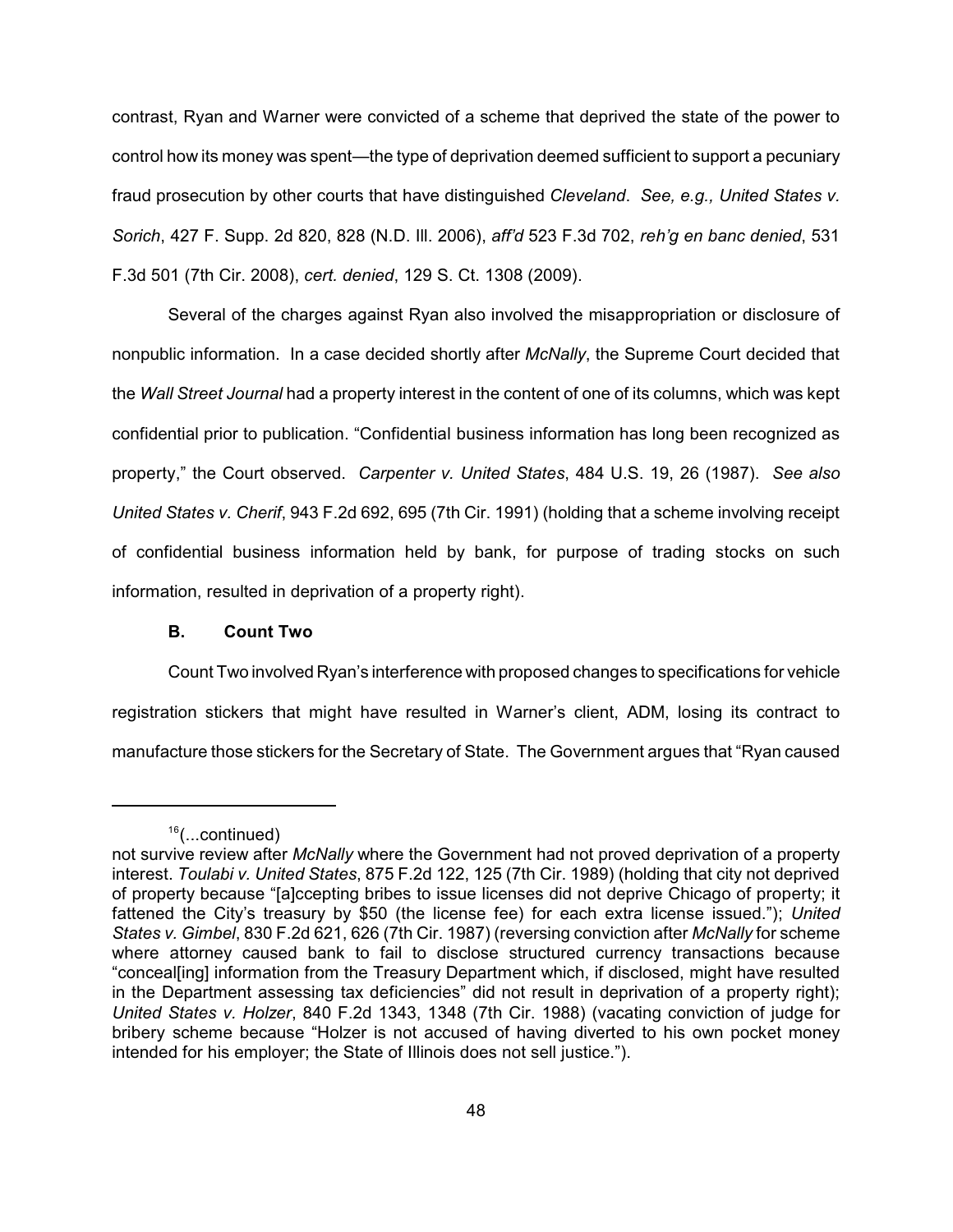contrast, Ryan and Warner were convicted of a scheme that deprived the state of the power to control how its money was spent—the type of deprivation deemed sufficient to support a pecuniary fraud prosecution by other courts that have distinguished *Cleveland*. *See, e.g., United States v. Sorich*, 427 F. Supp. 2d 820, 828 (N.D. Ill. 2006), *aff'd* 523 F.3d 702, *reh'g en banc denied*, 531 F.3d 501 (7th Cir. 2008), *cert. denied*, 129 S. Ct. 1308 (2009).

Several of the charges against Ryan also involved the misappropriation or disclosure of nonpublic information. In a case decided shortly after *McNally*, the Supreme Court decided that the *Wall Street Journal* had a property interest in the content of one of its columns, which was kept confidential prior to publication. "Confidential business information has long been recognized as property," the Court observed. *Carpenter v. United States*, 484 U.S. 19, 26 (1987). *See also United States v. Cherif*, 943 F.2d 692, 695 (7th Cir. 1991) (holding that a scheme involving receipt of confidential business information held by bank, for purpose of trading stocks on such information, resulted in deprivation of a property right).

### B. Count Two

Count Two involved Ryan's interference with proposed changes to specifications for vehicle registration stickers that might have resulted in Warner's client, ADM, losing its contract to manufacture those stickers for the Secretary of State. The Government argues that "Ryan caused

---

[16](...continued)
not survive review after *McNally* where the Government had not proved deprivation of a property interest. *Toulabi v. United States*, 875 F.2d 122, 125 (7th Cir. 1989) (holding that city not deprived of property because "[a]ccepting bribes to issue licenses did not deprive Chicago of property; it fattened the City's treasury by $50 (the license fee) for each extra license issued."); *United States v. Gimbel*, 830 F.2d 621, 626 (7th Cir. 1987) (reversing conviction after *McNally* for scheme where attorney caused bank to fail to disclose structured currency transactions because "conceal[ing] information from the Treasury Department which, if disclosed, might have resulted in the Department assessing tax deficiencies" did not result in deprivation of a property right); *United States v. Holzer*, 840 F.2d 1343, 1348 (7th Cir. 1988) (vacating conviction of judge for bribery scheme because "Holzer is not accused of having diverted to his own pocket money intended for his employer; the State of Illinois does not sell justice.").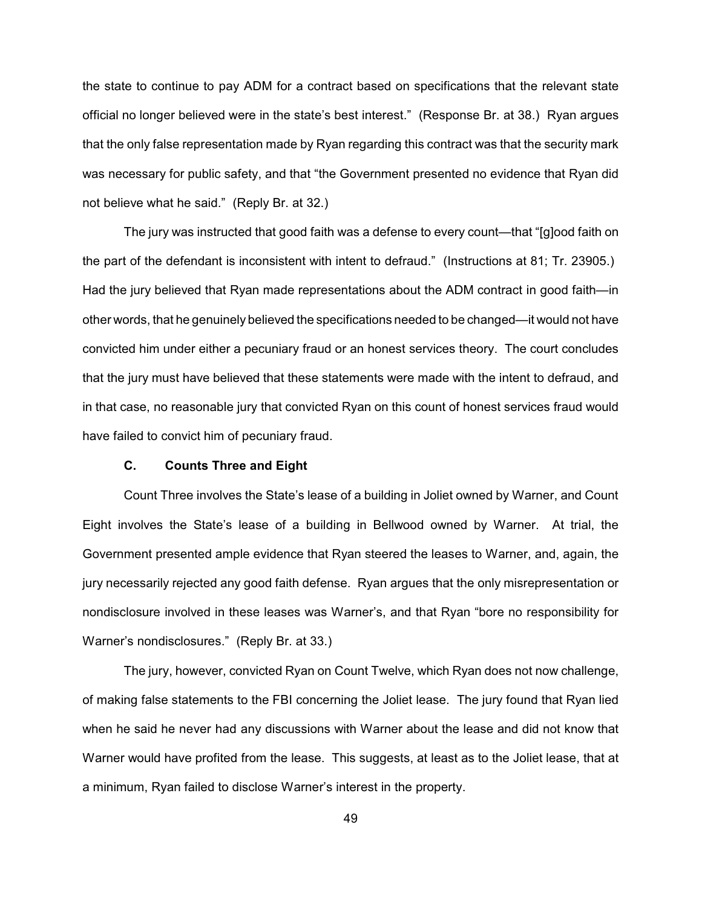the state to continue to pay ADM for a contract based on specifications that the relevant state official no longer believed were in the state's best interest." (Response Br. at 38.) Ryan argues that the only false representation made by Ryan regarding this contract was that the security mark was necessary for public safety, and that "the Government presented no evidence that Ryan did not believe what he said." (Reply Br. at 32.)

The jury was instructed that good faith was a defense to every count—that "[g]ood faith on the part of the defendant is inconsistent with intent to defraud." (Instructions at 81; Tr. 23905.) Had the jury believed that Ryan made representations about the ADM contract in good faith—in other words, that he genuinely believed the specifications needed to be changed—it would not have convicted him under either a pecuniary fraud or an honest services theory. The court concludes that the jury must have believed that these statements were made with the intent to defraud, and in that case, no reasonable jury that convicted Ryan on this count of honest services fraud would have failed to convict him of pecuniary fraud.

### C. Counts Three and Eight

Count Three involves the State's lease of a building in Joliet owned by Warner, and Count Eight involves the State's lease of a building in Bellwood owned by Warner. At trial, the Government presented ample evidence that Ryan steered the leases to Warner, and, again, the jury necessarily rejected any good faith defense. Ryan argues that the only misrepresentation or nondisclosure involved in these leases was Warner's, and that Ryan "bore no responsibility for Warner's nondisclosures." (Reply Br. at 33.)

The jury, however, convicted Ryan on Count Twelve, which Ryan does not now challenge, of making false statements to the FBI concerning the Joliet lease. The jury found that Ryan lied when he said he never had any discussions with Warner about the lease and did not know that Warner would have profited from the lease. This suggests, at least as to the Joliet lease, that at a minimum, Ryan failed to disclose Warner's interest in the property.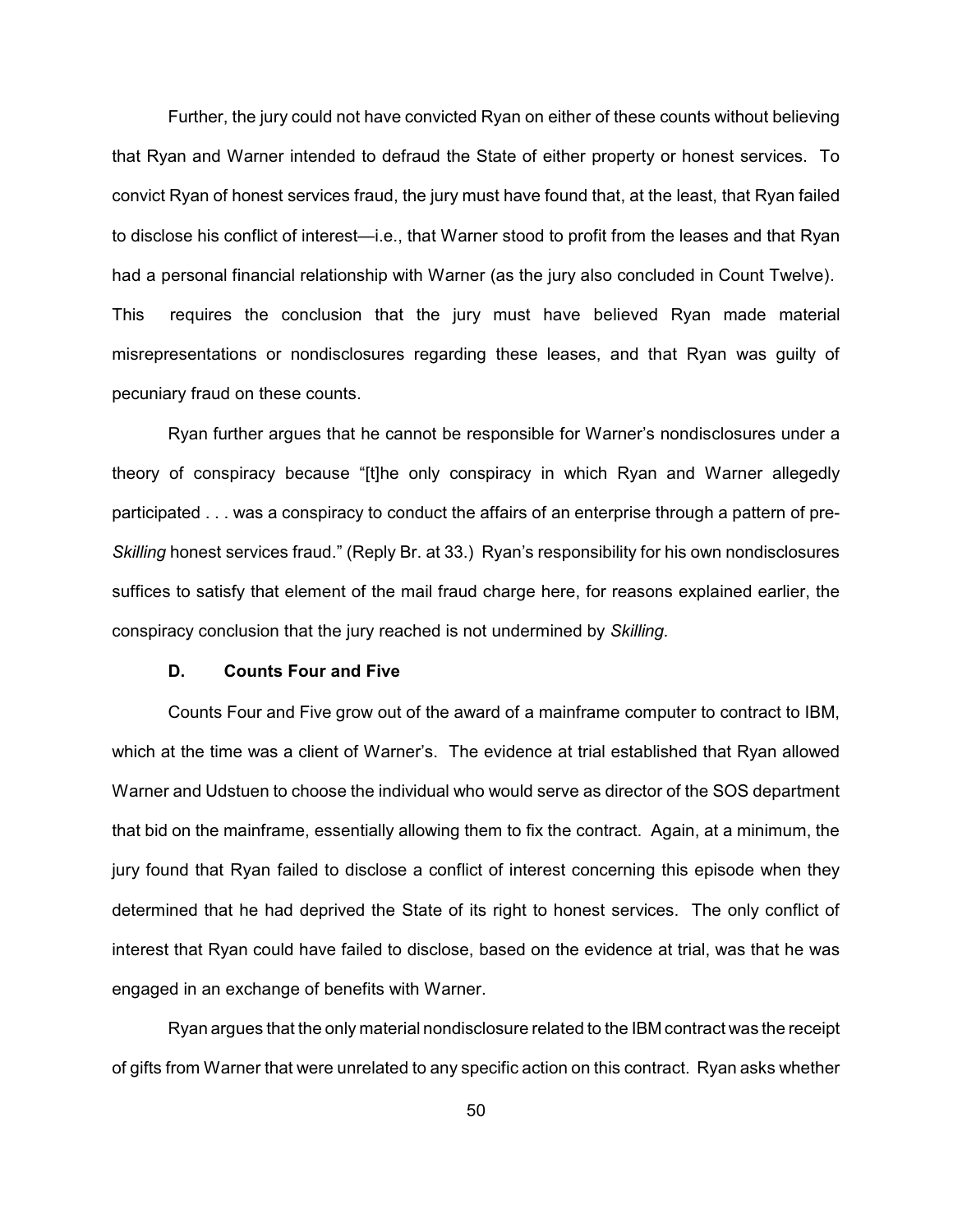Further, the jury could not have convicted Ryan on either of these counts without believing that Ryan and Warner intended to defraud the State of either property or honest services. To convict Ryan of honest services fraud, the jury must have found that, at the least, that Ryan failed to disclose his conflict of interest—i.e., that Warner stood to profit from the leases and that Ryan had a personal financial relationship with Warner (as the jury also concluded in Count Twelve). This requires the conclusion that the jury must have believed Ryan made material misrepresentations or nondisclosures regarding these leases, and that Ryan was guilty of pecuniary fraud on these counts.

Ryan further argues that he cannot be responsible for Warner's nondisclosures under a theory of conspiracy because "[t]he only conspiracy in which Ryan and Warner allegedly participated . . . was a conspiracy to conduct the affairs of an enterprise through a pattern of pre-*Skilling* honest services fraud." (Reply Br. at 33.) Ryan's responsibility for his own nondisclosures suffices to satisfy that element of the mail fraud charge here, for reasons explained earlier, the conspiracy conclusion that the jury reached is not undermined by *Skilling.*

### D. Counts Four and Five

Counts Four and Five grow out of the award of a mainframe computer to contract to IBM, which at the time was a client of Warner's. The evidence at trial established that Ryan allowed Warner and Udstuen to choose the individual who would serve as director of the SOS department that bid on the mainframe, essentially allowing them to fix the contract. Again, at a minimum, the jury found that Ryan failed to disclose a conflict of interest concerning this episode when they determined that he had deprived the State of its right to honest services. The only conflict of interest that Ryan could have failed to disclose, based on the evidence at trial, was that he was engaged in an exchange of benefits with Warner.

Ryan argues that the only material nondisclosure related to the IBM contract was the receipt of gifts from Warner that were unrelated to any specific action on this contract. Ryan asks whether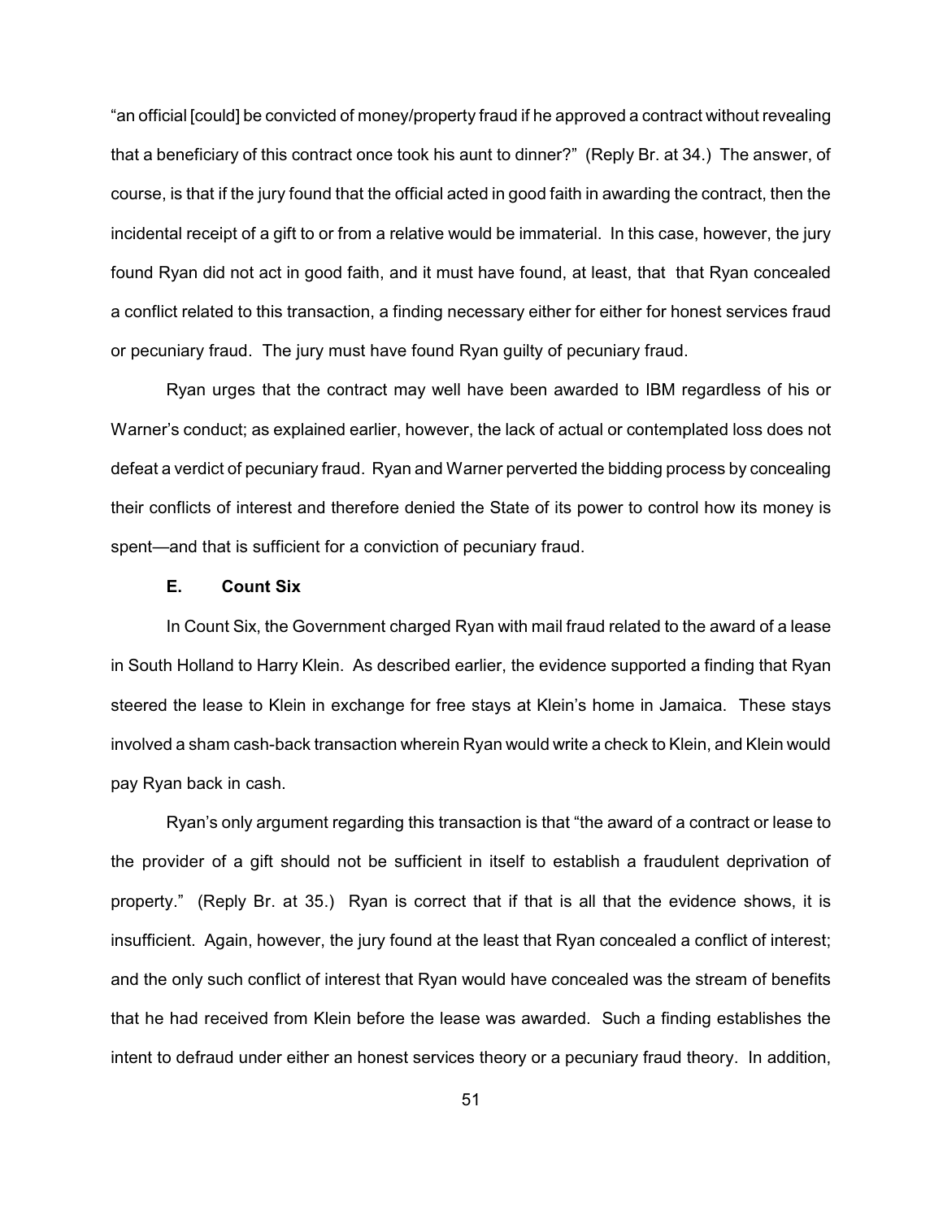"an official [could] be convicted of money/property fraud if he approved a contract without revealing that a beneficiary of this contract once took his aunt to dinner?" (Reply Br. at 34.) The answer, of course, is that if the jury found that the official acted in good faith in awarding the contract, then the incidental receipt of a gift to or from a relative would be immaterial. In this case, however, the jury found Ryan did not act in good faith, and it must have found, at least, that that Ryan concealed a conflict related to this transaction, a finding necessary either for either for honest services fraud or pecuniary fraud. The jury must have found Ryan guilty of pecuniary fraud.

Ryan urges that the contract may well have been awarded to IBM regardless of his or Warner's conduct; as explained earlier, however, the lack of actual or contemplated loss does not defeat a verdict of pecuniary fraud. Ryan and Warner perverted the bidding process by concealing their conflicts of interest and therefore denied the State of its power to control how its money is spent—and that is sufficient for a conviction of pecuniary fraud.

### E. Count Six

In Count Six, the Government charged Ryan with mail fraud related to the award of a lease in South Holland to Harry Klein. As described earlier, the evidence supported a finding that Ryan steered the lease to Klein in exchange for free stays at Klein's home in Jamaica. These stays involved a sham cash-back transaction wherein Ryan would write a check to Klein, and Klein would pay Ryan back in cash.

Ryan's only argument regarding this transaction is that "the award of a contract or lease to the provider of a gift should not be sufficient in itself to establish a fraudulent deprivation of property." (Reply Br. at 35.) Ryan is correct that if that is all that the evidence shows, it is insufficient. Again, however, the jury found at the least that Ryan concealed a conflict of interest; and the only such conflict of interest that Ryan would have concealed was the stream of benefits that he had received from Klein before the lease was awarded. Such a finding establishes the intent to defraud under either an honest services theory or a pecuniary fraud theory. In addition,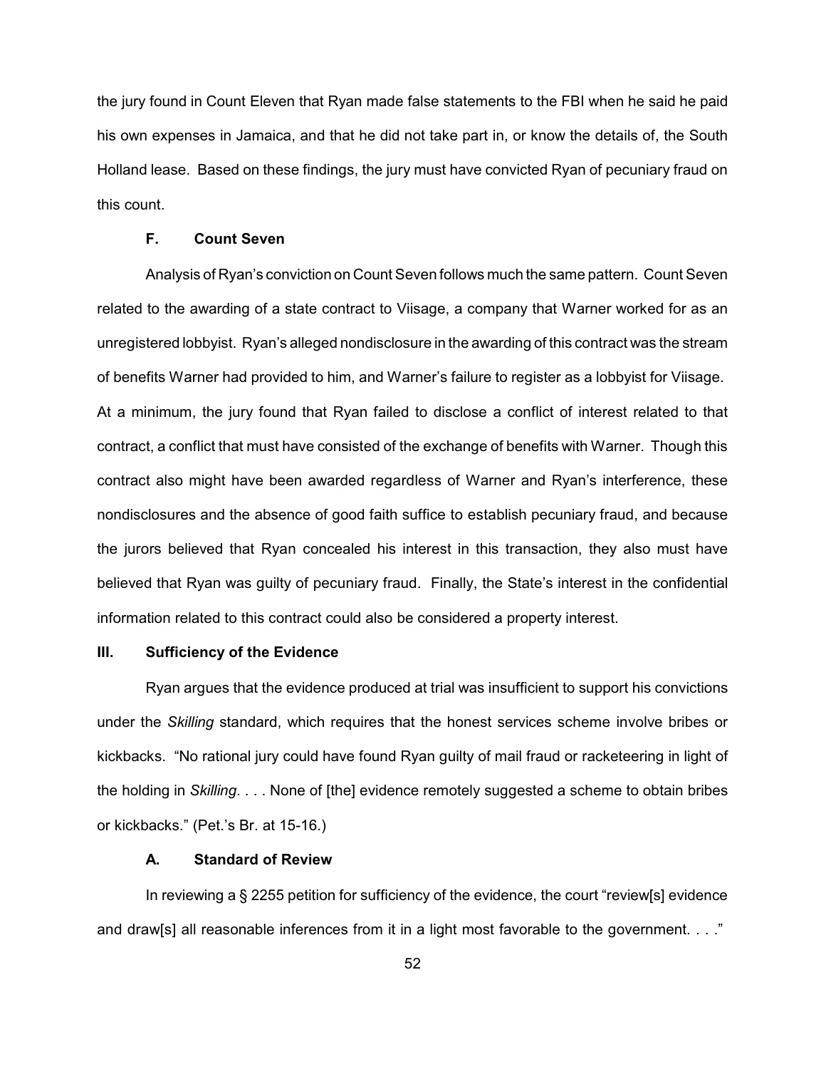the jury found in Count Eleven that Ryan made false statements to the FBI when he said he paid his own expenses in Jamaica, and that he did not take part in, or know the details of, the South Holland lease. Based on these findings, the jury must have convicted Ryan of pecuniary fraud on this count.

### F. Count Seven

Analysis of Ryan's conviction on Count Seven follows much the same pattern. Count Seven related to the awarding of a state contract to Viisage, a company that Warner worked for as an unregistered lobbyist. Ryan's alleged nondisclosure in the awarding of this contract was the stream of benefits Warner had provided to him, and Warner's failure to register as a lobbyist for Viisage. At a minimum, the jury found that Ryan failed to disclose a conflict of interest related to that contract, a conflict that must have consisted of the exchange of benefits with Warner. Though this contract also might have been awarded regardless of Warner and Ryan's interference, these nondisclosures and the absence of good faith suffice to establish pecuniary fraud, and because the jurors believed that Ryan concealed his interest in this transaction, they also must have believed that Ryan was guilty of pecuniary fraud. Finally, the State's interest in the confidential information related to this contract could also be considered a property interest.

## III. Sufficiency of the Evidence

Ryan argues that the evidence produced at trial was insufficient to support his convictions under the *Skilling* standard, which requires that the honest services scheme involve bribes or kickbacks. "No rational jury could have found Ryan guilty of mail fraud or racketeering in light of the holding in *Skilling*. . . . None of [the] evidence remotely suggested a scheme to obtain bribes or kickbacks." (Pet.'s Br. at 15-16.)

### A. Standard of Review

In reviewing a § 2255 petition for sufficiency of the evidence, the court "review[s] evidence and draw[s] all reasonable inferences from it in a light most favorable to the government. . . ."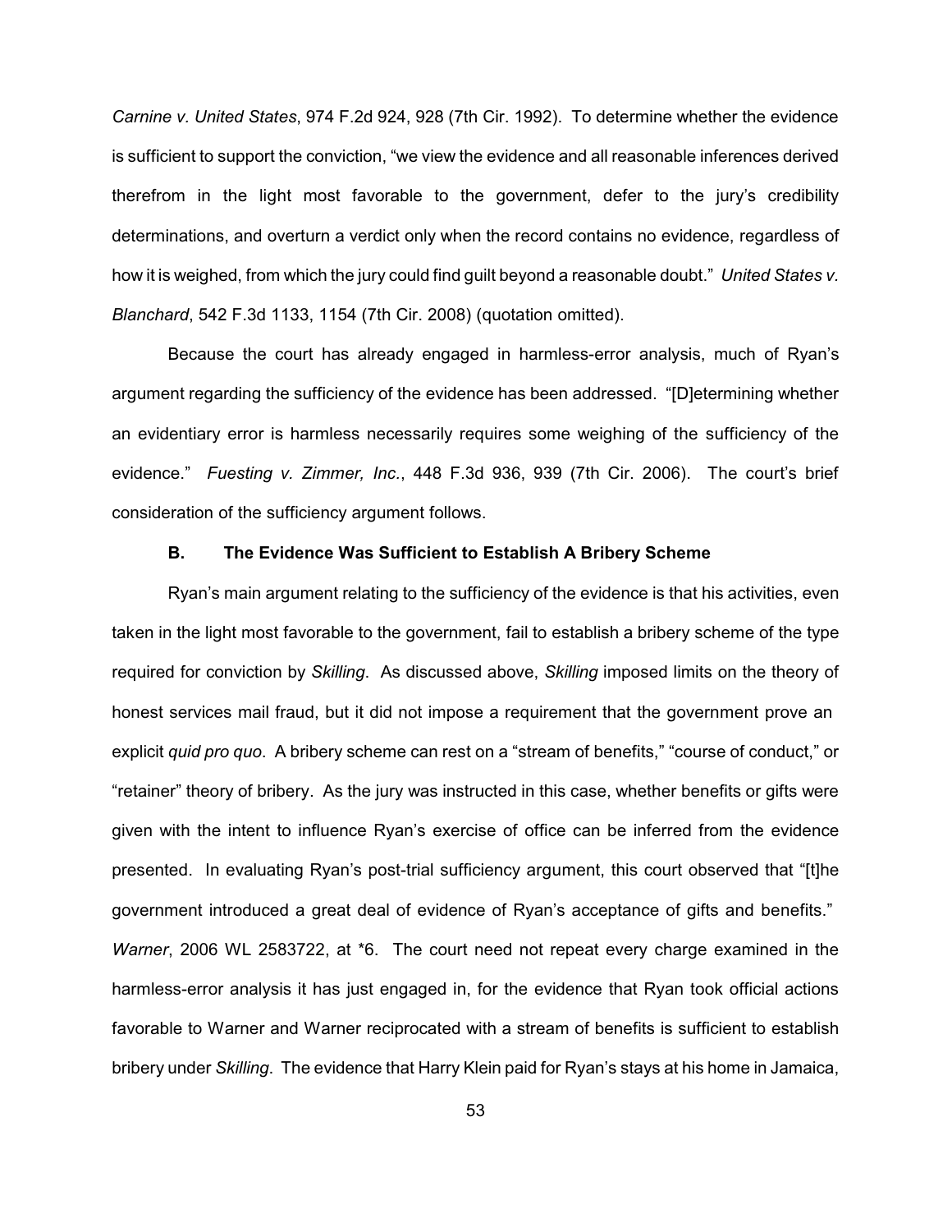*Carnine v. United States*, 974 F.2d 924, 928 (7th Cir. 1992). To determine whether the evidence is sufficient to support the conviction, "we view the evidence and all reasonable inferences derived therefrom in the light most favorable to the government, defer to the jury's credibility determinations, and overturn a verdict only when the record contains no evidence, regardless of how it is weighed, from which the jury could find guilt beyond a reasonable doubt." *United States v. Blanchard*, 542 F.3d 1133, 1154 (7th Cir. 2008) (quotation omitted).

Because the court has already engaged in harmless-error analysis, much of Ryan's argument regarding the sufficiency of the evidence has been addressed. "[D]etermining whether an evidentiary error is harmless necessarily requires some weighing of the sufficiency of the evidence." *Fuesting v. Zimmer, Inc.*, 448 F.3d 936, 939 (7th Cir. 2006). The court's brief consideration of the sufficiency argument follows.

### B. The Evidence Was Sufficient to Establish A Bribery Scheme

Ryan's main argument relating to the sufficiency of the evidence is that his activities, even taken in the light most favorable to the government, fail to establish a bribery scheme of the type required for conviction by *Skilling*. As discussed above, *Skilling* imposed limits on the theory of honest services mail fraud, but it did not impose a requirement that the government prove an explicit *quid pro quo*. A bribery scheme can rest on a "stream of benefits," "course of conduct," or "retainer" theory of bribery. As the jury was instructed in this case, whether benefits or gifts were given with the intent to influence Ryan's exercise of office can be inferred from the evidence presented. In evaluating Ryan's post-trial sufficiency argument, this court observed that "[t]he government introduced a great deal of evidence of Ryan's acceptance of gifts and benefits." *Warner*, 2006 WL 2583722, at *6. The court need not repeat every charge examined in the harmless-error analysis it has just engaged in, for the evidence that Ryan took official actions favorable to Warner and Warner reciprocated with a stream of benefits is sufficient to establish bribery under *Skilling*. The evidence that Harry Klein paid for Ryan's stays at his home in Jamaica,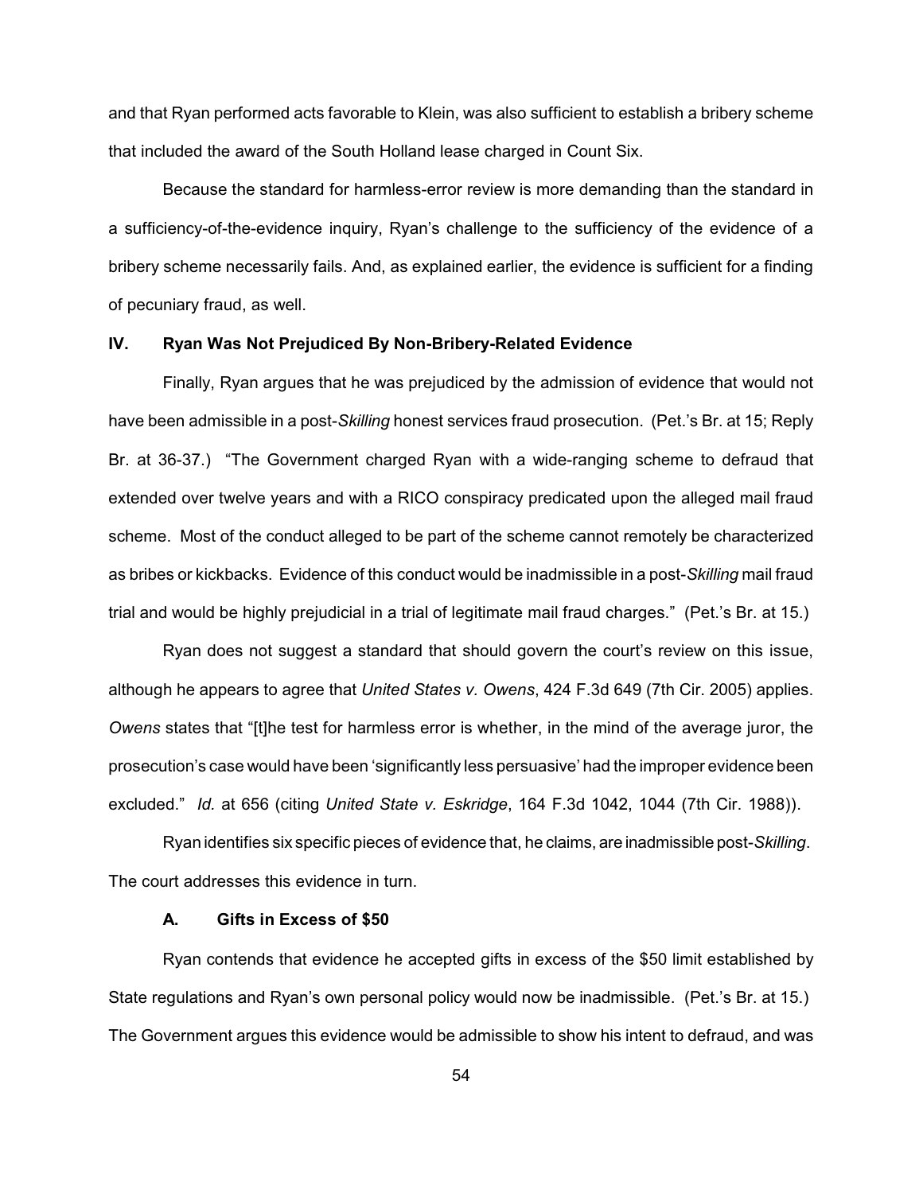and that Ryan performed acts favorable to Klein, was also sufficient to establish a bribery scheme that included the award of the South Holland lease charged in Count Six.

Because the standard for harmless-error review is more demanding than the standard in a sufficiency-of-the-evidence inquiry, Ryan's challenge to the sufficiency of the evidence of a bribery scheme necessarily fails. And, as explained earlier, the evidence is sufficient for a finding of pecuniary fraud, as well.

## IV. Ryan Was Not Prejudiced By Non-Bribery-Related Evidence

Finally, Ryan argues that he was prejudiced by the admission of evidence that would not have been admissible in a post-*Skilling* honest services fraud prosecution. (Pet.'s Br. at 15; Reply Br. at 36-37.) "The Government charged Ryan with a wide-ranging scheme to defraud that extended over twelve years and with a RICO conspiracy predicated upon the alleged mail fraud scheme. Most of the conduct alleged to be part of the scheme cannot remotely be characterized as bribes or kickbacks. Evidence of this conduct would be inadmissible in a post-*Skilling* mail fraud trial and would be highly prejudicial in a trial of legitimate mail fraud charges." (Pet.'s Br. at 15.)

Ryan does not suggest a standard that should govern the court's review on this issue, although he appears to agree that *United States v. Owens*, 424 F.3d 649 (7th Cir. 2005) applies. *Owens* states that "[t]he test for harmless error is whether, in the mind of the average juror, the prosecution's case would have been 'significantly less persuasive' had the improper evidence been excluded." *Id.* at 656 (citing *United State v. Eskridge*, 164 F.3d 1042, 1044 (7th Cir. 1988)).

Ryan identifies six specific pieces of evidence that, he claims, are inadmissible post-*Skilling*. The court addresses this evidence in turn.

### A. Gifts in Excess of $50

Ryan contends that evidence he accepted gifts in excess of the $50 limit established by State regulations and Ryan's own personal policy would now be inadmissible. (Pet.'s Br. at 15.) The Government argues this evidence would be admissible to show his intent to defraud, and was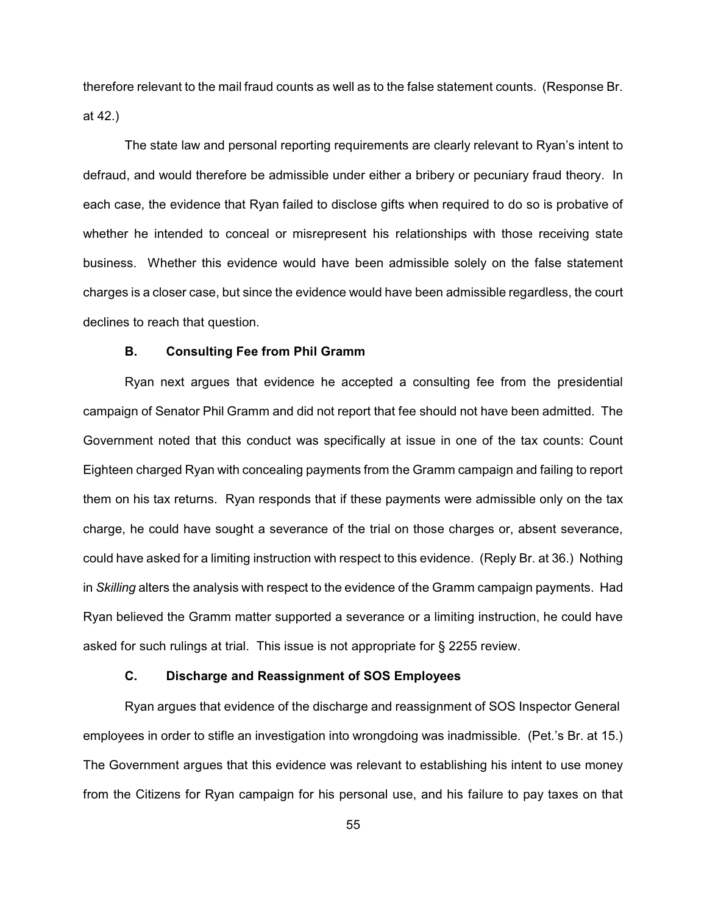therefore relevant to the mail fraud counts as well as to the false statement counts. (Response Br. at 42.)

The state law and personal reporting requirements are clearly relevant to Ryan's intent to defraud, and would therefore be admissible under either a bribery or pecuniary fraud theory. In each case, the evidence that Ryan failed to disclose gifts when required to do so is probative of whether he intended to conceal or misrepresent his relationships with those receiving state business. Whether this evidence would have been admissible solely on the false statement charges is a closer case, but since the evidence would have been admissible regardless, the court declines to reach that question.

### B. Consulting Fee from Phil Gramm

Ryan next argues that evidence he accepted a consulting fee from the presidential campaign of Senator Phil Gramm and did not report that fee should not have been admitted. The Government noted that this conduct was specifically at issue in one of the tax counts: Count Eighteen charged Ryan with concealing payments from the Gramm campaign and failing to report them on his tax returns. Ryan responds that if these payments were admissible only on the tax charge, he could have sought a severance of the trial on those charges or, absent severance, could have asked for a limiting instruction with respect to this evidence. (Reply Br. at 36.) Nothing in *Skilling* alters the analysis with respect to the evidence of the Gramm campaign payments. Had Ryan believed the Gramm matter supported a severance or a limiting instruction, he could have asked for such rulings at trial. This issue is not appropriate for § 2255 review.

### C. Discharge and Reassignment of SOS Employees

Ryan argues that evidence of the discharge and reassignment of SOS Inspector General employees in order to stifle an investigation into wrongdoing was inadmissible. (Pet.'s Br. at 15.) The Government argues that this evidence was relevant to establishing his intent to use money from the Citizens for Ryan campaign for his personal use, and his failure to pay taxes on that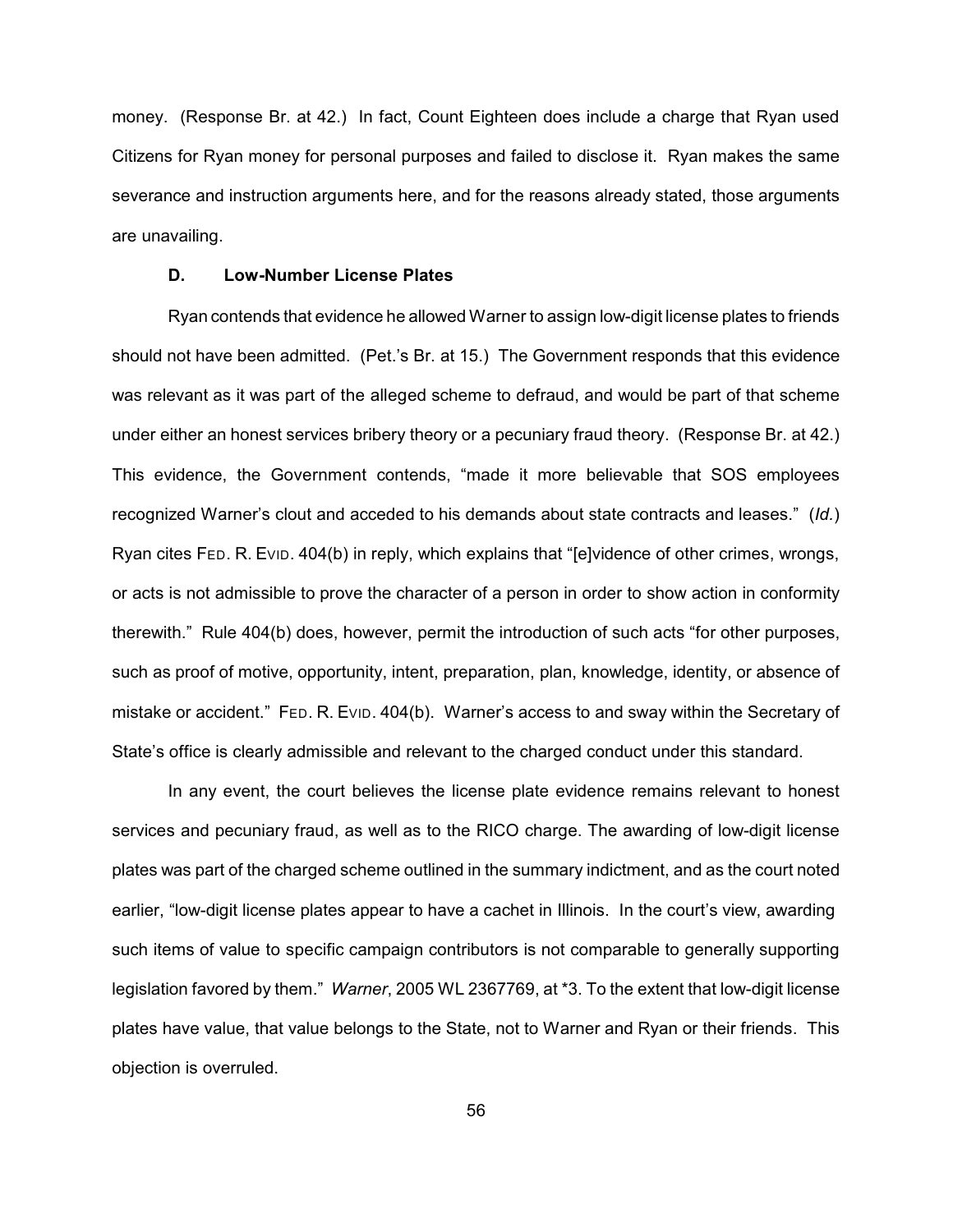money. (Response Br. at 42.) In fact, Count Eighteen does include a charge that Ryan used Citizens for Ryan money for personal purposes and failed to disclose it. Ryan makes the same severance and instruction arguments here, and for the reasons already stated, those arguments are unavailing.

### D. Low-Number License Plates

Ryan contends that evidence he allowed Warner to assign low-digit license plates to friends should not have been admitted. (Pet.'s Br. at 15.) The Government responds that this evidence was relevant as it was part of the alleged scheme to defraud, and would be part of that scheme under either an honest services bribery theory or a pecuniary fraud theory. (Response Br. at 42.) This evidence, the Government contends, "made it more believable that SOS employees recognized Warner's clout and acceded to his demands about state contracts and leases." (*Id.*) Ryan cites FED. R. EVID. 404(b) in reply, which explains that "[e]vidence of other crimes, wrongs, or acts is not admissible to prove the character of a person in order to show action in conformity therewith." Rule 404(b) does, however, permit the introduction of such acts "for other purposes, such as proof of motive, opportunity, intent, preparation, plan, knowledge, identity, or absence of mistake or accident." FED. R. EVID. 404(b). Warner's access to and sway within the Secretary of State's office is clearly admissible and relevant to the charged conduct under this standard.

In any event, the court believes the license plate evidence remains relevant to honest services and pecuniary fraud, as well as to the RICO charge. The awarding of low-digit license plates was part of the charged scheme outlined in the summary indictment, and as the court noted earlier, "low-digit license plates appear to have a cachet in Illinois. In the court's view, awarding such items of value to specific campaign contributors is not comparable to generally supporting legislation favored by them." *Warner*, 2005 WL 2367769, at *3. To the extent that low-digit license plates have value, that value belongs to the State, not to Warner and Ryan or their friends. This objection is overruled.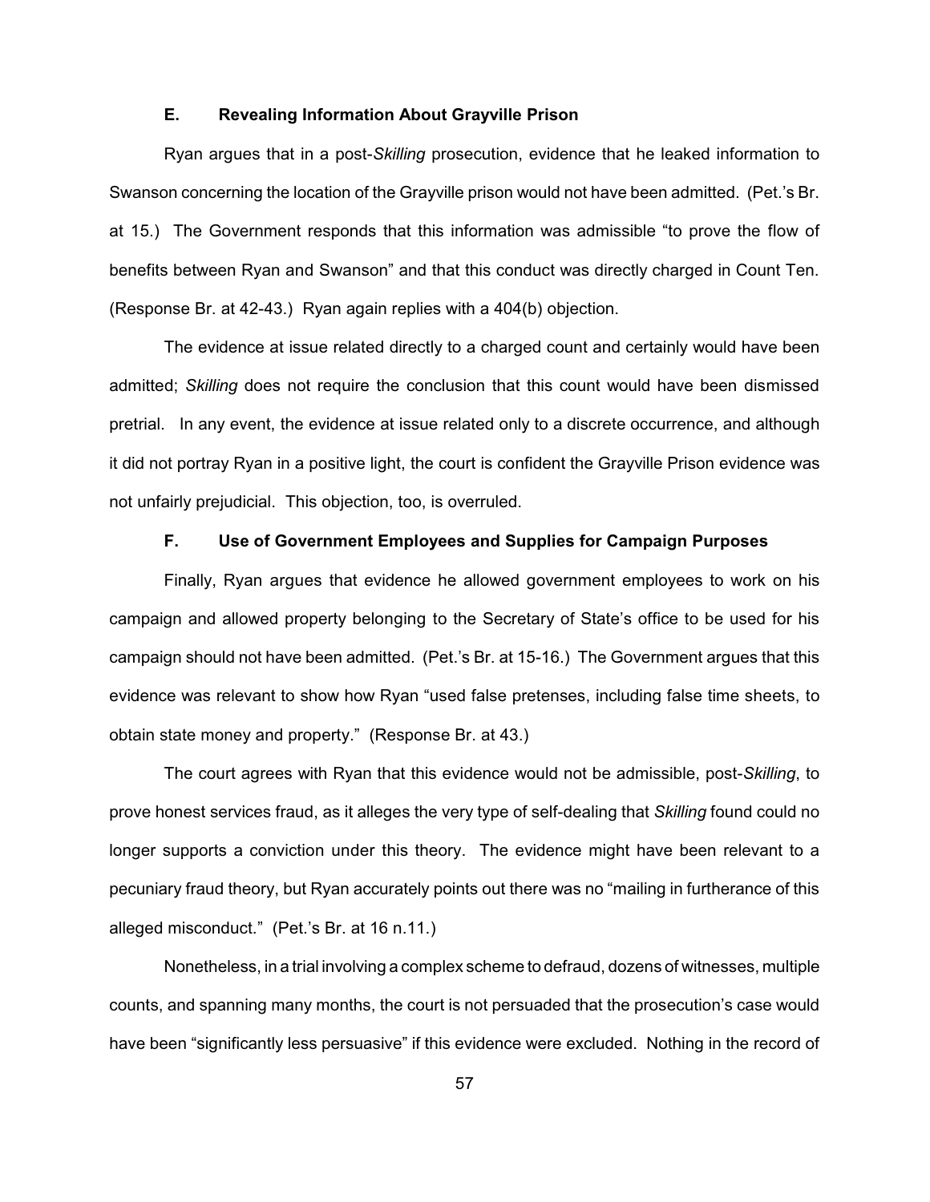### E. Revealing Information About Grayville Prison

Ryan argues that in a post-*Skilling* prosecution, evidence that he leaked information to Swanson concerning the location of the Grayville prison would not have been admitted. (Pet.'s Br. at 15.) The Government responds that this information was admissible "to prove the flow of benefits between Ryan and Swanson" and that this conduct was directly charged in Count Ten. (Response Br. at 42-43.) Ryan again replies with a 404(b) objection.

The evidence at issue related directly to a charged count and certainly would have been admitted; *Skilling* does not require the conclusion that this count would have been dismissed pretrial. In any event, the evidence at issue related only to a discrete occurrence, and although it did not portray Ryan in a positive light, the court is confident the Grayville Prison evidence was not unfairly prejudicial. This objection, too, is overruled.

### F. Use of Government Employees and Supplies for Campaign Purposes

Finally, Ryan argues that evidence he allowed government employees to work on his campaign and allowed property belonging to the Secretary of State's office to be used for his campaign should not have been admitted. (Pet.'s Br. at 15-16.) The Government argues that this evidence was relevant to show how Ryan "used false pretenses, including false time sheets, to obtain state money and property." (Response Br. at 43.)

The court agrees with Ryan that this evidence would not be admissible, post-*Skilling*, to prove honest services fraud, as it alleges the very type of self-dealing that *Skilling* found could no longer supports a conviction under this theory. The evidence might have been relevant to a pecuniary fraud theory, but Ryan accurately points out there was no "mailing in furtherance of this alleged misconduct." (Pet.'s Br. at 16 n.11.)

Nonetheless, in a trial involving a complex scheme to defraud, dozens of witnesses, multiple counts, and spanning many months, the court is not persuaded that the prosecution's case would have been "significantly less persuasive" if this evidence were excluded. Nothing in the record of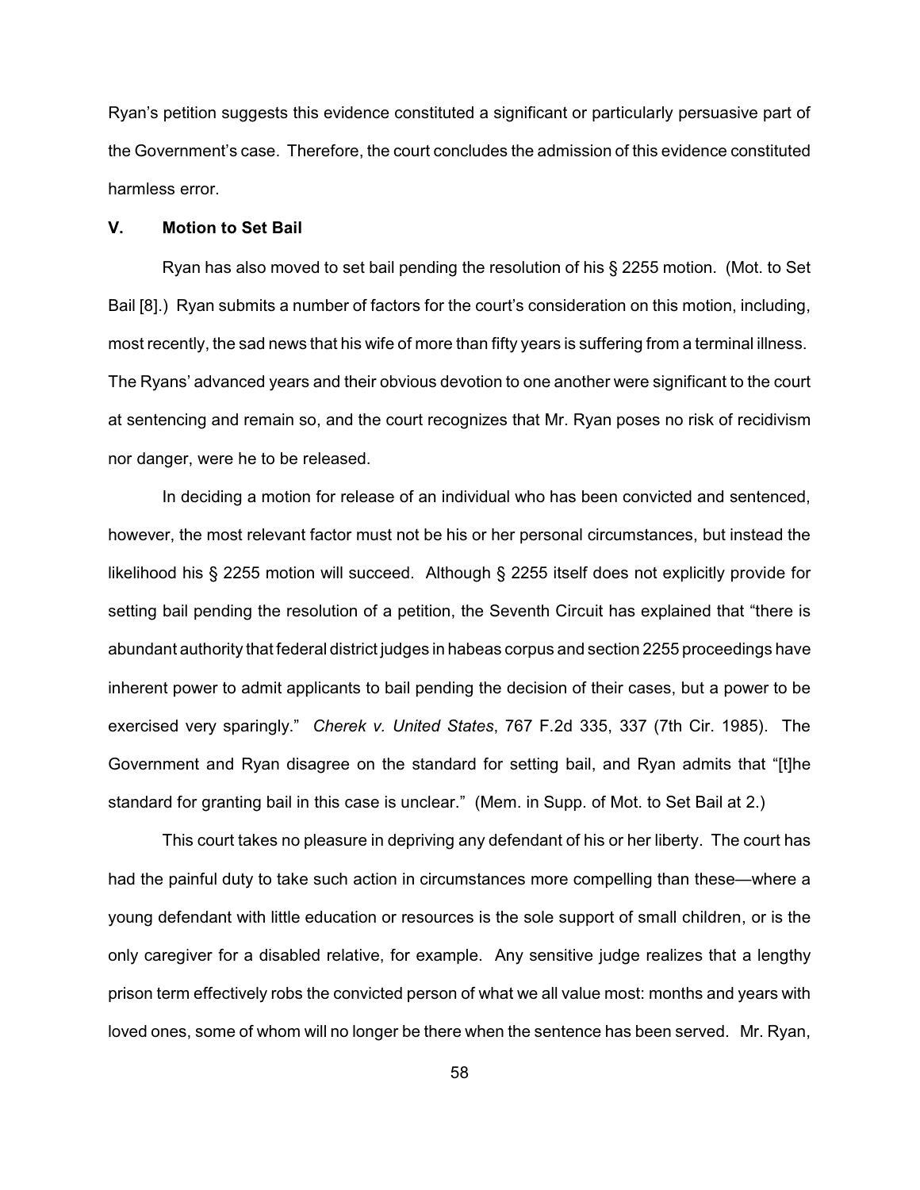Ryan's petition suggests this evidence constituted a significant or particularly persuasive part of the Government's case. Therefore, the court concludes the admission of this evidence constituted harmless error.

## V. Motion to Set Bail

Ryan has also moved to set bail pending the resolution of his § 2255 motion. (Mot. to Set Bail [8].) Ryan submits a number of factors for the court's consideration on this motion, including, most recently, the sad news that his wife of more than fifty years is suffering from a terminal illness. The Ryans' advanced years and their obvious devotion to one another were significant to the court at sentencing and remain so, and the court recognizes that Mr. Ryan poses no risk of recidivism nor danger, were he to be released.

In deciding a motion for release of an individual who has been convicted and sentenced, however, the most relevant factor must not be his or her personal circumstances, but instead the likelihood his § 2255 motion will succeed. Although § 2255 itself does not explicitly provide for setting bail pending the resolution of a petition, the Seventh Circuit has explained that "there is abundant authority that federal district judges in habeas corpus and section 2255 proceedings have inherent power to admit applicants to bail pending the decision of their cases, but a power to be exercised very sparingly." *Cherek v. United States*, 767 F.2d 335, 337 (7th Cir. 1985). The Government and Ryan disagree on the standard for setting bail, and Ryan admits that "[t]he standard for granting bail in this case is unclear." (Mem. in Supp. of Mot. to Set Bail at 2.)

This court takes no pleasure in depriving any defendant of his or her liberty. The court has had the painful duty to take such action in circumstances more compelling than these—where a young defendant with little education or resources is the sole support of small children, or is the only caregiver for a disabled relative, for example. Any sensitive judge realizes that a lengthy prison term effectively robs the convicted person of what we all value most: months and years with loved ones, some of whom will no longer be there when the sentence has been served. Mr. Ryan,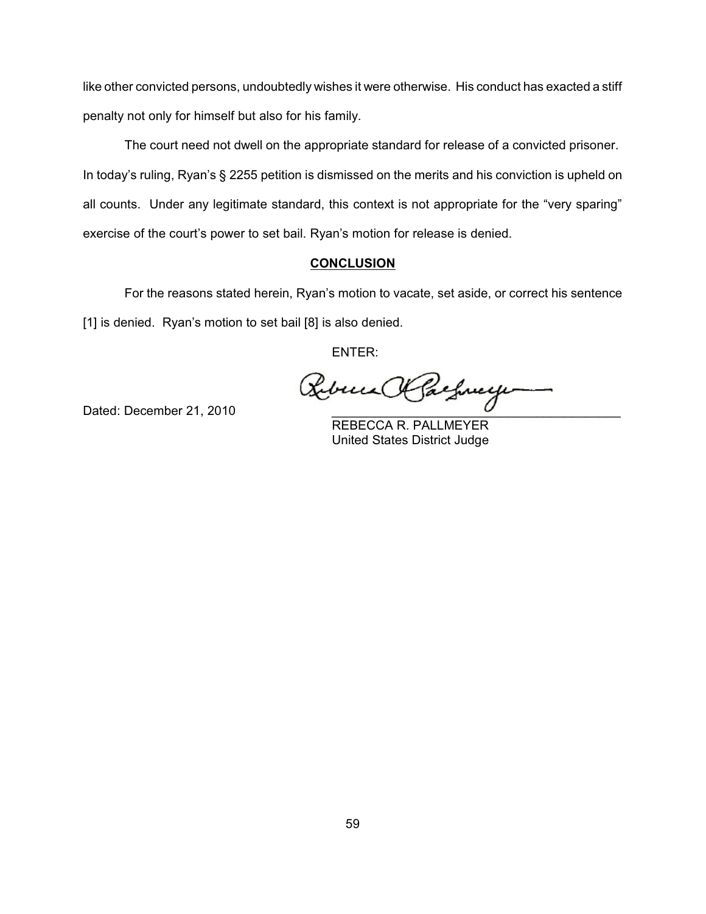like other convicted persons, undoubtedly wishes it were otherwise. His conduct has exacted a stiff penalty not only for himself but also for his family.

The court need not dwell on the appropriate standard for release of a convicted prisoner. In today's ruling, Ryan's § 2255 petition is dismissed on the merits and his conviction is upheld on all counts. Under any legitimate standard, this context is not appropriate for the "very sparing" exercise of the court's power to set bail. Ryan's motion for release is denied.

## CONCLUSION

For the reasons stated herein, Ryan's motion to vacate, set aside, or correct his sentence [1] is denied. Ryan's motion to set bail [8] is also denied.

ENTER:

Dated: December 21, 2010

REBECCA R. PALLMEYER
United States District Judge